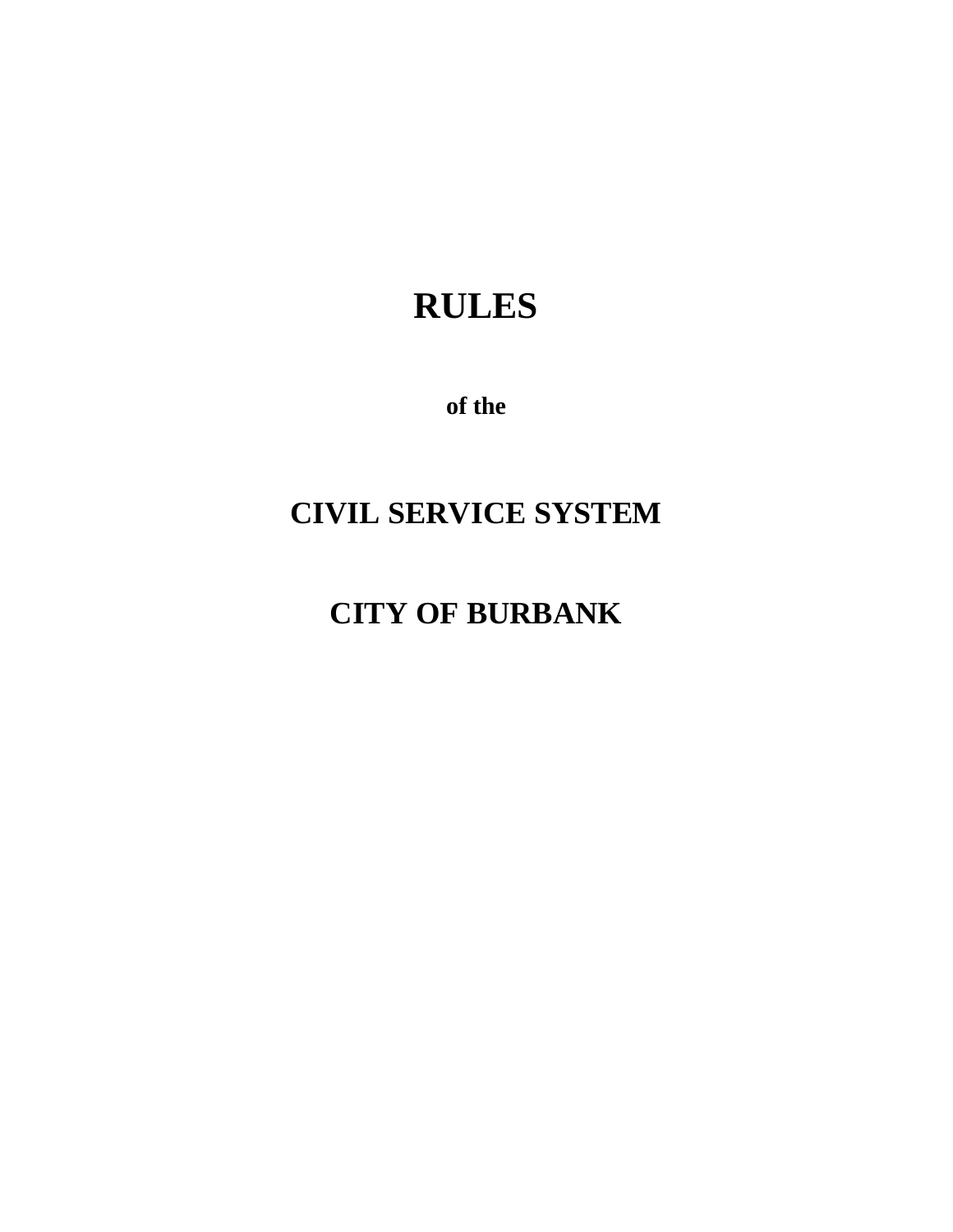# RULES

**of the**

# CIVIL SERVICE SYSTEM

# CITY OF BURBANK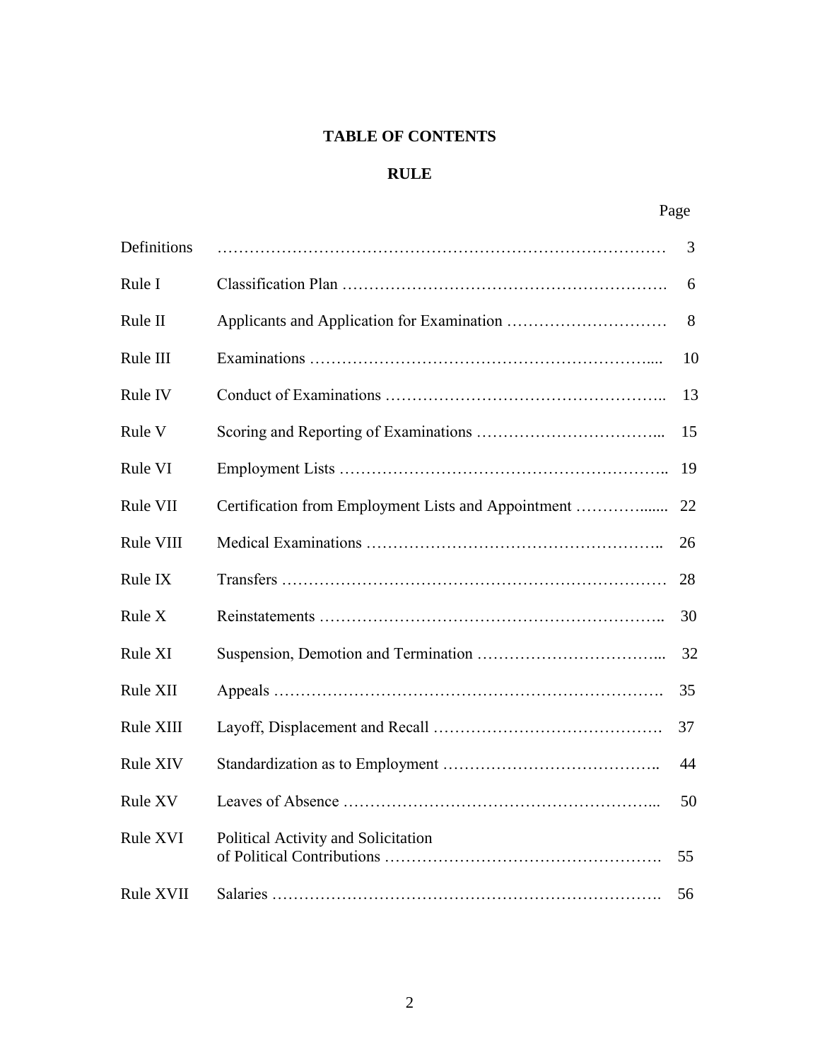# TABLE OF CONTENTS

## RULE

| | | Page |
|---|---|---|
| Definitions | | 3 |
| Rule I | Classification Plan | 6 |
| Rule II | Applicants and Application for Examination | 8 |
| Rule III | Examinations | 10 |
| Rule IV | Conduct of Examinations | 13 |
| Rule V | Scoring and Reporting of Examinations | 15 |
| Rule VI | Employment Lists | 19 |
| Rule VII | Certification from Employment Lists and Appointment | 22 |
| Rule VIII | Medical Examinations | 26 |
| Rule IX | Transfers | 28 |
| Rule X | Reinstatements | 30 |
| Rule XI | Suspension, Demotion and Termination | 32 |
| Rule XII | Appeals | 35 |
| Rule XIII | Layoff, Displacement and Recall | 37 |
| Rule XIV | Standardization as to Employment | 44 |
| Rule XV | Leaves of Absence | 50 |
| Rule XVI | Political Activity and Solicitation of Political Contributions | 55 |
| Rule XVII | Salaries | 56 |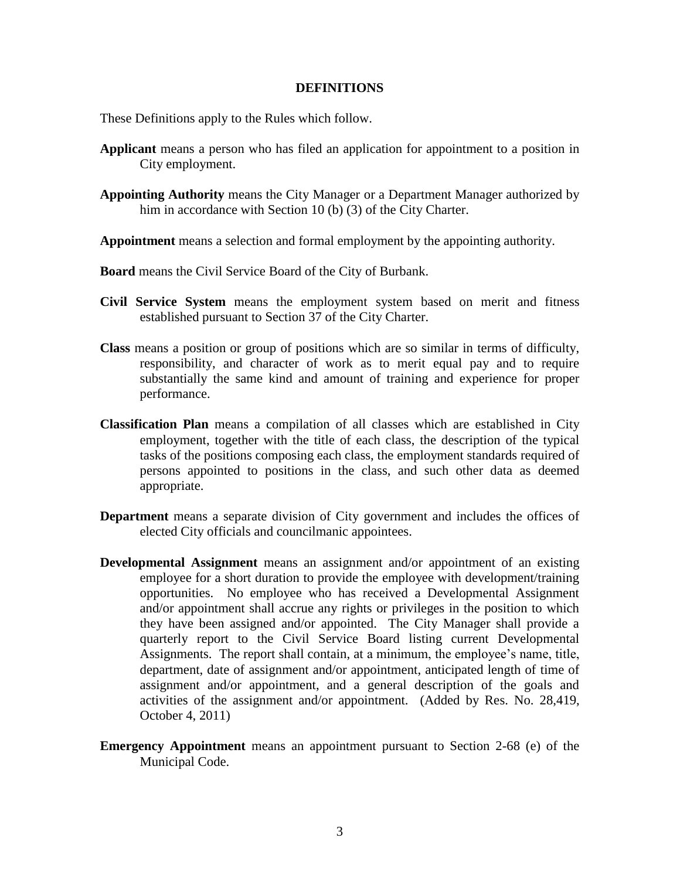# DEFINITIONS

These Definitions apply to the Rules which follow.

**Applicant** means a person who has filed an application for appointment to a position in City employment.

**Appointing Authority** means the City Manager or a Department Manager authorized by him in accordance with Section 10 (b) (3) of the City Charter.

**Appointment** means a selection and formal employment by the appointing authority.

**Board** means the Civil Service Board of the City of Burbank.

**Civil Service System** means the employment system based on merit and fitness established pursuant to Section 37 of the City Charter.

**Class** means a position or group of positions which are so similar in terms of difficulty, responsibility, and character of work as to merit equal pay and to require substantially the same kind and amount of training and experience for proper performance.

**Classification Plan** means a compilation of all classes which are established in City employment, together with the title of each class, the description of the typical tasks of the positions composing each class, the employment standards required of persons appointed to positions in the class, and such other data as deemed appropriate.

**Department** means a separate division of City government and includes the offices of elected City officials and councilmanic appointees.

**Developmental Assignment** means an assignment and/or appointment of an existing employee for a short duration to provide the employee with development/training opportunities. No employee who has received a Developmental Assignment and/or appointment shall accrue any rights or privileges in the position to which they have been assigned and/or appointed. The City Manager shall provide a quarterly report to the Civil Service Board listing current Developmental Assignments. The report shall contain, at a minimum, the employee's name, title, department, date of assignment and/or appointment, anticipated length of time of assignment and/or appointment, and a general description of the goals and activities of the assignment and/or appointment. (Added by Res. No. 28,419, October 4, 2011)

**Emergency Appointment** means an appointment pursuant to Section 2-68 (e) of the Municipal Code.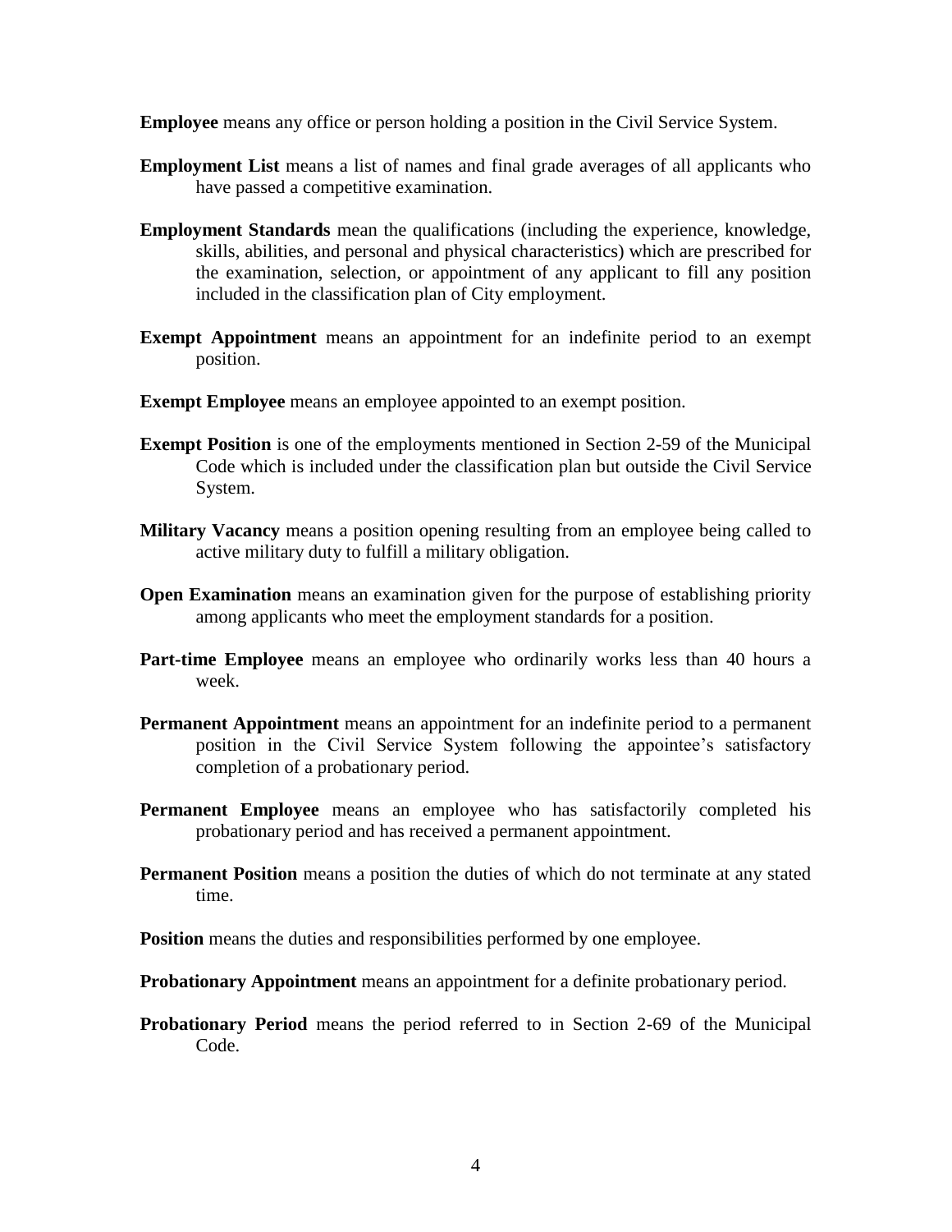**Employee** means any office or person holding a position in the Civil Service System.

**Employment List** means a list of names and final grade averages of all applicants who have passed a competitive examination.

**Employment Standards** mean the qualifications (including the experience, knowledge, skills, abilities, and personal and physical characteristics) which are prescribed for the examination, selection, or appointment of any applicant to fill any position included in the classification plan of City employment.

**Exempt Appointment** means an appointment for an indefinite period to an exempt position.

**Exempt Employee** means an employee appointed to an exempt position.

**Exempt Position** is one of the employments mentioned in Section 2-59 of the Municipal Code which is included under the classification plan but outside the Civil Service System.

**Military Vacancy** means a position opening resulting from an employee being called to active military duty to fulfill a military obligation.

**Open Examination** means an examination given for the purpose of establishing priority among applicants who meet the employment standards for a position.

**Part-time Employee** means an employee who ordinarily works less than 40 hours a week.

**Permanent Appointment** means an appointment for an indefinite period to a permanent position in the Civil Service System following the appointee's satisfactory completion of a probationary period.

**Permanent Employee** means an employee who has satisfactorily completed his probationary period and has received a permanent appointment.

**Permanent Position** means a position the duties of which do not terminate at any stated time.

**Position** means the duties and responsibilities performed by one employee.

**Probationary Appointment** means an appointment for a definite probationary period.

**Probationary Period** means the period referred to in Section 2-69 of the Municipal Code.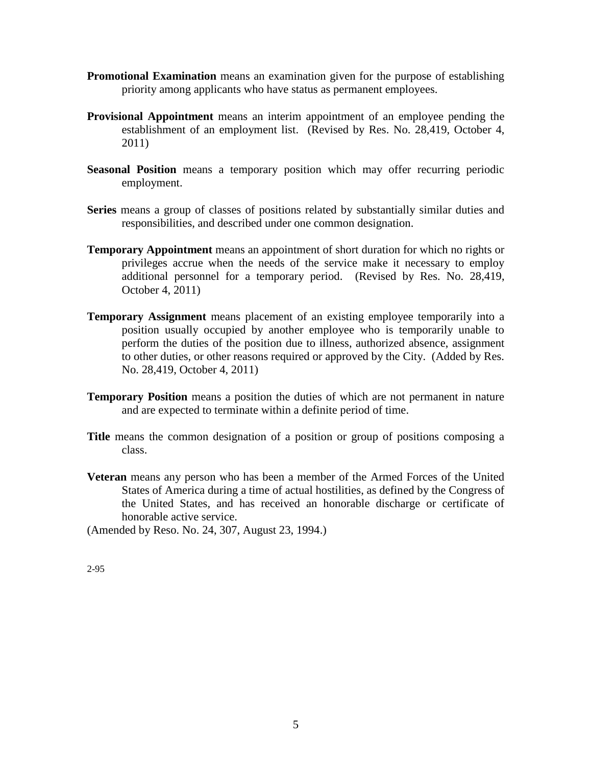**Promotional Examination** means an examination given for the purpose of establishing priority among applicants who have status as permanent employees.

**Provisional Appointment** means an interim appointment of an employee pending the establishment of an employment list. (Revised by Res. No. 28,419, October 4, 2011)

**Seasonal Position** means a temporary position which may offer recurring periodic employment.

**Series** means a group of classes of positions related by substantially similar duties and responsibilities, and described under one common designation.

**Temporary Appointment** means an appointment of short duration for which no rights or privileges accrue when the needs of the service make it necessary to employ additional personnel for a temporary period. (Revised by Res. No. 28,419, October 4, 2011)

**Temporary Assignment** means placement of an existing employee temporarily into a position usually occupied by another employee who is temporarily unable to perform the duties of the position due to illness, authorized absence, assignment to other duties, or other reasons required or approved by the City. (Added by Res. No. 28,419, October 4, 2011)

**Temporary Position** means a position the duties of which are not permanent in nature and are expected to terminate within a definite period of time.

**Title** means the common designation of a position or group of positions composing a class.

**Veteran** means any person who has been a member of the Armed Forces of the United States of America during a time of actual hostilities, as defined by the Congress of the United States, and has received an honorable discharge or certificate of honorable active service.

(Amended by Reso. No. 24, 307, August 23, 1994.)

2-95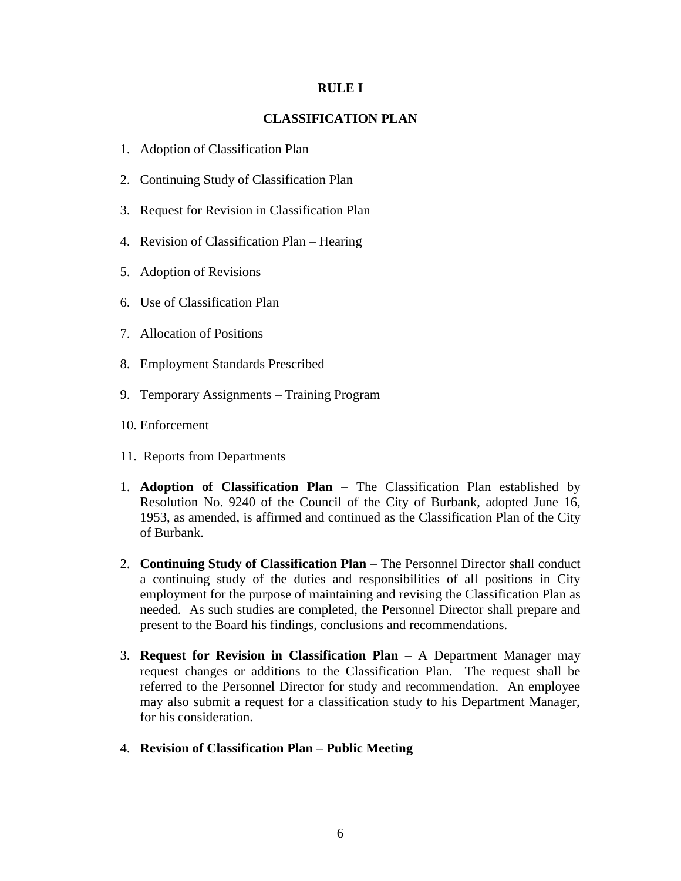## RULE I

## CLASSIFICATION PLAN

1. Adoption of Classification Plan
2. Continuing Study of Classification Plan
3. Request for Revision in Classification Plan
4. Revision of Classification Plan – Hearing
5. Adoption of Revisions
6. Use of Classification Plan
7. Allocation of Positions
8. Employment Standards Prescribed
9. Temporary Assignments – Training Program
10. Enforcement
11. Reports from Departments

1. **Adoption of Classification Plan** – The Classification Plan established by Resolution No. 9240 of the Council of the City of Burbank, adopted June 16, 1953, as amended, is affirmed and continued as the Classification Plan of the City of Burbank.

2. **Continuing Study of Classification Plan** – The Personnel Director shall conduct a continuing study of the duties and responsibilities of all positions in City employment for the purpose of maintaining and revising the Classification Plan as needed. As such studies are completed, the Personnel Director shall prepare and present to the Board his findings, conclusions and recommendations.

3. **Request for Revision in Classification Plan** – A Department Manager may request changes or additions to the Classification Plan. The request shall be referred to the Personnel Director for study and recommendation. An employee may also submit a request for a classification study to his Department Manager, for his consideration.

4. **Revision of Classification Plan – Public Meeting**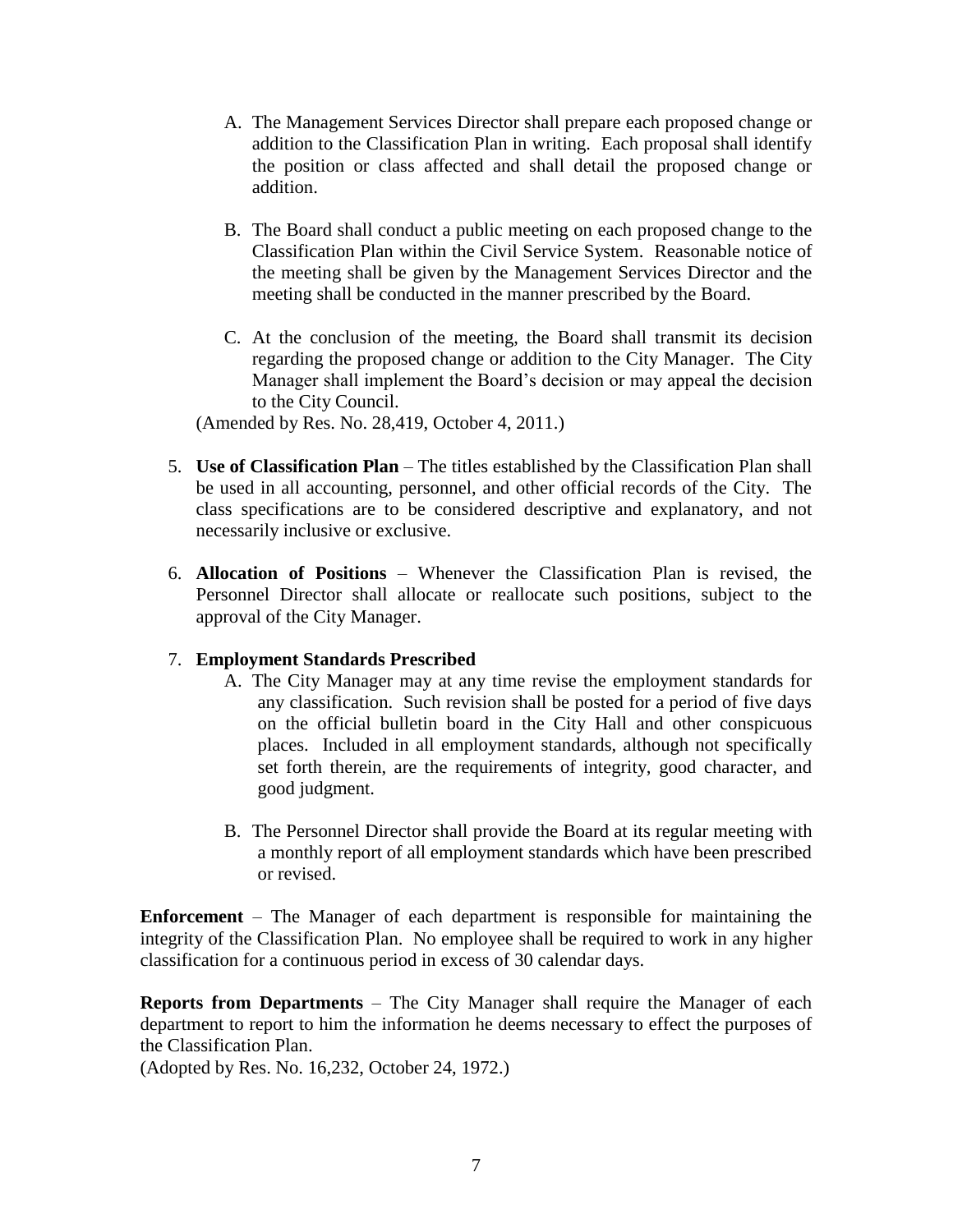A. The Management Services Director shall prepare each proposed change or addition to the Classification Plan in writing. Each proposal shall identify the position or class affected and shall detail the proposed change or addition.

B. The Board shall conduct a public meeting on each proposed change to the Classification Plan within the Civil Service System. Reasonable notice of the meeting shall be given by the Management Services Director and the meeting shall be conducted in the manner prescribed by the Board.

C. At the conclusion of the meeting, the Board shall transmit its decision regarding the proposed change or addition to the City Manager. The City Manager shall implement the Board's decision or may appeal the decision to the City Council.

(Amended by Res. No. 28,419, October 4, 2011.)

5. **Use of Classification Plan** – The titles established by the Classification Plan shall be used in all accounting, personnel, and other official records of the City. The class specifications are to be considered descriptive and explanatory, and not necessarily inclusive or exclusive.

6. **Allocation of Positions** – Whenever the Classification Plan is revised, the Personnel Director shall allocate or reallocate such positions, subject to the approval of the City Manager.

7. **Employment Standards Prescribed**

   A. The City Manager may at any time revise the employment standards for any classification. Such revision shall be posted for a period of five days on the official bulletin board in the City Hall and other conspicuous places. Included in all employment standards, although not specifically set forth therein, are the requirements of integrity, good character, and good judgment.

   B. The Personnel Director shall provide the Board at its regular meeting with a monthly report of all employment standards which have been prescribed or revised.

**Enforcement** – The Manager of each department is responsible for maintaining the integrity of the Classification Plan. No employee shall be required to work in any higher classification for a continuous period in excess of 30 calendar days.

**Reports from Departments** – The City Manager shall require the Manager of each department to report to him the information he deems necessary to effect the purposes of the Classification Plan.

(Adopted by Res. No. 16,232, October 24, 1972.)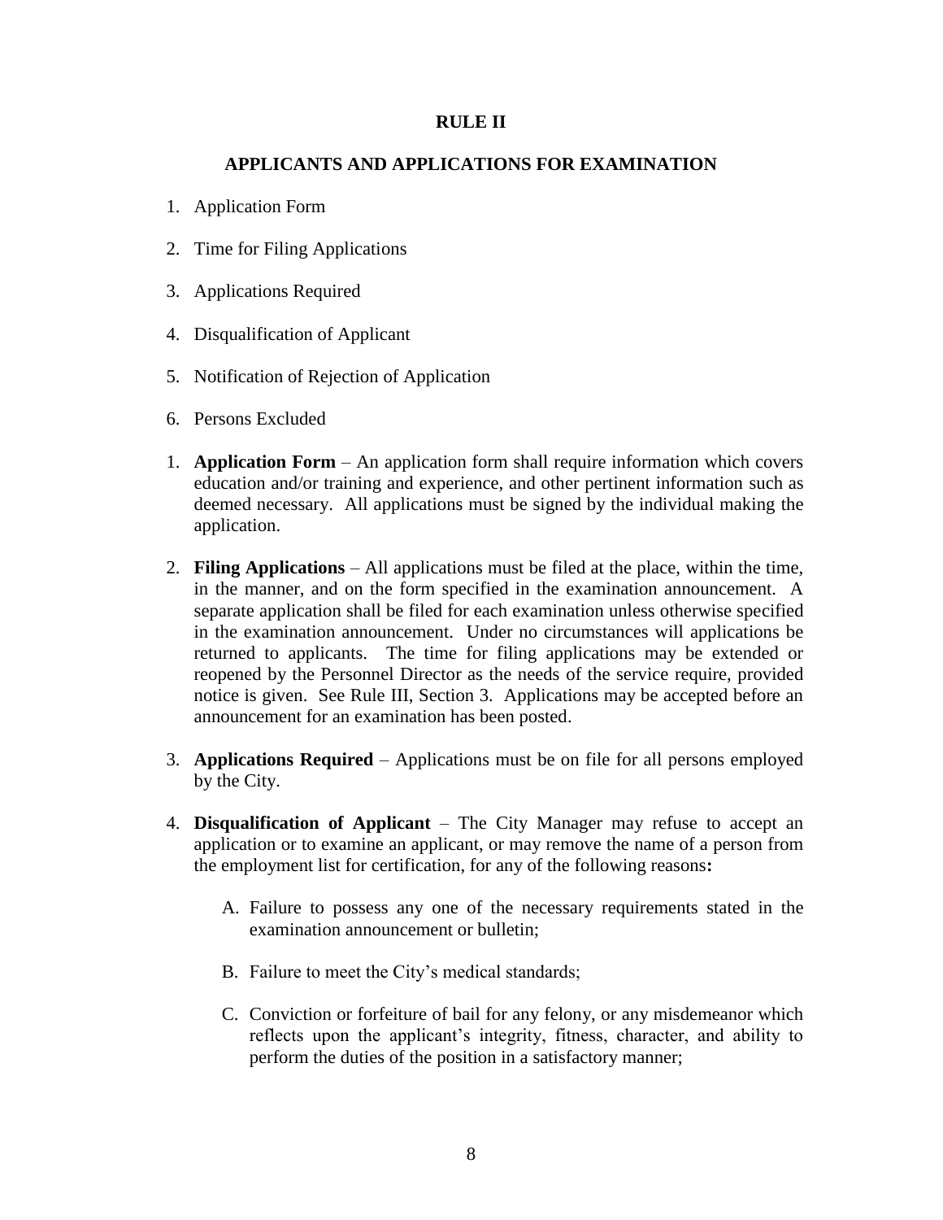# RULE II

## APPLICANTS AND APPLICATIONS FOR EXAMINATION

1. Application Form
2. Time for Filing Applications
3. Applications Required
4. Disqualification of Applicant
5. Notification of Rejection of Application
6. Persons Excluded

1. **Application Form** – An application form shall require information which covers education and/or training and experience, and other pertinent information such as deemed necessary. All applications must be signed by the individual making the application.

2. **Filing Applications** – All applications must be filed at the place, within the time, in the manner, and on the form specified in the examination announcement. A separate application shall be filed for each examination unless otherwise specified in the examination announcement. Under no circumstances will applications be returned to applicants. The time for filing applications may be extended or reopened by the Personnel Director as the needs of the service require, provided notice is given. See Rule III, Section 3. Applications may be accepted before an announcement for an examination has been posted.

3. **Applications Required** – Applications must be on file for all persons employed by the City.

4. **Disqualification of Applicant** – The City Manager may refuse to accept an application or to examine an applicant, or may remove the name of a person from the employment list for certification, for any of the following reasons**:**

   A. Failure to possess any one of the necessary requirements stated in the examination announcement or bulletin;

   B. Failure to meet the City's medical standards;

   C. Conviction or forfeiture of bail for any felony, or any misdemeanor which reflects upon the applicant's integrity, fitness, character, and ability to perform the duties of the position in a satisfactory manner;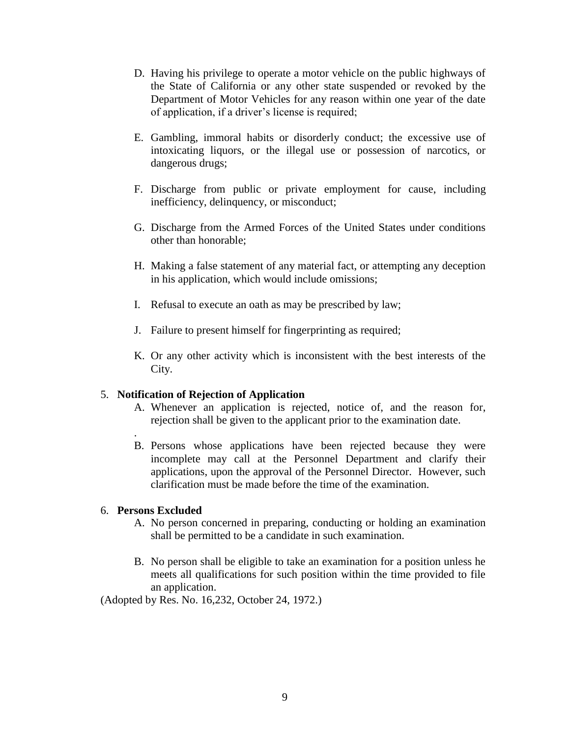D. Having his privilege to operate a motor vehicle on the public highways of the State of California or any other state suspended or revoked by the Department of Motor Vehicles for any reason within one year of the date of application, if a driver's license is required;

E. Gambling, immoral habits or disorderly conduct; the excessive use of intoxicating liquors, or the illegal use or possession of narcotics, or dangerous drugs;

F. Discharge from public or private employment for cause, including inefficiency, delinquency, or misconduct;

G. Discharge from the Armed Forces of the United States under conditions other than honorable;

H. Making a false statement of any material fact, or attempting any deception in his application, which would include omissions;

I. Refusal to execute an oath as may be prescribed by law;

J. Failure to present himself for fingerprinting as required;

K. Or any other activity which is inconsistent with the best interests of the City.

5. **Notification of Rejection of Application**

   A. Whenever an application is rejected, notice of, and the reason for, rejection shall be given to the applicant prior to the examination date.

   B. Persons whose applications have been rejected because they were incomplete may call at the Personnel Department and clarify their applications, upon the approval of the Personnel Director. However, such clarification must be made before the time of the examination.

6. **Persons Excluded**

   A. No person concerned in preparing, conducting or holding an examination shall be permitted to be a candidate in such examination.

   B. No person shall be eligible to take an examination for a position unless he meets all qualifications for such position within the time provided to file an application.

(Adopted by Res. No. 16,232, October 24, 1972.)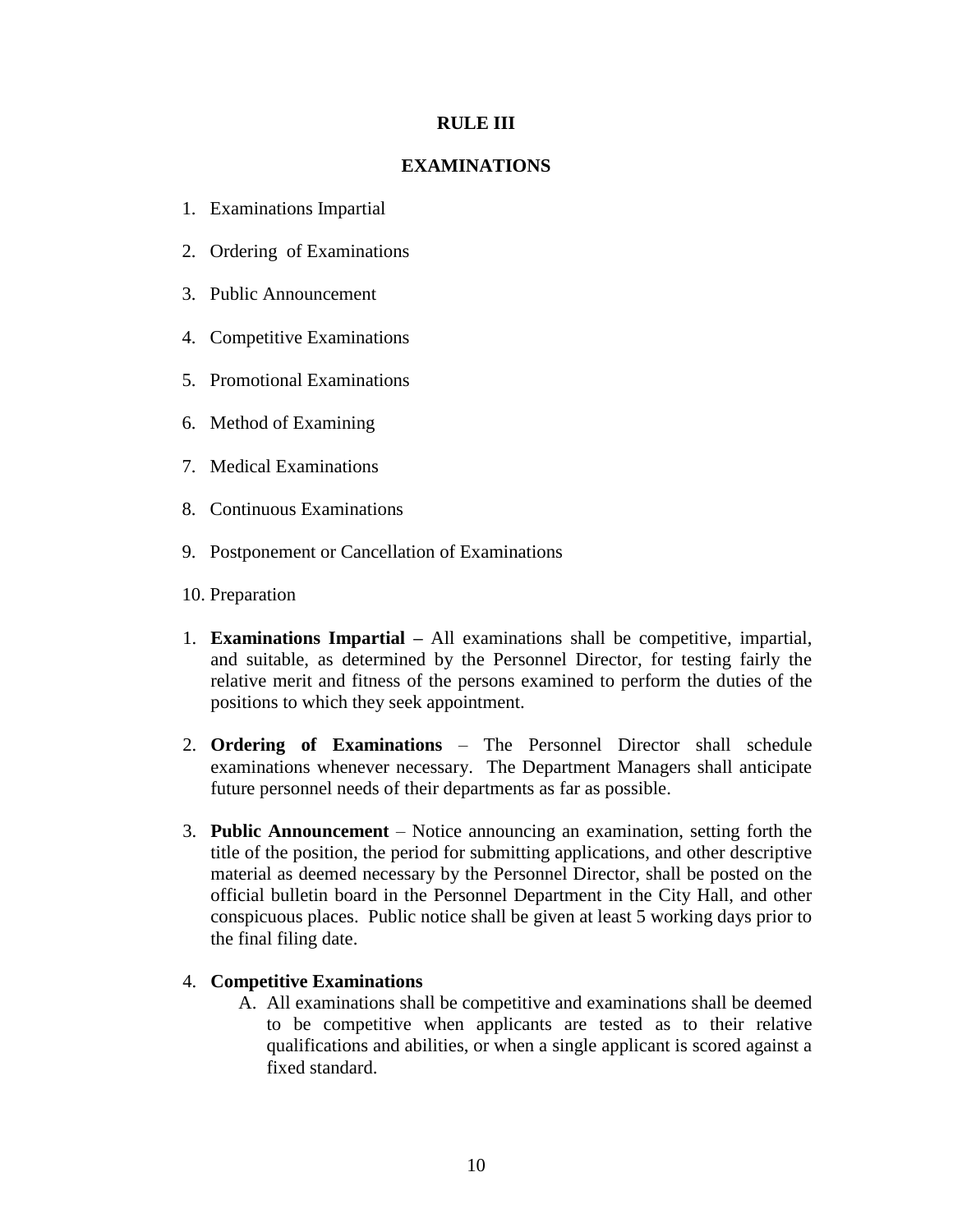# RULE III

## EXAMINATIONS

1. Examinations Impartial
2. Ordering of Examinations
3. Public Announcement
4. Competitive Examinations
5. Promotional Examinations
6. Method of Examining
7. Medical Examinations
8. Continuous Examinations
9. Postponement or Cancellation of Examinations
10. Preparation

1. **Examinations Impartial –** All examinations shall be competitive, impartial, and suitable, as determined by the Personnel Director, for testing fairly the relative merit and fitness of the persons examined to perform the duties of the positions to which they seek appointment.

2. **Ordering of Examinations** – The Personnel Director shall schedule examinations whenever necessary. The Department Managers shall anticipate future personnel needs of their departments as far as possible.

3. **Public Announcement** – Notice announcing an examination, setting forth the title of the position, the period for submitting applications, and other descriptive material as deemed necessary by the Personnel Director, shall be posted on the official bulletin board in the Personnel Department in the City Hall, and other conspicuous places. Public notice shall be given at least 5 working days prior to the final filing date.

4. **Competitive Examinations**
   A. All examinations shall be competitive and examinations shall be deemed to be competitive when applicants are tested as to their relative qualifications and abilities, or when a single applicant is scored against a fixed standard.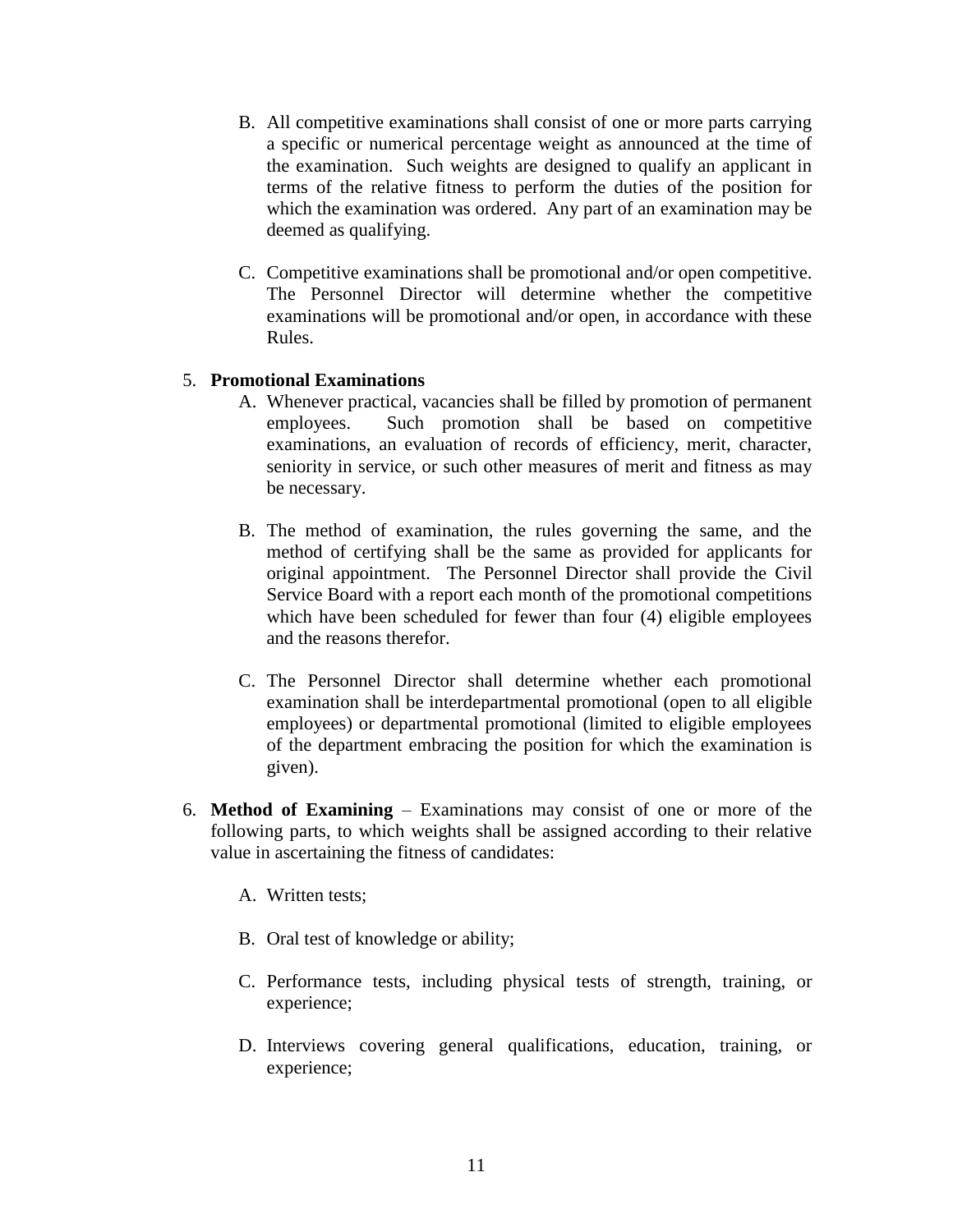B. All competitive examinations shall consist of one or more parts carrying a specific or numerical percentage weight as announced at the time of the examination. Such weights are designed to qualify an applicant in terms of the relative fitness to perform the duties of the position for which the examination was ordered. Any part of an examination may be deemed as qualifying.

C. Competitive examinations shall be promotional and/or open competitive. The Personnel Director will determine whether the competitive examinations will be promotional and/or open, in accordance with these Rules.

5. **Promotional Examinations**

   A. Whenever practical, vacancies shall be filled by promotion of permanent employees. Such promotion shall be based on competitive examinations, an evaluation of records of efficiency, merit, character, seniority in service, or such other measures of merit and fitness as may be necessary.

   B. The method of examination, the rules governing the same, and the method of certifying shall be the same as provided for applicants for original appointment. The Personnel Director shall provide the Civil Service Board with a report each month of the promotional competitions which have been scheduled for fewer than four (4) eligible employees and the reasons therefor.

   C. The Personnel Director shall determine whether each promotional examination shall be interdepartmental promotional (open to all eligible employees) or departmental promotional (limited to eligible employees of the department embracing the position for which the examination is given).

6. **Method of Examining** – Examinations may consist of one or more of the following parts, to which weights shall be assigned according to their relative value in ascertaining the fitness of candidates:

   A. Written tests;

   B. Oral test of knowledge or ability;

   C. Performance tests, including physical tests of strength, training, or experience;

   D. Interviews covering general qualifications, education, training, or experience;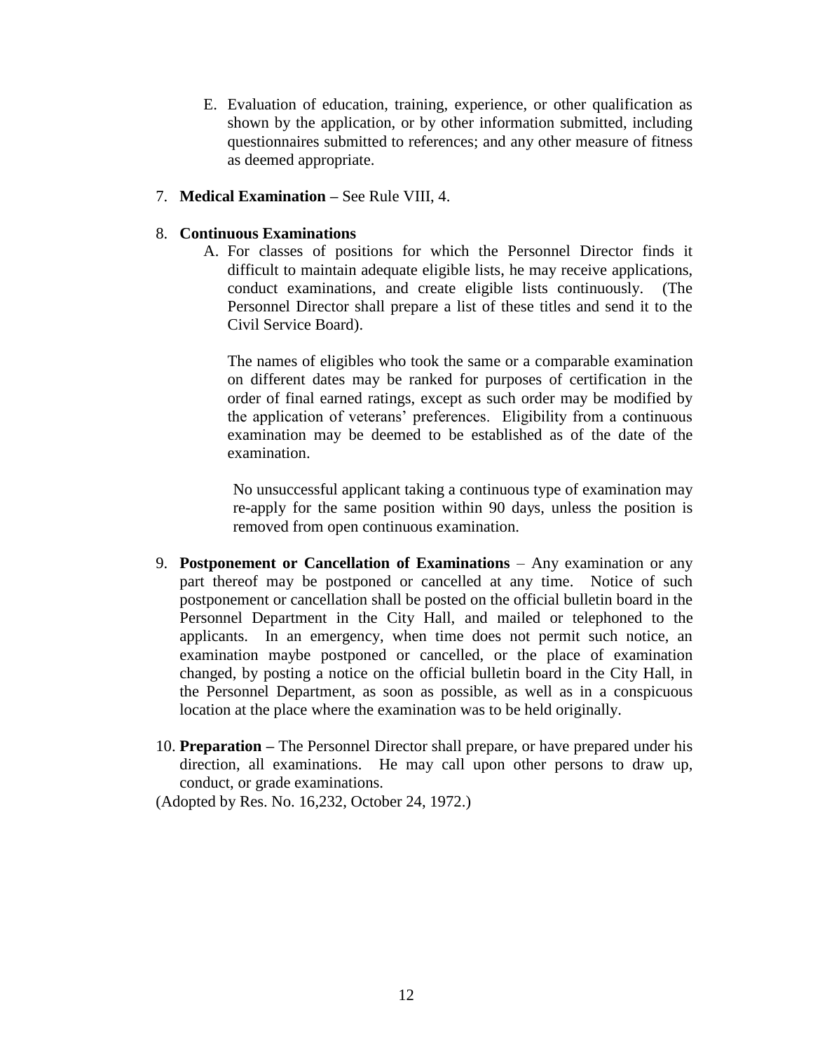E. Evaluation of education, training, experience, or other qualification as shown by the application, or by other information submitted, including questionnaires submitted to references; and any other measure of fitness as deemed appropriate.

7. **Medical Examination –** See Rule VIII, 4.

8. **Continuous Examinations**

   A. For classes of positions for which the Personnel Director finds it difficult to maintain adequate eligible lists, he may receive applications, conduct examinations, and create eligible lists continuously. (The Personnel Director shall prepare a list of these titles and send it to the Civil Service Board).

   The names of eligibles who took the same or a comparable examination on different dates may be ranked for purposes of certification in the order of final earned ratings, except as such order may be modified by the application of veterans' preferences. Eligibility from a continuous examination may be deemed to be established as of the date of the examination.

   No unsuccessful applicant taking a continuous type of examination may re-apply for the same position within 90 days, unless the position is removed from open continuous examination.

9. **Postponement or Cancellation of Examinations** – Any examination or any part thereof may be postponed or cancelled at any time. Notice of such postponement or cancellation shall be posted on the official bulletin board in the Personnel Department in the City Hall, and mailed or telephoned to the applicants. In an emergency, when time does not permit such notice, an examination maybe postponed or cancelled, or the place of examination changed, by posting a notice on the official bulletin board in the City Hall, in the Personnel Department, as soon as possible, as well as in a conspicuous location at the place where the examination was to be held originally.

10. **Preparation –** The Personnel Director shall prepare, or have prepared under his direction, all examinations. He may call upon other persons to draw up, conduct, or grade examinations.

(Adopted by Res. No. 16,232, October 24, 1972.)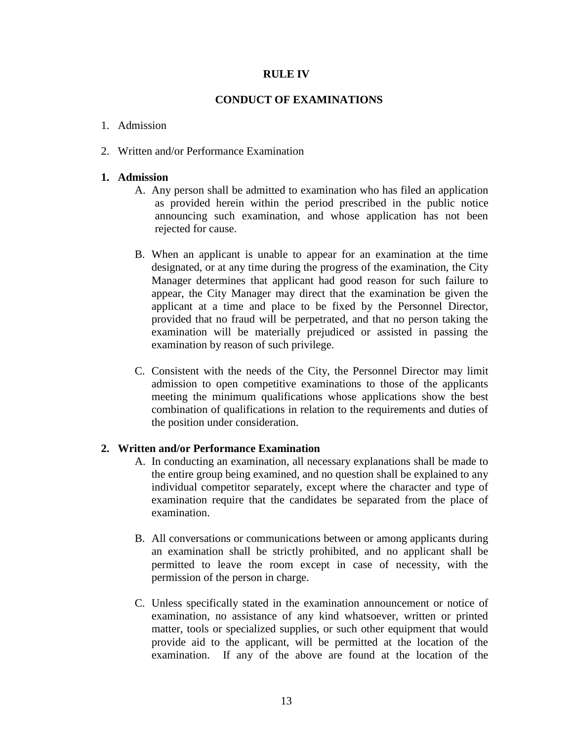# RULE IV

## CONDUCT OF EXAMINATIONS

1. Admission
2. Written and/or Performance Examination

**1. Admission**

A. Any person shall be admitted to examination who has filed an application as provided herein within the period prescribed in the public notice announcing such examination, and whose application has not been rejected for cause.

B. When an applicant is unable to appear for an examination at the time designated, or at any time during the progress of the examination, the City Manager determines that applicant had good reason for such failure to appear, the City Manager may direct that the examination be given the applicant at a time and place to be fixed by the Personnel Director, provided that no fraud will be perpetrated, and that no person taking the examination will be materially prejudiced or assisted in passing the examination by reason of such privilege.

C. Consistent with the needs of the City, the Personnel Director may limit admission to open competitive examinations to those of the applicants meeting the minimum qualifications whose applications show the best combination of qualifications in relation to the requirements and duties of the position under consideration.

**2. Written and/or Performance Examination**

A. In conducting an examination, all necessary explanations shall be made to the entire group being examined, and no question shall be explained to any individual competitor separately, except where the character and type of examination require that the candidates be separated from the place of examination.

B. All conversations or communications between or among applicants during an examination shall be strictly prohibited, and no applicant shall be permitted to leave the room except in case of necessity, with the permission of the person in charge.

C. Unless specifically stated in the examination announcement or notice of examination, no assistance of any kind whatsoever, written or printed matter, tools or specialized supplies, or such other equipment that would provide aid to the applicant, will be permitted at the location of the examination. If any of the above are found at the location of the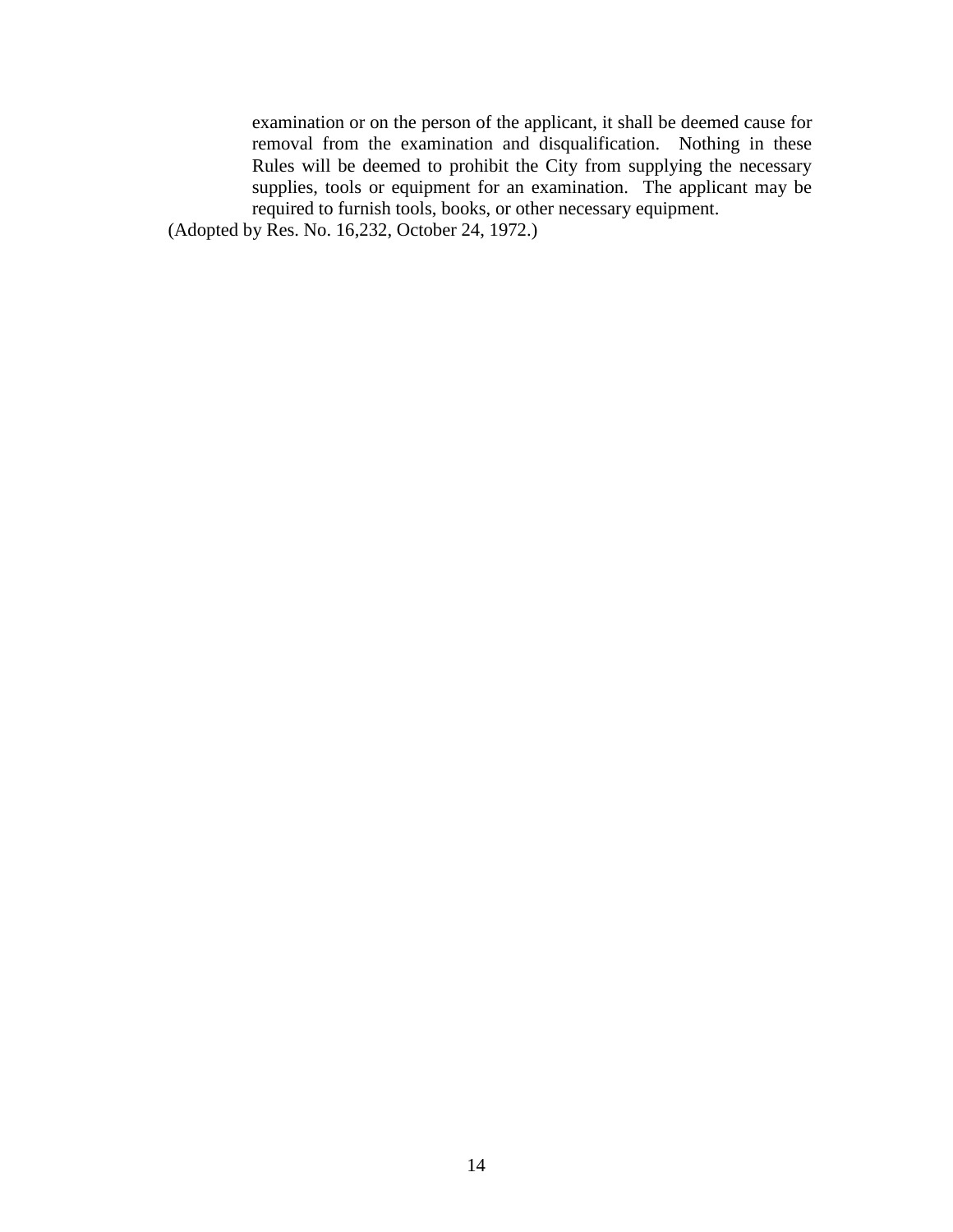examination or on the person of the applicant, it shall be deemed cause for removal from the examination and disqualification. Nothing in these Rules will be deemed to prohibit the City from supplying the necessary supplies, tools or equipment for an examination. The applicant may be required to furnish tools, books, or other necessary equipment.

(Adopted by Res. No. 16,232, October 24, 1972.)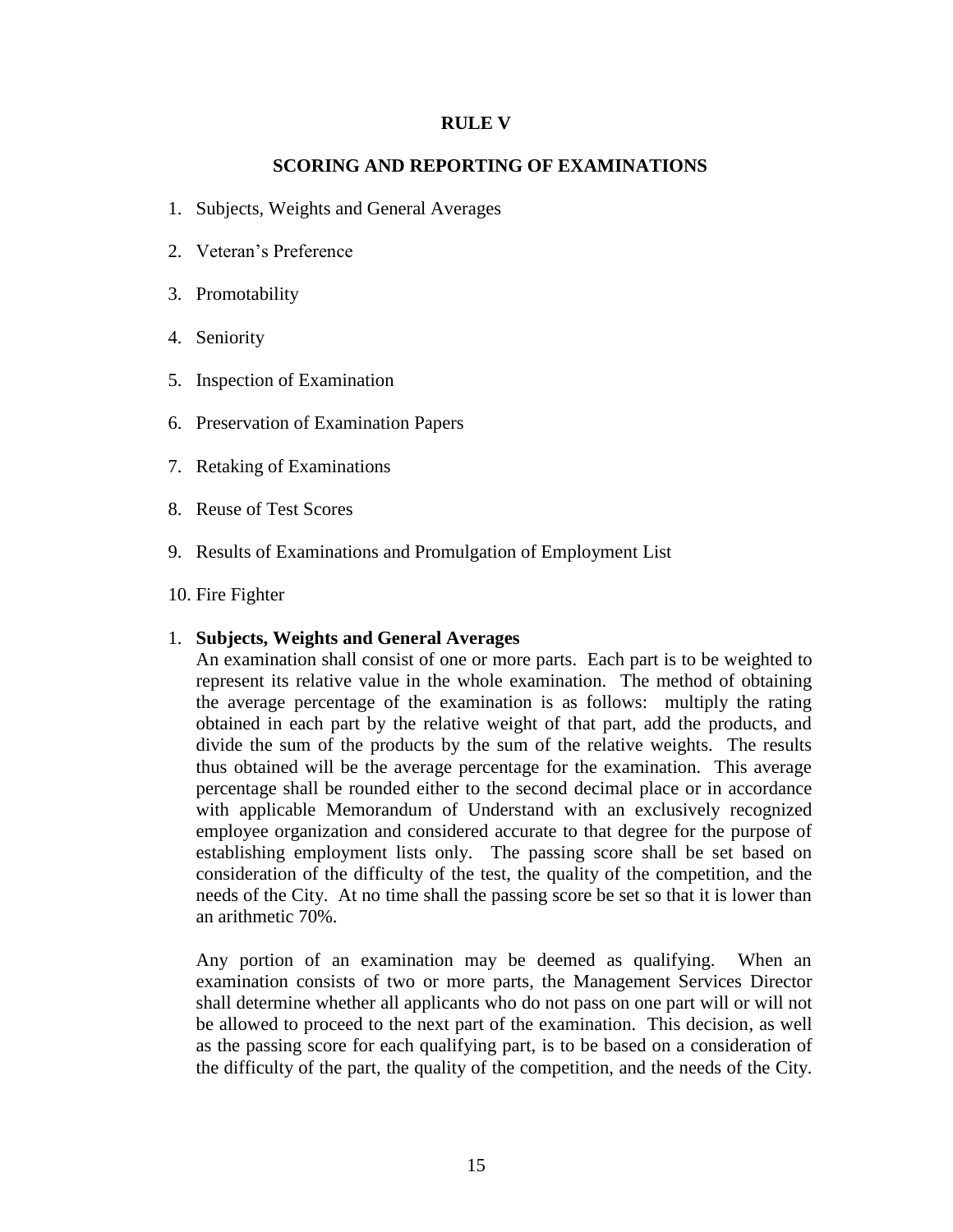# RULE V

## SCORING AND REPORTING OF EXAMINATIONS

1. Subjects, Weights and General Averages
2. Veteran's Preference
3. Promotability
4. Seniority
5. Inspection of Examination
6. Preservation of Examination Papers
7. Retaking of Examinations
8. Reuse of Test Scores
9. Results of Examinations and Promulgation of Employment List
10. Fire Fighter

1. **Subjects, Weights and General Averages**

   An examination shall consist of one or more parts. Each part is to be weighted to represent its relative value in the whole examination. The method of obtaining the average percentage of the examination is as follows: multiply the rating obtained in each part by the relative weight of that part, add the products, and divide the sum of the products by the sum of the relative weights. The results thus obtained will be the average percentage for the examination. This average percentage shall be rounded either to the second decimal place or in accordance with applicable Memorandum of Understand with an exclusively recognized employee organization and considered accurate to that degree for the purpose of establishing employment lists only. The passing score shall be set based on consideration of the difficulty of the test, the quality of the competition, and the needs of the City. At no time shall the passing score be set so that it is lower than an arithmetic 70%.

   Any portion of an examination may be deemed as qualifying. When an examination consists of two or more parts, the Management Services Director shall determine whether all applicants who do not pass on one part will or will not be allowed to proceed to the next part of the examination. This decision, as well as the passing score for each qualifying part, is to be based on a consideration of the difficulty of the part, the quality of the competition, and the needs of the City.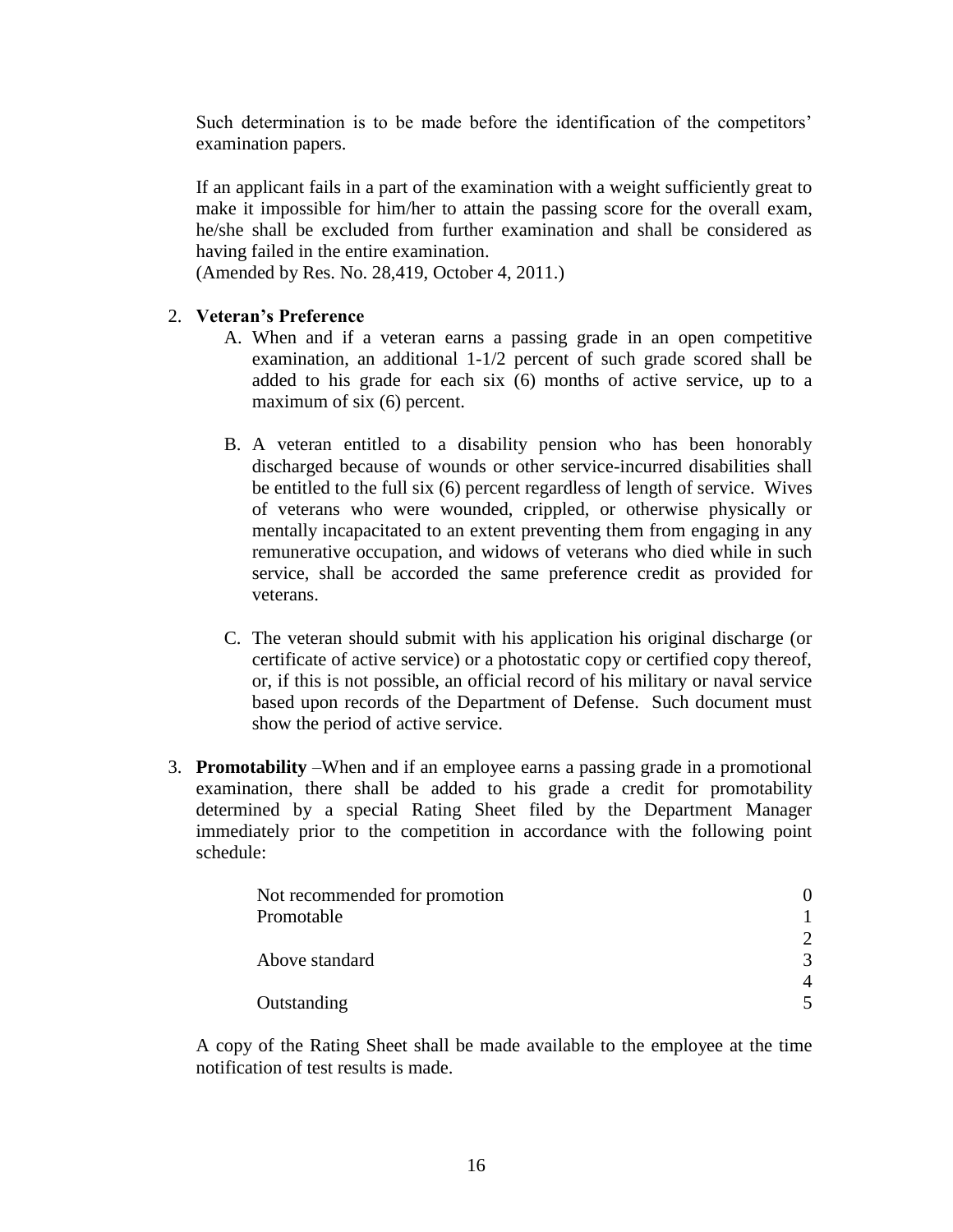Such determination is to be made before the identification of the competitors' examination papers.

If an applicant fails in a part of the examination with a weight sufficiently great to make it impossible for him/her to attain the passing score for the overall exam, he/she shall be excluded from further examination and shall be considered as having failed in the entire examination.
(Amended by Res. No. 28,419, October 4, 2011.)

2. **Veteran's Preference**
   A. When and if a veteran earns a passing grade in an open competitive examination, an additional 1-1/2 percent of such grade scored shall be added to his grade for each six (6) months of active service, up to a maximum of six (6) percent.

   B. A veteran entitled to a disability pension who has been honorably discharged because of wounds or other service-incurred disabilities shall be entitled to the full six (6) percent regardless of length of service. Wives of veterans who were wounded, crippled, or otherwise physically or mentally incapacitated to an extent preventing them from engaging in any remunerative occupation, and widows of veterans who died while in such service, shall be accorded the same preference credit as provided for veterans.

   C. The veteran should submit with his application his original discharge (or certificate of active service) or a photostatic copy or certified copy thereof, or, if this is not possible, an official record of his military or naval service based upon records of the Department of Defense. Such document must show the period of active service.

3. **Promotability** –When and if an employee earns a passing grade in a promotional examination, there shall be added to his grade a credit for promotability determined by a special Rating Sheet filed by the Department Manager immediately prior to the competition in accordance with the following point schedule:

| Rating | Points |
|---|---|
| Not recommended for promotion | 0 |
| Promotable | 1 |
| | 2 |
| Above standard | 3 |
| | 4 |
| Outstanding | 5 |

A copy of the Rating Sheet shall be made available to the employee at the time notification of test results is made.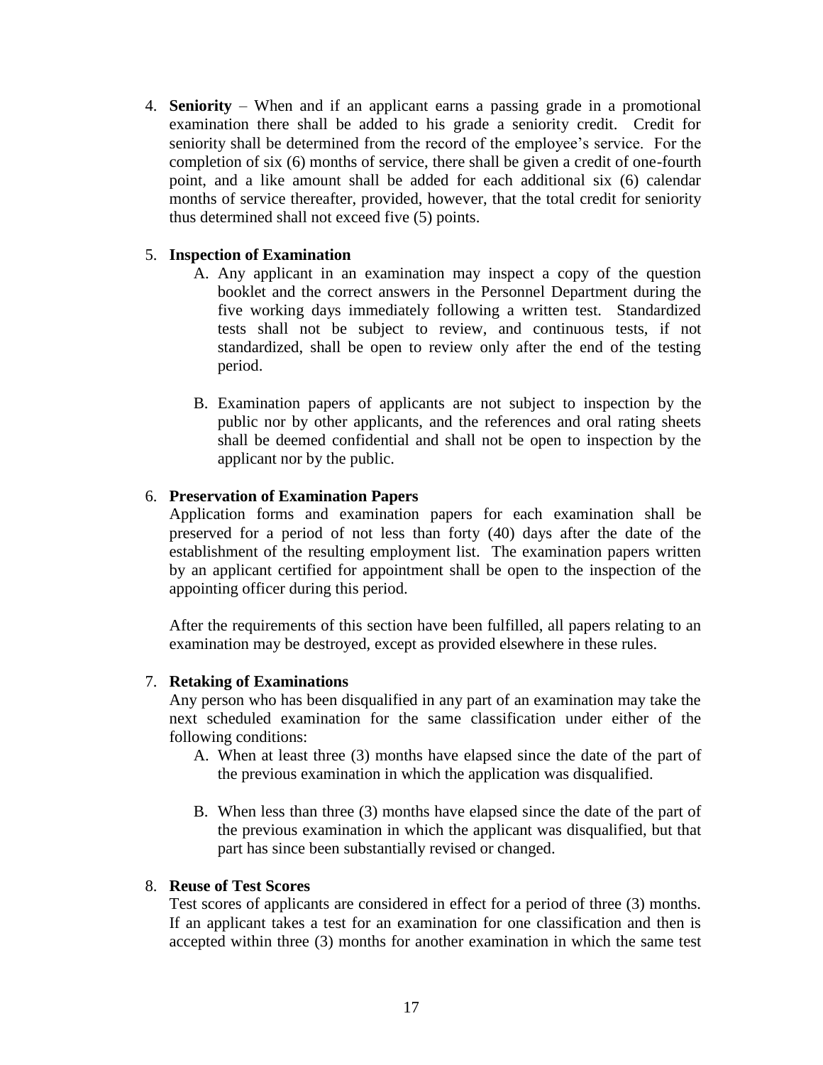4. **Seniority** – When and if an applicant earns a passing grade in a promotional examination there shall be added to his grade a seniority credit. Credit for seniority shall be determined from the record of the employee's service. For the completion of six (6) months of service, there shall be given a credit of one-fourth point, and a like amount shall be added for each additional six (6) calendar months of service thereafter, provided, however, that the total credit for seniority thus determined shall not exceed five (5) points.

5. **Inspection of Examination**
   A. Any applicant in an examination may inspect a copy of the question booklet and the correct answers in the Personnel Department during the five working days immediately following a written test. Standardized tests shall not be subject to review, and continuous tests, if not standardized, shall be open to review only after the end of the testing period.

   B. Examination papers of applicants are not subject to inspection by the public nor by other applicants, and the references and oral rating sheets shall be deemed confidential and shall not be open to inspection by the applicant nor by the public.

6. **Preservation of Examination Papers**
   Application forms and examination papers for each examination shall be preserved for a period of not less than forty (40) days after the date of the establishment of the resulting employment list. The examination papers written by an applicant certified for appointment shall be open to the inspection of the appointing officer during this period.

   After the requirements of this section have been fulfilled, all papers relating to an examination may be destroyed, except as provided elsewhere in these rules.

7. **Retaking of Examinations**
   Any person who has been disqualified in any part of an examination may take the next scheduled examination for the same classification under either of the following conditions:
   A. When at least three (3) months have elapsed since the date of the part of the previous examination in which the application was disqualified.

   B. When less than three (3) months have elapsed since the date of the part of the previous examination in which the applicant was disqualified, but that part has since been substantially revised or changed.

8. **Reuse of Test Scores**
   Test scores of applicants are considered in effect for a period of three (3) months. If an applicant takes a test for an examination for one classification and then is accepted within three (3) months for another examination in which the same test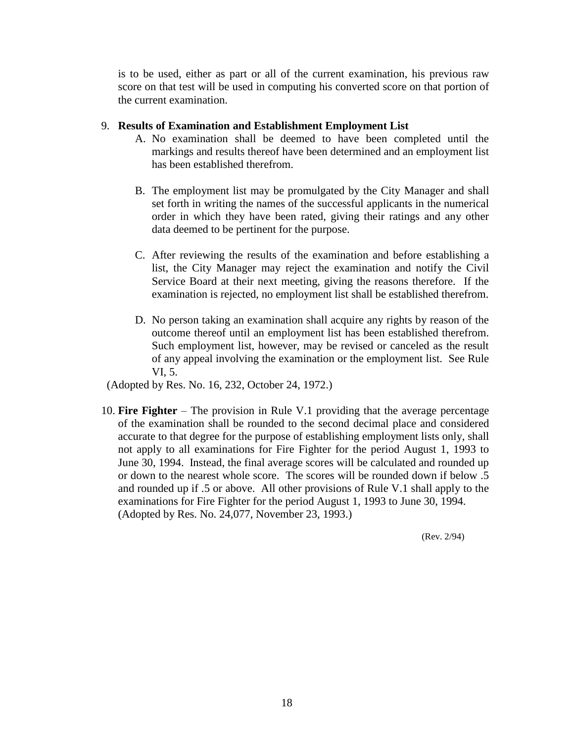is to be used, either as part or all of the current examination, his previous raw score on that test will be used in computing his converted score on that portion of the current examination.

9. **Results of Examination and Establishment Employment List**
   A. No examination shall be deemed to have been completed until the markings and results thereof have been determined and an employment list has been established therefrom.

   B. The employment list may be promulgated by the City Manager and shall set forth in writing the names of the successful applicants in the numerical order in which they have been rated, giving their ratings and any other data deemed to be pertinent for the purpose.

   C. After reviewing the results of the examination and before establishing a list, the City Manager may reject the examination and notify the Civil Service Board at their next meeting, giving the reasons therefore. If the examination is rejected, no employment list shall be established therefrom.

   D. No person taking an examination shall acquire any rights by reason of the outcome thereof until an employment list has been established therefrom. Such employment list, however, may be revised or canceled as the result of any appeal involving the examination or the employment list. See Rule VI, 5.

(Adopted by Res. No. 16, 232, October 24, 1972.)

10. **Fire Fighter** – The provision in Rule V.1 providing that the average percentage of the examination shall be rounded to the second decimal place and considered accurate to that degree for the purpose of establishing employment lists only, shall not apply to all examinations for Fire Fighter for the period August 1, 1993 to June 30, 1994. Instead, the final average scores will be calculated and rounded up or down to the nearest whole score. The scores will be rounded down if below .5 and rounded up if .5 or above. All other provisions of Rule V.1 shall apply to the examinations for Fire Fighter for the period August 1, 1993 to June 30, 1994. (Adopted by Res. No. 24,077, November 23, 1993.)

(Rev. 2/94)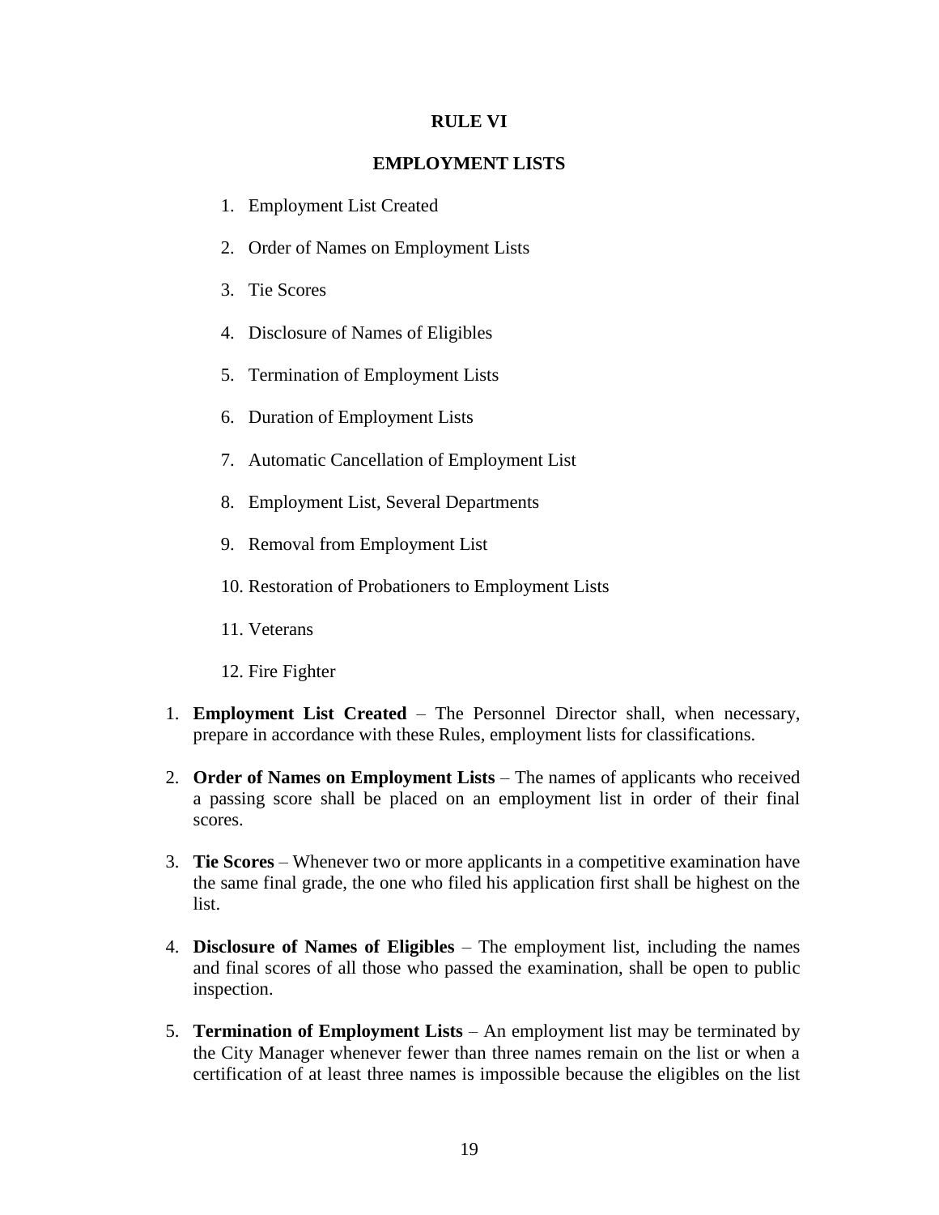# RULE VI

## EMPLOYMENT LISTS

1. Employment List Created
2. Order of Names on Employment Lists
3. Tie Scores
4. Disclosure of Names of Eligibles
5. Termination of Employment Lists
6. Duration of Employment Lists
7. Automatic Cancellation of Employment List
8. Employment List, Several Departments
9. Removal from Employment List
10. Restoration of Probationers to Employment Lists
11. Veterans
12. Fire Fighter

1. **Employment List Created** – The Personnel Director shall, when necessary, prepare in accordance with these Rules, employment lists for classifications.

2. **Order of Names on Employment Lists** – The names of applicants who received a passing score shall be placed on an employment list in order of their final scores.

3. **Tie Scores** – Whenever two or more applicants in a competitive examination have the same final grade, the one who filed his application first shall be highest on the list.

4. **Disclosure of Names of Eligibles** – The employment list, including the names and final scores of all those who passed the examination, shall be open to public inspection.

5. **Termination of Employment Lists** – An employment list may be terminated by the City Manager whenever fewer than three names remain on the list or when a certification of at least three names is impossible because the eligibles on the list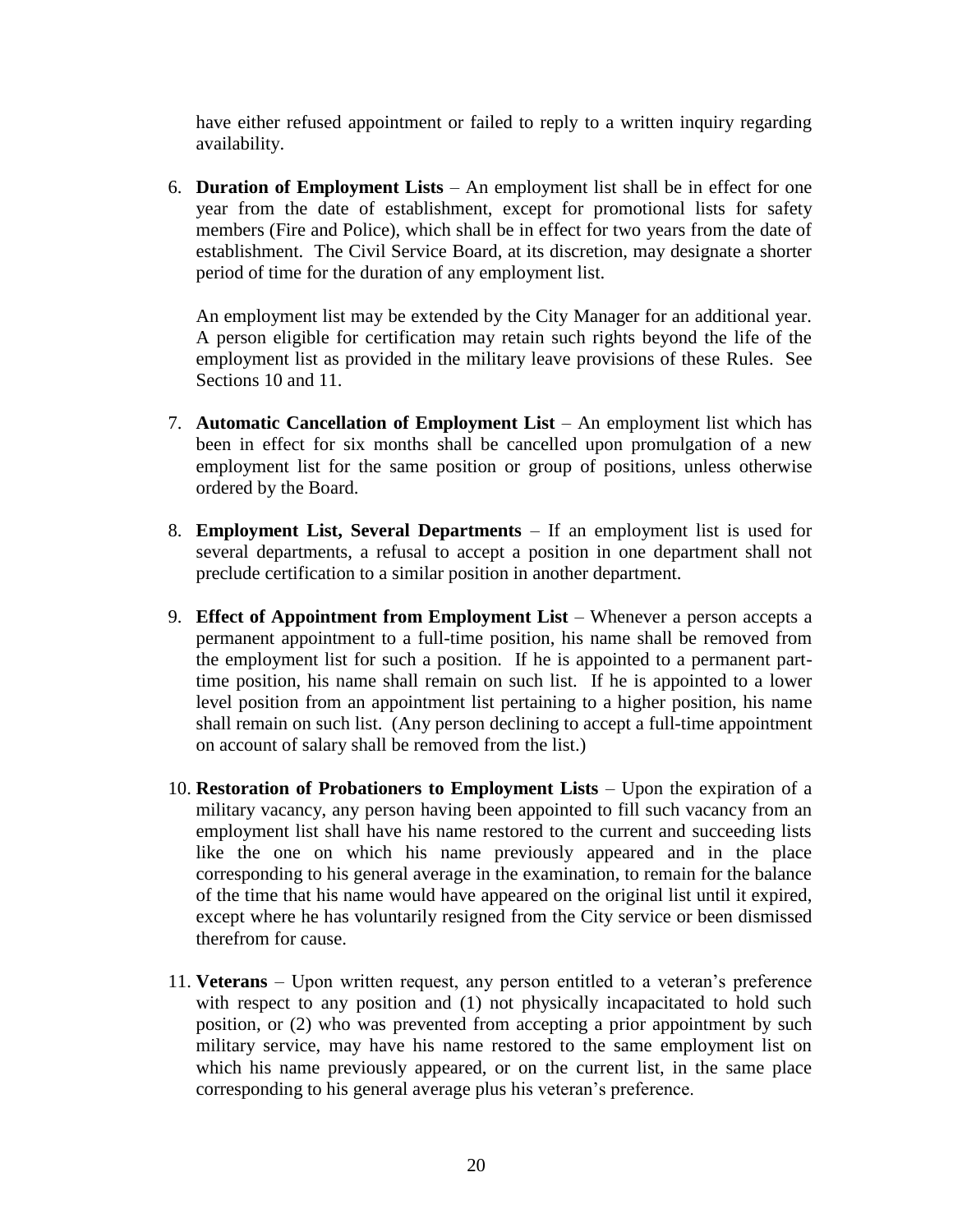have either refused appointment or failed to reply to a written inquiry regarding availability.

6. **Duration of Employment Lists** – An employment list shall be in effect for one year from the date of establishment, except for promotional lists for safety members (Fire and Police), which shall be in effect for two years from the date of establishment. The Civil Service Board, at its discretion, may designate a shorter period of time for the duration of any employment list.

   An employment list may be extended by the City Manager for an additional year. A person eligible for certification may retain such rights beyond the life of the employment list as provided in the military leave provisions of these Rules. See Sections 10 and 11.

7. **Automatic Cancellation of Employment List** – An employment list which has been in effect for six months shall be cancelled upon promulgation of a new employment list for the same position or group of positions, unless otherwise ordered by the Board.

8. **Employment List, Several Departments** – If an employment list is used for several departments, a refusal to accept a position in one department shall not preclude certification to a similar position in another department.

9. **Effect of Appointment from Employment List** – Whenever a person accepts a permanent appointment to a full-time position, his name shall be removed from the employment list for such a position. If he is appointed to a permanent part-time position, his name shall remain on such list. If he is appointed to a lower level position from an appointment list pertaining to a higher position, his name shall remain on such list. (Any person declining to accept a full-time appointment on account of salary shall be removed from the list.)

10. **Restoration of Probationers to Employment Lists** – Upon the expiration of a military vacancy, any person having been appointed to fill such vacancy from an employment list shall have his name restored to the current and succeeding lists like the one on which his name previously appeared and in the place corresponding to his general average in the examination, to remain for the balance of the time that his name would have appeared on the original list until it expired, except where he has voluntarily resigned from the City service or been dismissed therefrom for cause.

11. **Veterans** – Upon written request, any person entitled to a veteran's preference with respect to any position and (1) not physically incapacitated to hold such position, or (2) who was prevented from accepting a prior appointment by such military service, may have his name restored to the same employment list on which his name previously appeared, or on the current list, in the same place corresponding to his general average plus his veteran's preference.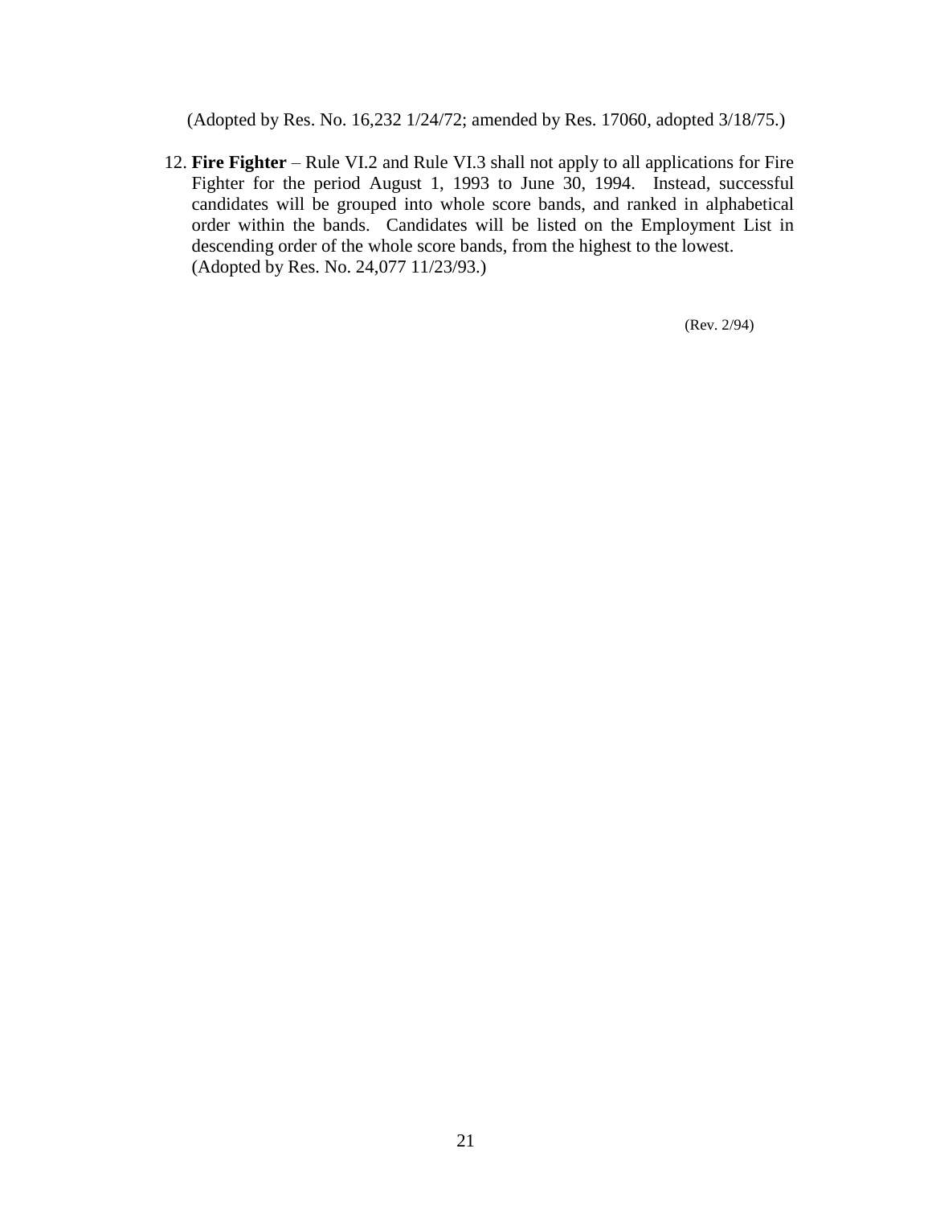(Adopted by Res. No. 16,232 1/24/72; amended by Res. 17060, adopted 3/18/75.)

12. **Fire Fighter** – Rule VI.2 and Rule VI.3 shall not apply to all applications for Fire Fighter for the period August 1, 1993 to June 30, 1994. Instead, successful candidates will be grouped into whole score bands, and ranked in alphabetical order within the bands. Candidates will be listed on the Employment List in descending order of the whole score bands, from the highest to the lowest.
(Adopted by Res. No. 24,077 11/23/93.)

(Rev. 2/94)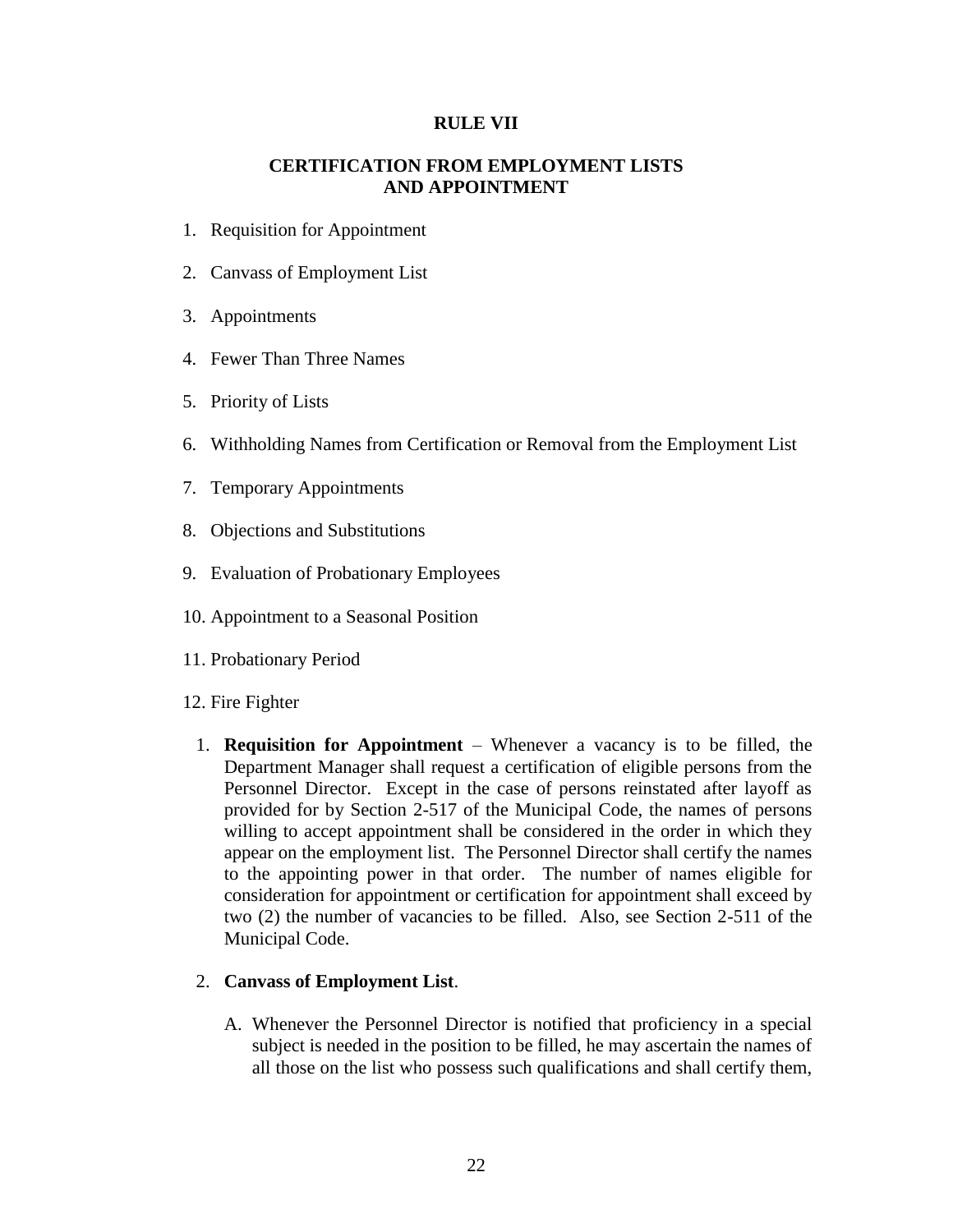# RULE VII

## CERTIFICATION FROM EMPLOYMENT LISTS AND APPOINTMENT

1. Requisition for Appointment
2. Canvass of Employment List
3. Appointments
4. Fewer Than Three Names
5. Priority of Lists
6. Withholding Names from Certification or Removal from the Employment List
7. Temporary Appointments
8. Objections and Substitutions
9. Evaluation of Probationary Employees
10. Appointment to a Seasonal Position
11. Probationary Period
12. Fire Fighter

1. **Requisition for Appointment** – Whenever a vacancy is to be filled, the Department Manager shall request a certification of eligible persons from the Personnel Director. Except in the case of persons reinstated after layoff as provided for by Section 2-517 of the Municipal Code, the names of persons willing to accept appointment shall be considered in the order in which they appear on the employment list. The Personnel Director shall certify the names to the appointing power in that order. The number of names eligible for consideration for appointment or certification for appointment shall exceed by two (2) the number of vacancies to be filled. Also, see Section 2-511 of the Municipal Code.

2. **Canvass of Employment List**.

   A. Whenever the Personnel Director is notified that proficiency in a special subject is needed in the position to be filled, he may ascertain the names of all those on the list who possess such qualifications and shall certify them,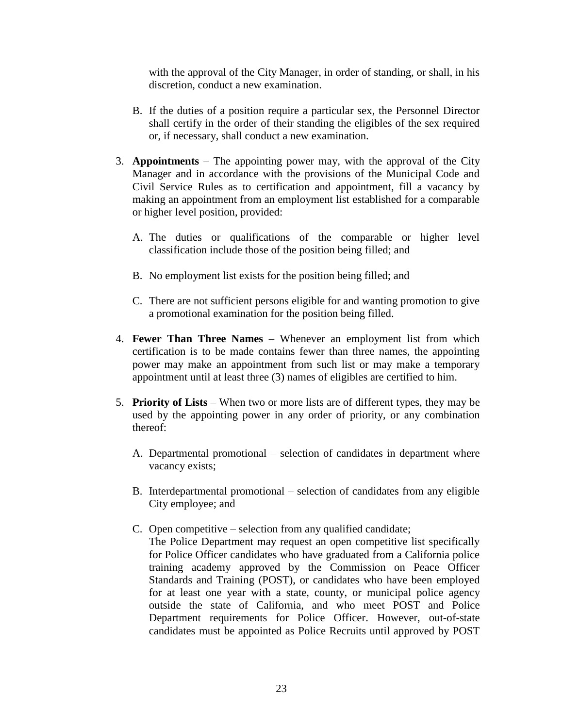with the approval of the City Manager, in order of standing, or shall, in his discretion, conduct a new examination.

B. If the duties of a position require a particular sex, the Personnel Director shall certify in the order of their standing the eligibles of the sex required or, if necessary, shall conduct a new examination.

3. **Appointments** – The appointing power may, with the approval of the City Manager and in accordance with the provisions of the Municipal Code and Civil Service Rules as to certification and appointment, fill a vacancy by making an appointment from an employment list established for a comparable or higher level position, provided:

   A. The duties or qualifications of the comparable or higher level classification include those of the position being filled; and

   B. No employment list exists for the position being filled; and

   C. There are not sufficient persons eligible for and wanting promotion to give a promotional examination for the position being filled.

4. **Fewer Than Three Names** – Whenever an employment list from which certification is to be made contains fewer than three names, the appointing power may make an appointment from such list or may make a temporary appointment until at least three (3) names of eligibles are certified to him.

5. **Priority of Lists** – When two or more lists are of different types, they may be used by the appointing power in any order of priority, or any combination thereof:

   A. Departmental promotional – selection of candidates in department where vacancy exists;

   B. Interdepartmental promotional – selection of candidates from any eligible City employee; and

   C. Open competitive – selection from any qualified candidate;
   The Police Department may request an open competitive list specifically for Police Officer candidates who have graduated from a California police training academy approved by the Commission on Peace Officer Standards and Training (POST), or candidates who have been employed for at least one year with a state, county, or municipal police agency outside the state of California, and who meet POST and Police Department requirements for Police Officer. However, out-of-state candidates must be appointed as Police Recruits until approved by POST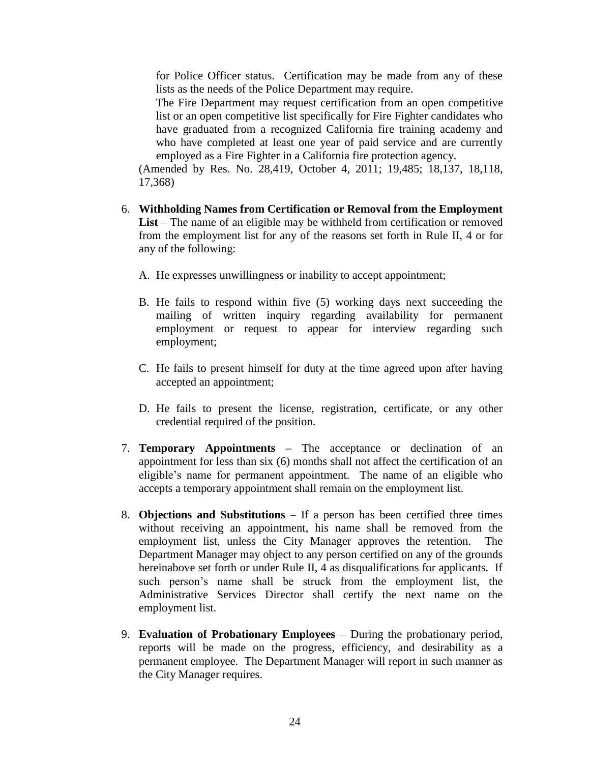for Police Officer status. Certification may be made from any of these lists as the needs of the Police Department may require.

The Fire Department may request certification from an open competitive list or an open competitive list specifically for Fire Fighter candidates who have graduated from a recognized California fire training academy and who have completed at least one year of paid service and are currently employed as a Fire Fighter in a California fire protection agency.

(Amended by Res. No. 28,419, October 4, 2011; 19,485; 18,137, 18,118, 17,368)

6. **Withholding Names from Certification or Removal from the Employment List** – The name of an eligible may be withheld from certification or removed from the employment list for any of the reasons set forth in Rule II, 4 or for any of the following:

   A. He expresses unwillingness or inability to accept appointment;

   B. He fails to respond within five (5) working days next succeeding the mailing of written inquiry regarding availability for permanent employment or request to appear for interview regarding such employment;

   C. He fails to present himself for duty at the time agreed upon after having accepted an appointment;

   D. He fails to present the license, registration, certificate, or any other credential required of the position.

7. **Temporary Appointments –** The acceptance or declination of an appointment for less than six (6) months shall not affect the certification of an eligible's name for permanent appointment. The name of an eligible who accepts a temporary appointment shall remain on the employment list.

8. **Objections and Substitutions** – If a person has been certified three times without receiving an appointment, his name shall be removed from the employment list, unless the City Manager approves the retention. The Department Manager may object to any person certified on any of the grounds hereinabove set forth or under Rule II, 4 as disqualifications for applicants. If such person's name shall be struck from the employment list, the Administrative Services Director shall certify the next name on the employment list.

9. **Evaluation of Probationary Employees** – During the probationary period, reports will be made on the progress, efficiency, and desirability as a permanent employee. The Department Manager will report in such manner as the City Manager requires.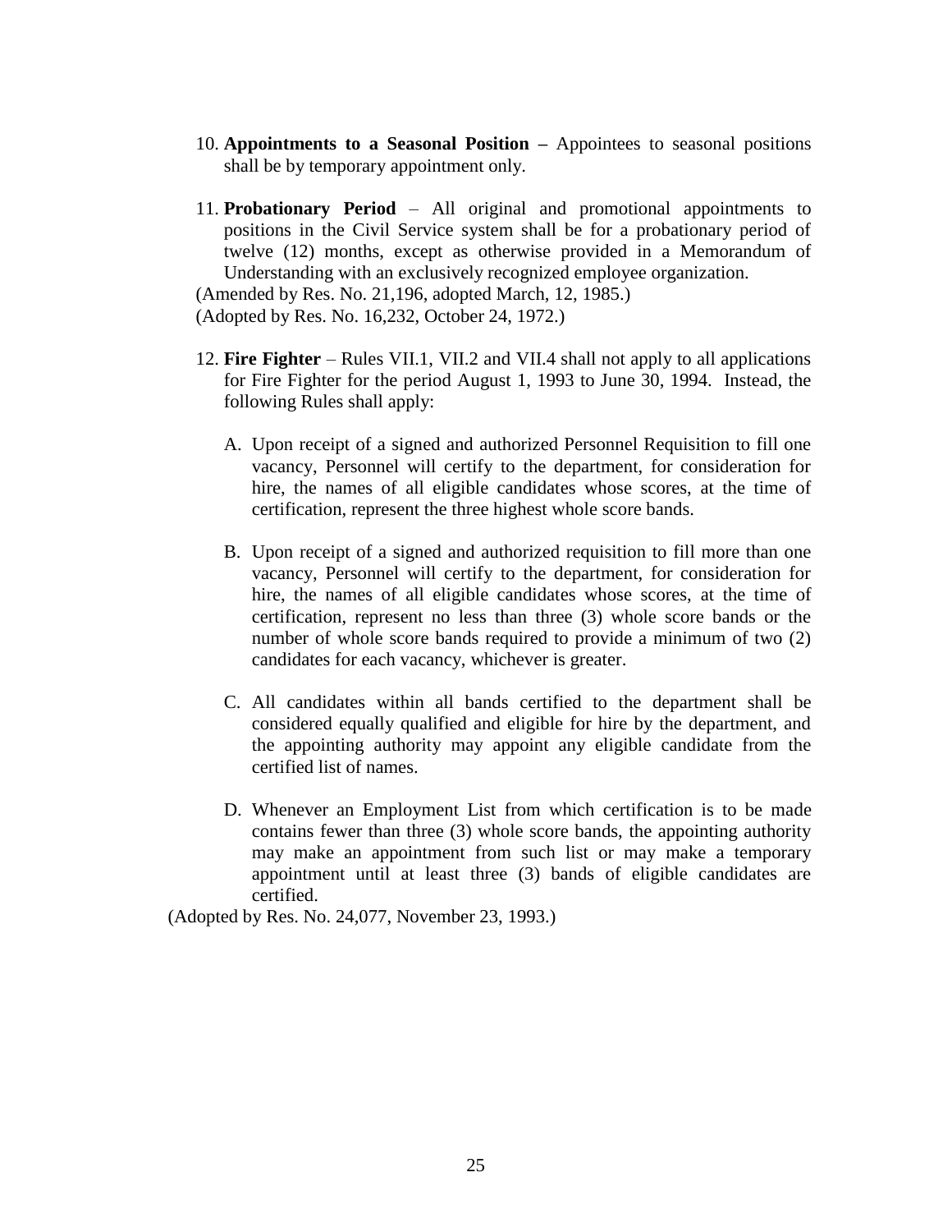10. **Appointments to a Seasonal Position –** Appointees to seasonal positions shall be by temporary appointment only.

11. **Probationary Period** – All original and promotional appointments to positions in the Civil Service system shall be for a probationary period of twelve (12) months, except as otherwise provided in a Memorandum of Understanding with an exclusively recognized employee organization.

(Amended by Res. No. 21,196, adopted March, 12, 1985.)
(Adopted by Res. No. 16,232, October 24, 1972.)

12. **Fire Fighter** – Rules VII.1, VII.2 and VII.4 shall not apply to all applications for Fire Fighter for the period August 1, 1993 to June 30, 1994. Instead, the following Rules shall apply:

    A. Upon receipt of a signed and authorized Personnel Requisition to fill one vacancy, Personnel will certify to the department, for consideration for hire, the names of all eligible candidates whose scores, at the time of certification, represent the three highest whole score bands.

    B. Upon receipt of a signed and authorized requisition to fill more than one vacancy, Personnel will certify to the department, for consideration for hire, the names of all eligible candidates whose scores, at the time of certification, represent no less than three (3) whole score bands or the number of whole score bands required to provide a minimum of two (2) candidates for each vacancy, whichever is greater.

    C. All candidates within all bands certified to the department shall be considered equally qualified and eligible for hire by the department, and the appointing authority may appoint any eligible candidate from the certified list of names.

    D. Whenever an Employment List from which certification is to be made contains fewer than three (3) whole score bands, the appointing authority may make an appointment from such list or may make a temporary appointment until at least three (3) bands of eligible candidates are certified.

(Adopted by Res. No. 24,077, November 23, 1993.)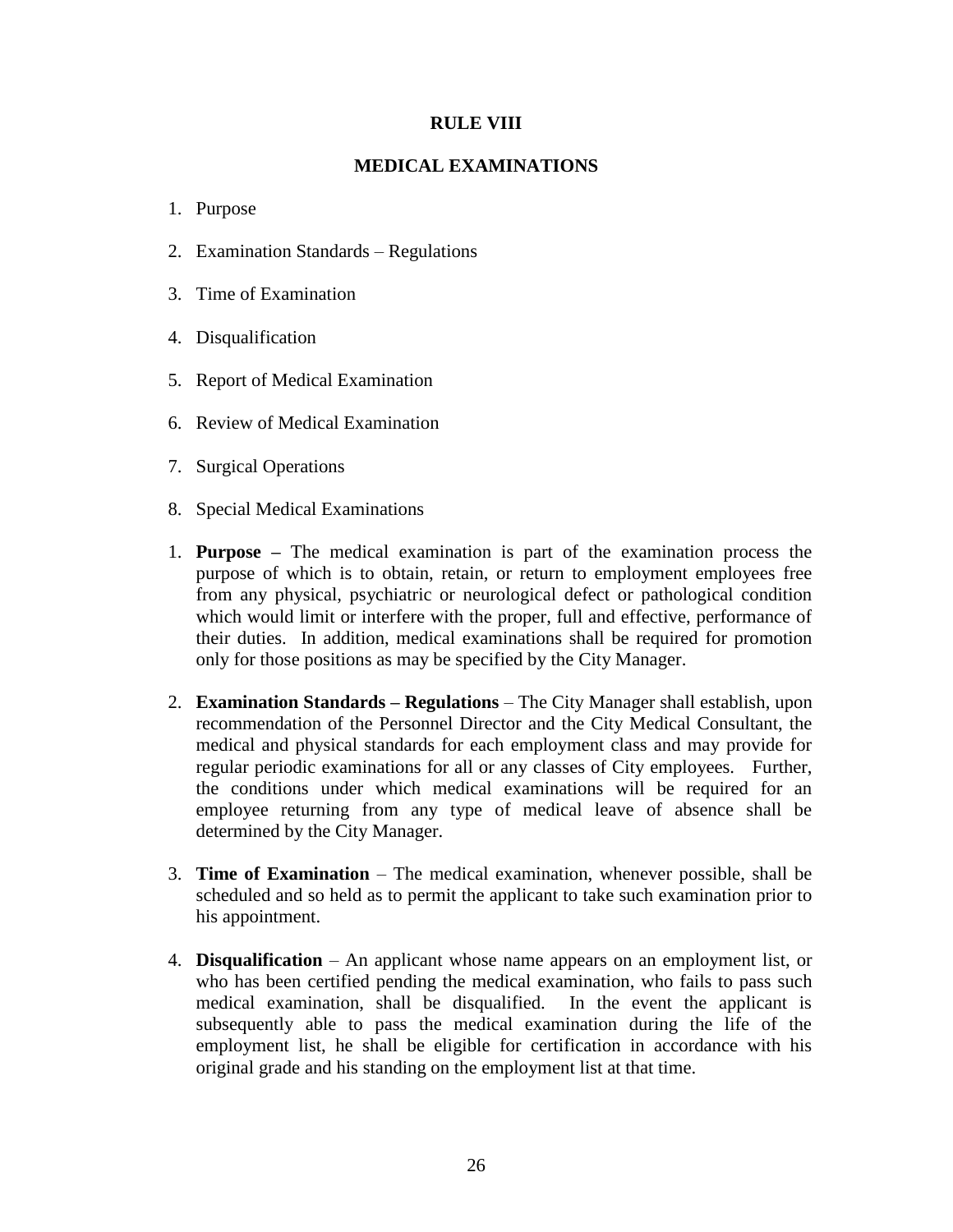# RULE VIII

## MEDICAL EXAMINATIONS

1. Purpose
2. Examination Standards – Regulations
3. Time of Examination
4. Disqualification
5. Report of Medical Examination
6. Review of Medical Examination
7. Surgical Operations
8. Special Medical Examinations

1. **Purpose –** The medical examination is part of the examination process the purpose of which is to obtain, retain, or return to employment employees free from any physical, psychiatric or neurological defect or pathological condition which would limit or interfere with the proper, full and effective, performance of their duties. In addition, medical examinations shall be required for promotion only for those positions as may be specified by the City Manager.

2. **Examination Standards – Regulations** – The City Manager shall establish, upon recommendation of the Personnel Director and the City Medical Consultant, the medical and physical standards for each employment class and may provide for regular periodic examinations for all or any classes of City employees. Further, the conditions under which medical examinations will be required for an employee returning from any type of medical leave of absence shall be determined by the City Manager.

3. **Time of Examination** – The medical examination, whenever possible, shall be scheduled and so held as to permit the applicant to take such examination prior to his appointment.

4. **Disqualification** – An applicant whose name appears on an employment list, or who has been certified pending the medical examination, who fails to pass such medical examination, shall be disqualified. In the event the applicant is subsequently able to pass the medical examination during the life of the employment list, he shall be eligible for certification in accordance with his original grade and his standing on the employment list at that time.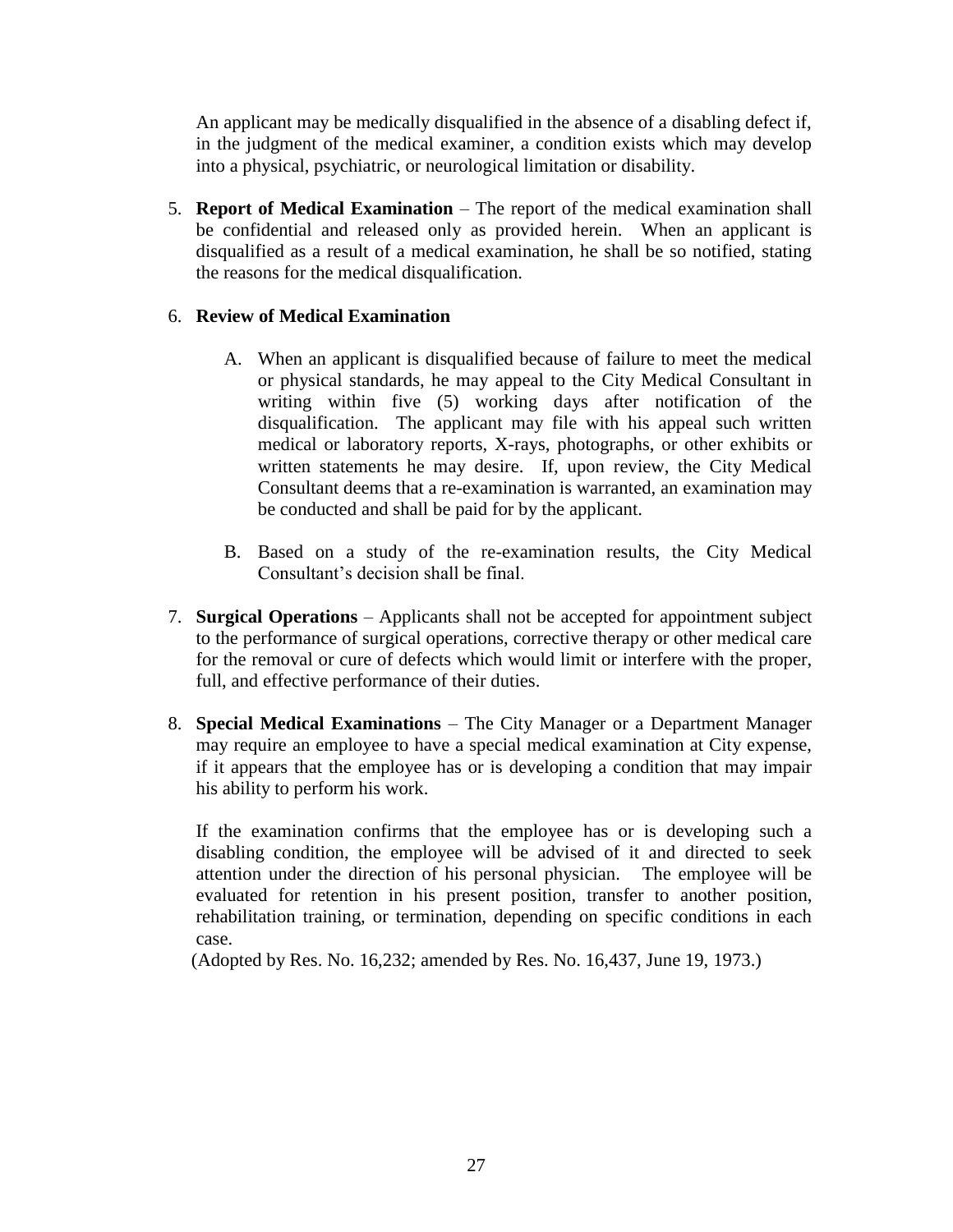An applicant may be medically disqualified in the absence of a disabling defect if, in the judgment of the medical examiner, a condition exists which may develop into a physical, psychiatric, or neurological limitation or disability.

5. **Report of Medical Examination** – The report of the medical examination shall be confidential and released only as provided herein. When an applicant is disqualified as a result of a medical examination, he shall be so notified, stating the reasons for the medical disqualification.

6. **Review of Medical Examination**

   A. When an applicant is disqualified because of failure to meet the medical or physical standards, he may appeal to the City Medical Consultant in writing within five (5) working days after notification of the disqualification. The applicant may file with his appeal such written medical or laboratory reports, X-rays, photographs, or other exhibits or written statements he may desire. If, upon review, the City Medical Consultant deems that a re-examination is warranted, an examination may be conducted and shall be paid for by the applicant.

   B. Based on a study of the re-examination results, the City Medical Consultant's decision shall be final.

7. **Surgical Operations** – Applicants shall not be accepted for appointment subject to the performance of surgical operations, corrective therapy or other medical care for the removal or cure of defects which would limit or interfere with the proper, full, and effective performance of their duties.

8. **Special Medical Examinations** – The City Manager or a Department Manager may require an employee to have a special medical examination at City expense, if it appears that the employee has or is developing a condition that may impair his ability to perform his work.

   If the examination confirms that the employee has or is developing such a disabling condition, the employee will be advised of it and directed to seek attention under the direction of his personal physician. The employee will be evaluated for retention in his present position, transfer to another position, rehabilitation training, or termination, depending on specific conditions in each case.

(Adopted by Res. No. 16,232; amended by Res. No. 16,437, June 19, 1973.)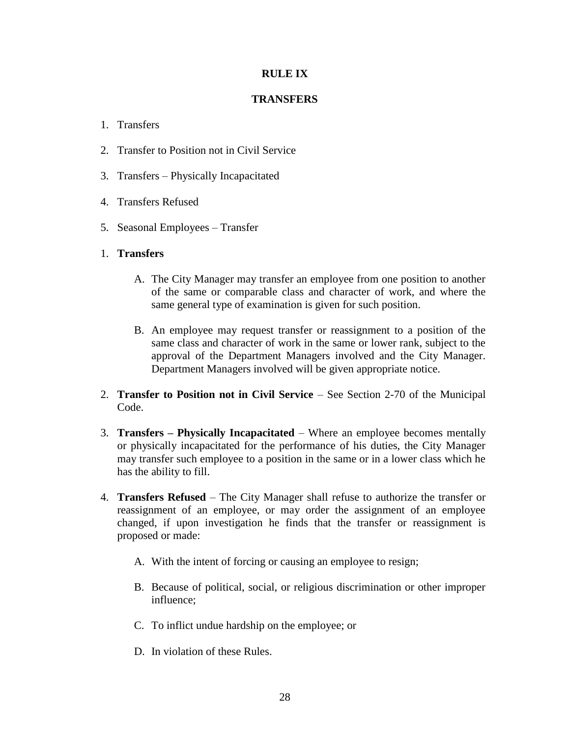# RULE IX

## TRANSFERS

1. Transfers
2. Transfer to Position not in Civil Service
3. Transfers – Physically Incapacitated
4. Transfers Refused
5. Seasonal Employees – Transfer

1. **Transfers**

   A. The City Manager may transfer an employee from one position to another of the same or comparable class and character of work, and where the same general type of examination is given for such position.

   B. An employee may request transfer or reassignment to a position of the same class and character of work in the same or lower rank, subject to the approval of the Department Managers involved and the City Manager. Department Managers involved will be given appropriate notice.

2. **Transfer to Position not in Civil Service** – See Section 2-70 of the Municipal Code.

3. **Transfers – Physically Incapacitated** – Where an employee becomes mentally or physically incapacitated for the performance of his duties, the City Manager may transfer such employee to a position in the same or in a lower class which he has the ability to fill.

4. **Transfers Refused** – The City Manager shall refuse to authorize the transfer or reassignment of an employee, or may order the assignment of an employee changed, if upon investigation he finds that the transfer or reassignment is proposed or made:

   A. With the intent of forcing or causing an employee to resign;

   B. Because of political, social, or religious discrimination or other improper influence;

   C. To inflict undue hardship on the employee; or

   D. In violation of these Rules.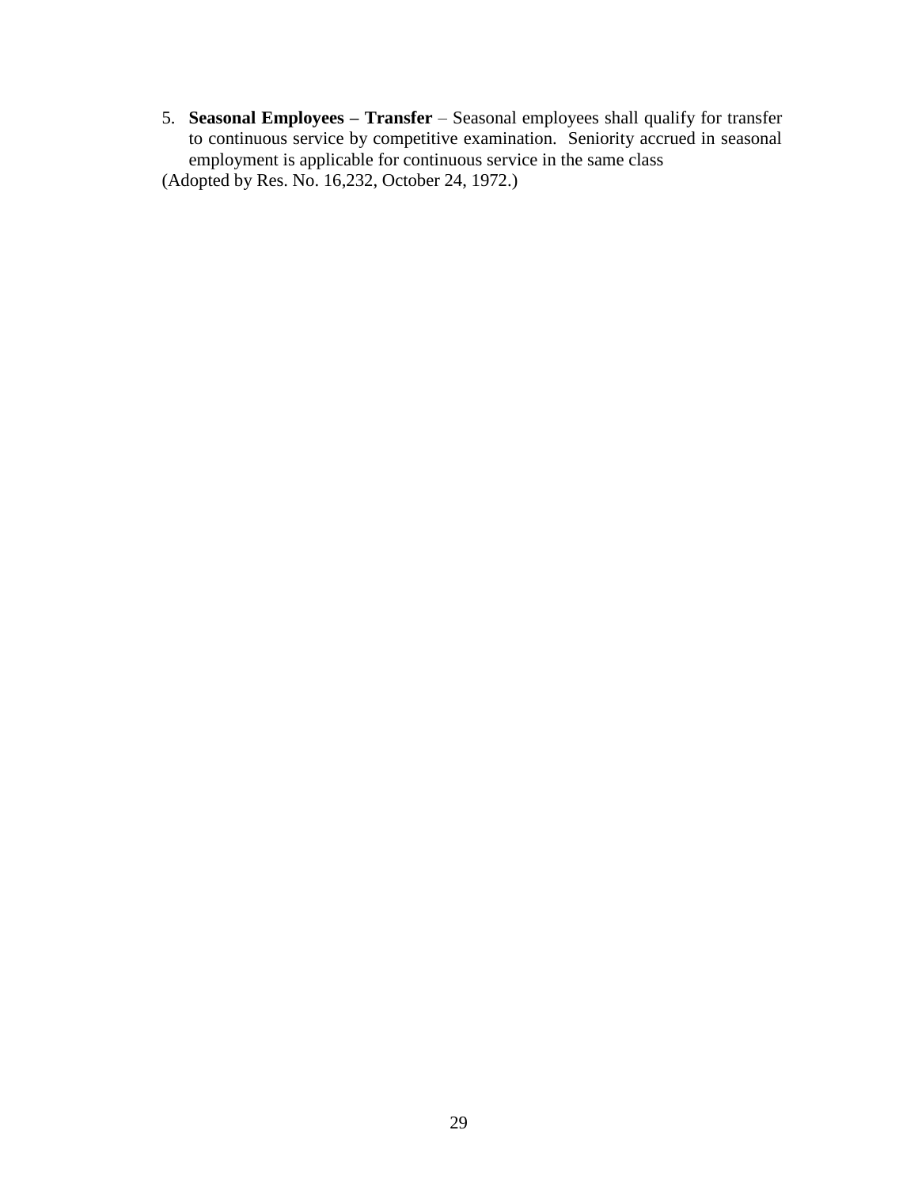5. **Seasonal Employees – Transfer** – Seasonal employees shall qualify for transfer to continuous service by competitive examination. Seniority accrued in seasonal employment is applicable for continuous service in the same class

(Adopted by Res. No. 16,232, October 24, 1972.)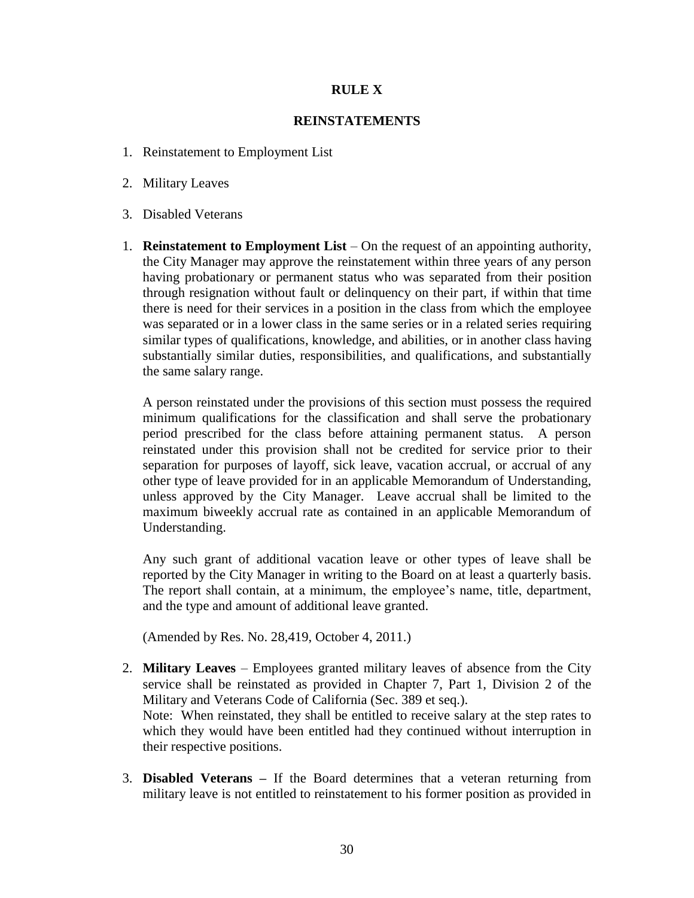# RULE X

## REINSTATEMENTS

1. Reinstatement to Employment List
2. Military Leaves
3. Disabled Veterans

1. **Reinstatement to Employment List** – On the request of an appointing authority, the City Manager may approve the reinstatement within three years of any person having probationary or permanent status who was separated from their position through resignation without fault or delinquency on their part, if within that time there is need for their services in a position in the class from which the employee was separated or in a lower class in the same series or in a related series requiring similar types of qualifications, knowledge, and abilities, or in another class having substantially similar duties, responsibilities, and qualifications, and substantially the same salary range.

   A person reinstated under the provisions of this section must possess the required minimum qualifications for the classification and shall serve the probationary period prescribed for the class before attaining permanent status. A person reinstated under this provision shall not be credited for service prior to their separation for purposes of layoff, sick leave, vacation accrual, or accrual of any other type of leave provided for in an applicable Memorandum of Understanding, unless approved by the City Manager. Leave accrual shall be limited to the maximum biweekly accrual rate as contained in an applicable Memorandum of Understanding.

   Any such grant of additional vacation leave or other types of leave shall be reported by the City Manager in writing to the Board on at least a quarterly basis. The report shall contain, at a minimum, the employee's name, title, department, and the type and amount of additional leave granted.

   (Amended by Res. No. 28,419, October 4, 2011.)

2. **Military Leaves** – Employees granted military leaves of absence from the City service shall be reinstated as provided in Chapter 7, Part 1, Division 2 of the Military and Veterans Code of California (Sec. 389 et seq.).
   Note: When reinstated, they shall be entitled to receive salary at the step rates to which they would have been entitled had they continued without interruption in their respective positions.

3. **Disabled Veterans –** If the Board determines that a veteran returning from military leave is not entitled to reinstatement to his former position as provided in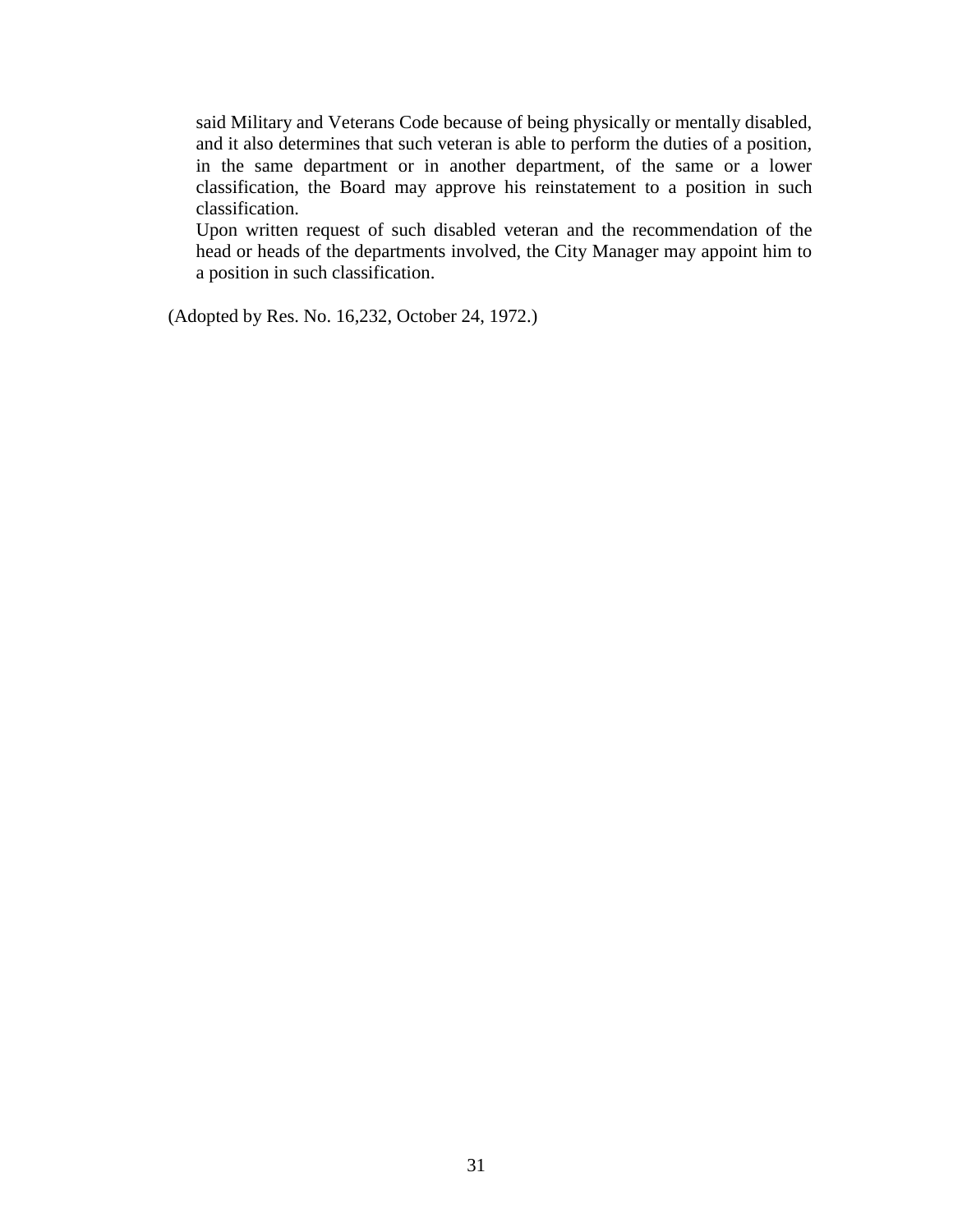said Military and Veterans Code because of being physically or mentally disabled, and it also determines that such veteran is able to perform the duties of a position, in the same department or in another department, of the same or a lower classification, the Board may approve his reinstatement to a position in such classification.

Upon written request of such disabled veteran and the recommendation of the head or heads of the departments involved, the City Manager may appoint him to a position in such classification.

(Adopted by Res. No. 16,232, October 24, 1972.)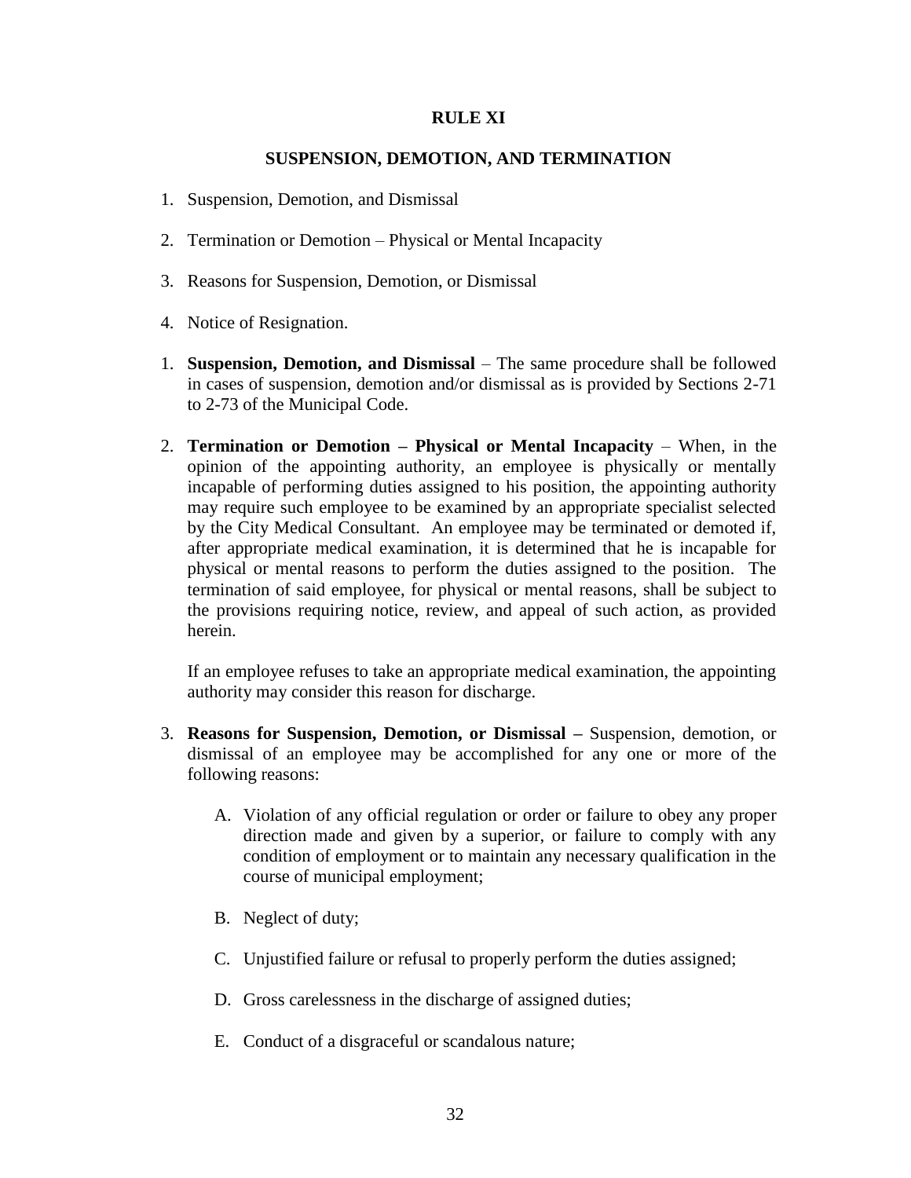## RULE XI

## SUSPENSION, DEMOTION, AND TERMINATION

1. Suspension, Demotion, and Dismissal
2. Termination or Demotion – Physical or Mental Incapacity
3. Reasons for Suspension, Demotion, or Dismissal
4. Notice of Resignation.

1. **Suspension, Demotion, and Dismissal** – The same procedure shall be followed in cases of suspension, demotion and/or dismissal as is provided by Sections 2-71 to 2-73 of the Municipal Code.

2. **Termination or Demotion – Physical or Mental Incapacity** – When, in the opinion of the appointing authority, an employee is physically or mentally incapable of performing duties assigned to his position, the appointing authority may require such employee to be examined by an appropriate specialist selected by the City Medical Consultant. An employee may be terminated or demoted if, after appropriate medical examination, it is determined that he is incapable for physical or mental reasons to perform the duties assigned to the position. The termination of said employee, for physical or mental reasons, shall be subject to the provisions requiring notice, review, and appeal of such action, as provided herein.

   If an employee refuses to take an appropriate medical examination, the appointing authority may consider this reason for discharge.

3. **Reasons for Suspension, Demotion, or Dismissal –** Suspension, demotion, or dismissal of an employee may be accomplished for any one or more of the following reasons:

   A. Violation of any official regulation or order or failure to obey any proper direction made and given by a superior, or failure to comply with any condition of employment or to maintain any necessary qualification in the course of municipal employment;

   B. Neglect of duty;

   C. Unjustified failure or refusal to properly perform the duties assigned;

   D. Gross carelessness in the discharge of assigned duties;

   E. Conduct of a disgraceful or scandalous nature;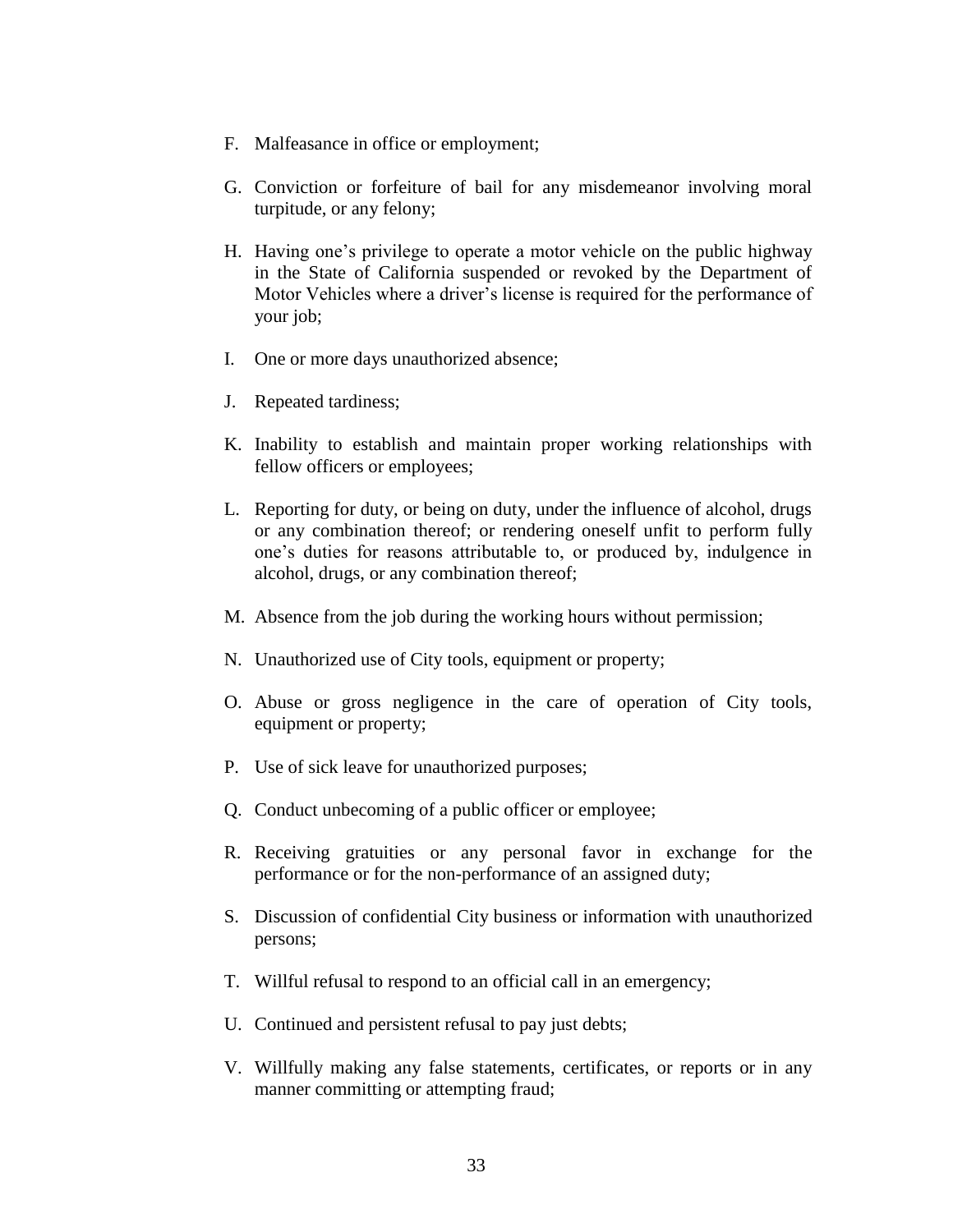F. Malfeasance in office or employment;

G. Conviction or forfeiture of bail for any misdemeanor involving moral turpitude, or any felony;

H. Having one's privilege to operate a motor vehicle on the public highway in the State of California suspended or revoked by the Department of Motor Vehicles where a driver's license is required for the performance of your job;

I. One or more days unauthorized absence;

J. Repeated tardiness;

K. Inability to establish and maintain proper working relationships with fellow officers or employees;

L. Reporting for duty, or being on duty, under the influence of alcohol, drugs or any combination thereof; or rendering oneself unfit to perform fully one's duties for reasons attributable to, or produced by, indulgence in alcohol, drugs, or any combination thereof;

M. Absence from the job during the working hours without permission;

N. Unauthorized use of City tools, equipment or property;

O. Abuse or gross negligence in the care of operation of City tools, equipment or property;

P. Use of sick leave for unauthorized purposes;

Q. Conduct unbecoming of a public officer or employee;

R. Receiving gratuities or any personal favor in exchange for the performance or for the non-performance of an assigned duty;

S. Discussion of confidential City business or information with unauthorized persons;

T. Willful refusal to respond to an official call in an emergency;

U. Continued and persistent refusal to pay just debts;

V. Willfully making any false statements, certificates, or reports or in any manner committing or attempting fraud;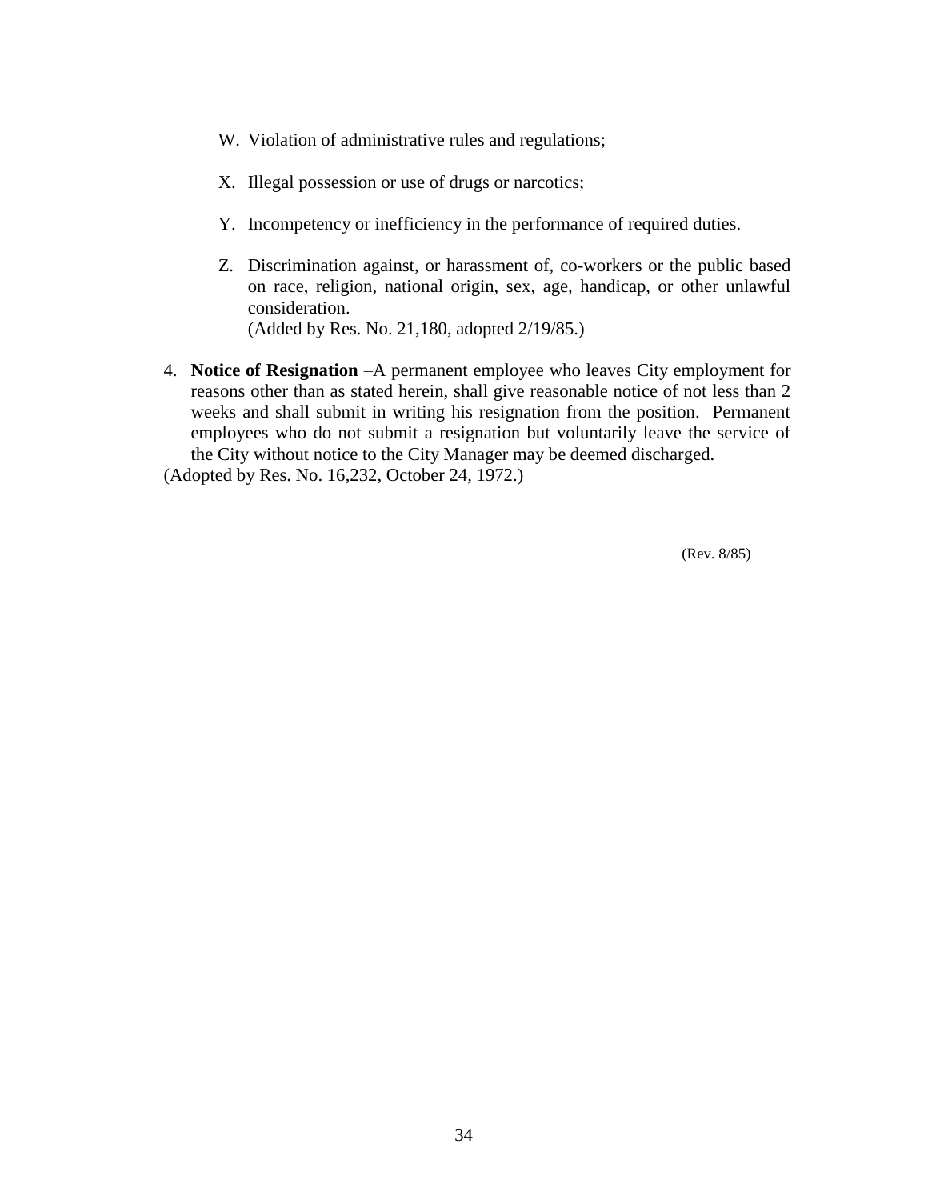W. Violation of administrative rules and regulations;

X. Illegal possession or use of drugs or narcotics;

Y. Incompetency or inefficiency in the performance of required duties.

Z. Discrimination against, or harassment of, co-workers or the public based on race, religion, national origin, sex, age, handicap, or other unlawful consideration.
(Added by Res. No. 21,180, adopted 2/19/85.)

4. **Notice of Resignation** –A permanent employee who leaves City employment for reasons other than as stated herein, shall give reasonable notice of not less than 2 weeks and shall submit in writing his resignation from the position. Permanent employees who do not submit a resignation but voluntarily leave the service of the City without notice to the City Manager may be deemed discharged.

(Adopted by Res. No. 16,232, October 24, 1972.)

(Rev. 8/85)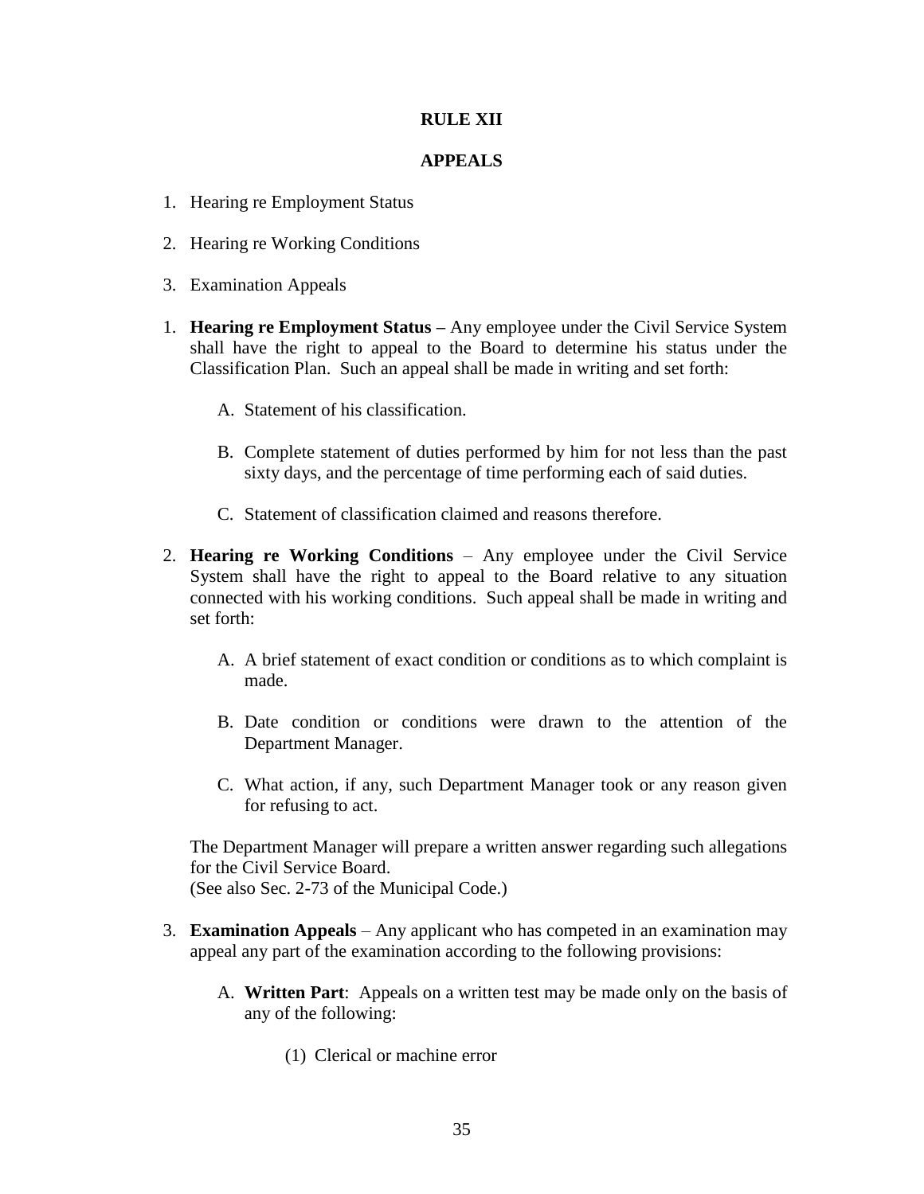# RULE XII

## APPEALS

1. Hearing re Employment Status
2. Hearing re Working Conditions
3. Examination Appeals

1. **Hearing re Employment Status –** Any employee under the Civil Service System shall have the right to appeal to the Board to determine his status under the Classification Plan. Such an appeal shall be made in writing and set forth:

   A. Statement of his classification.

   B. Complete statement of duties performed by him for not less than the past sixty days, and the percentage of time performing each of said duties.

   C. Statement of classification claimed and reasons therefore.

2. **Hearing re Working Conditions** – Any employee under the Civil Service System shall have the right to appeal to the Board relative to any situation connected with his working conditions. Such appeal shall be made in writing and set forth:

   A. A brief statement of exact condition or conditions as to which complaint is made.

   B. Date condition or conditions were drawn to the attention of the Department Manager.

   C. What action, if any, such Department Manager took or any reason given for refusing to act.

   The Department Manager will prepare a written answer regarding such allegations for the Civil Service Board.
   (See also Sec. 2-73 of the Municipal Code.)

3. **Examination Appeals** – Any applicant who has competed in an examination may appeal any part of the examination according to the following provisions:

   A. **Written Part**: Appeals on a written test may be made only on the basis of any of the following:

      (1) Clerical or machine error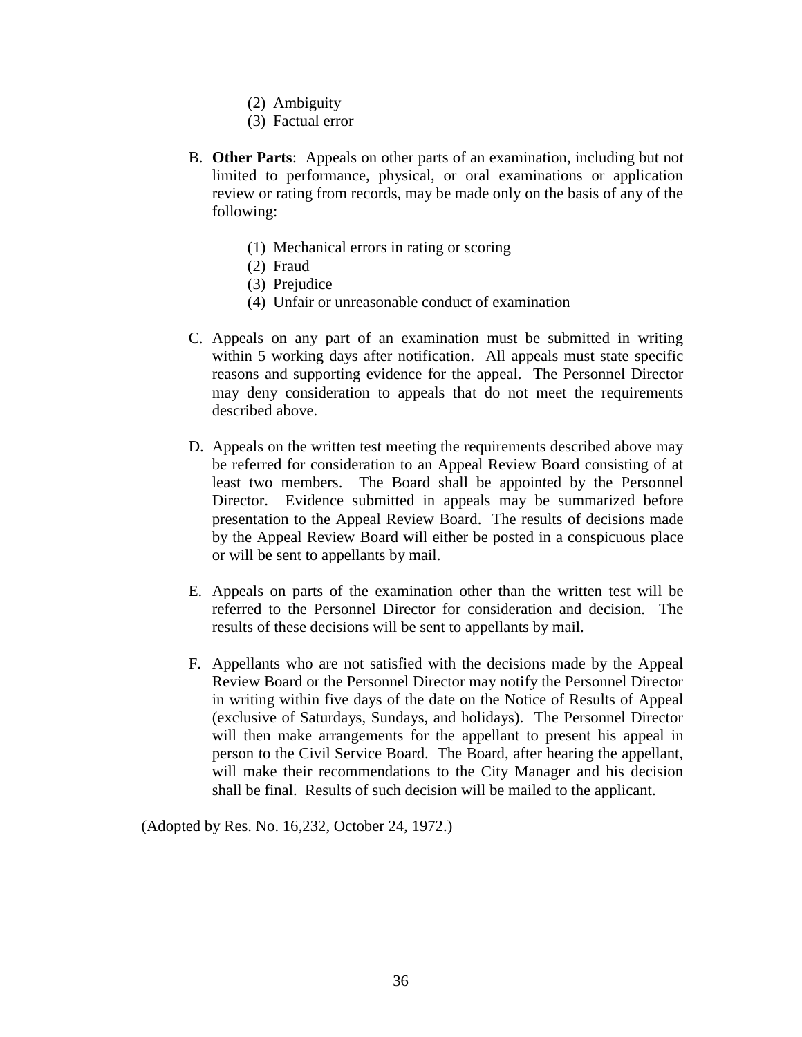(2) Ambiguity
    (3) Factual error

B. **Other Parts**: Appeals on other parts of an examination, including but not limited to performance, physical, or oral examinations or application review or rating from records, may be made only on the basis of any of the following:

    (1) Mechanical errors in rating or scoring
    (2) Fraud
    (3) Prejudice
    (4) Unfair or unreasonable conduct of examination

C. Appeals on any part of an examination must be submitted in writing within 5 working days after notification. All appeals must state specific reasons and supporting evidence for the appeal. The Personnel Director may deny consideration to appeals that do not meet the requirements described above.

D. Appeals on the written test meeting the requirements described above may be referred for consideration to an Appeal Review Board consisting of at least two members. The Board shall be appointed by the Personnel Director. Evidence submitted in appeals may be summarized before presentation to the Appeal Review Board. The results of decisions made by the Appeal Review Board will either be posted in a conspicuous place or will be sent to appellants by mail.

E. Appeals on parts of the examination other than the written test will be referred to the Personnel Director for consideration and decision. The results of these decisions will be sent to appellants by mail.

F. Appellants who are not satisfied with the decisions made by the Appeal Review Board or the Personnel Director may notify the Personnel Director in writing within five days of the date on the Notice of Results of Appeal (exclusive of Saturdays, Sundays, and holidays). The Personnel Director will then make arrangements for the appellant to present his appeal in person to the Civil Service Board. The Board, after hearing the appellant, will make their recommendations to the City Manager and his decision shall be final. Results of such decision will be mailed to the applicant.

(Adopted by Res. No. 16,232, October 24, 1972.)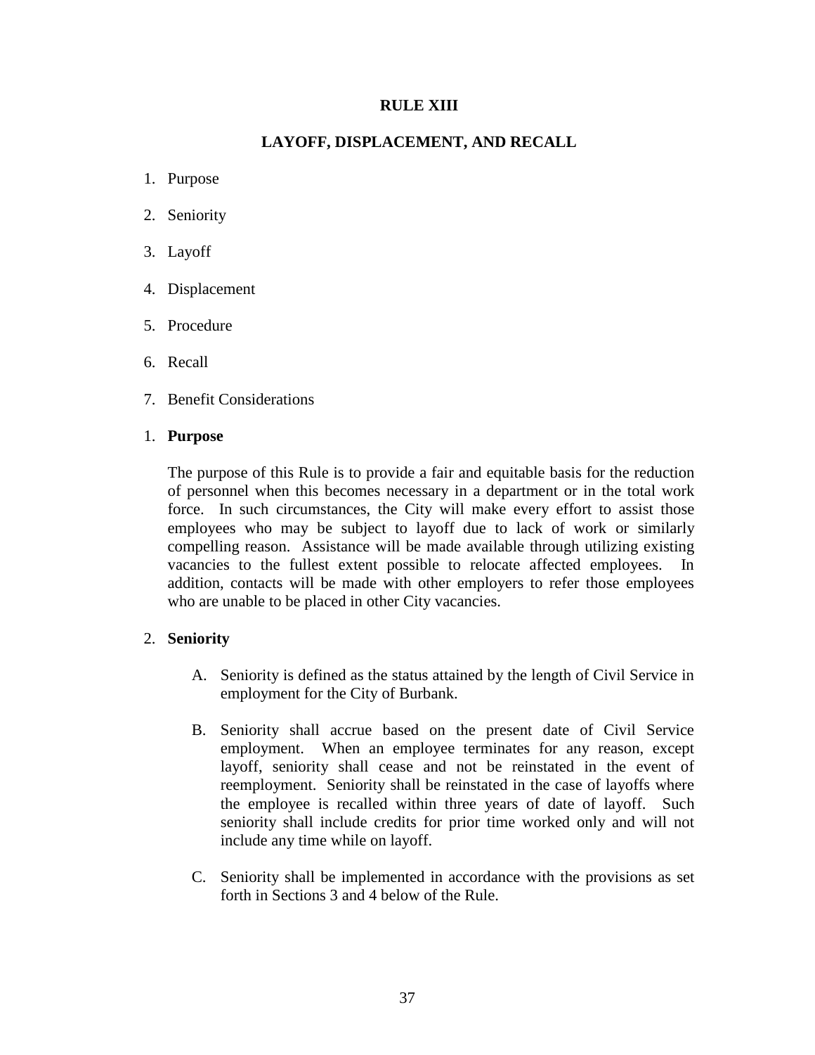# RULE XIII

## LAYOFF, DISPLACEMENT, AND RECALL

1. Purpose
2. Seniority
3. Layoff
4. Displacement
5. Procedure
6. Recall
7. Benefit Considerations

1. **Purpose**

   The purpose of this Rule is to provide a fair and equitable basis for the reduction of personnel when this becomes necessary in a department or in the total work force. In such circumstances, the City will make every effort to assist those employees who may be subject to layoff due to lack of work or similarly compelling reason. Assistance will be made available through utilizing existing vacancies to the fullest extent possible to relocate affected employees. In addition, contacts will be made with other employers to refer those employees who are unable to be placed in other City vacancies.

2. **Seniority**

   A. Seniority is defined as the status attained by the length of Civil Service in employment for the City of Burbank.

   B. Seniority shall accrue based on the present date of Civil Service employment. When an employee terminates for any reason, except layoff, seniority shall cease and not be reinstated in the event of reemployment. Seniority shall be reinstated in the case of layoffs where the employee is recalled within three years of date of layoff. Such seniority shall include credits for prior time worked only and will not include any time while on layoff.

   C. Seniority shall be implemented in accordance with the provisions as set forth in Sections 3 and 4 below of the Rule.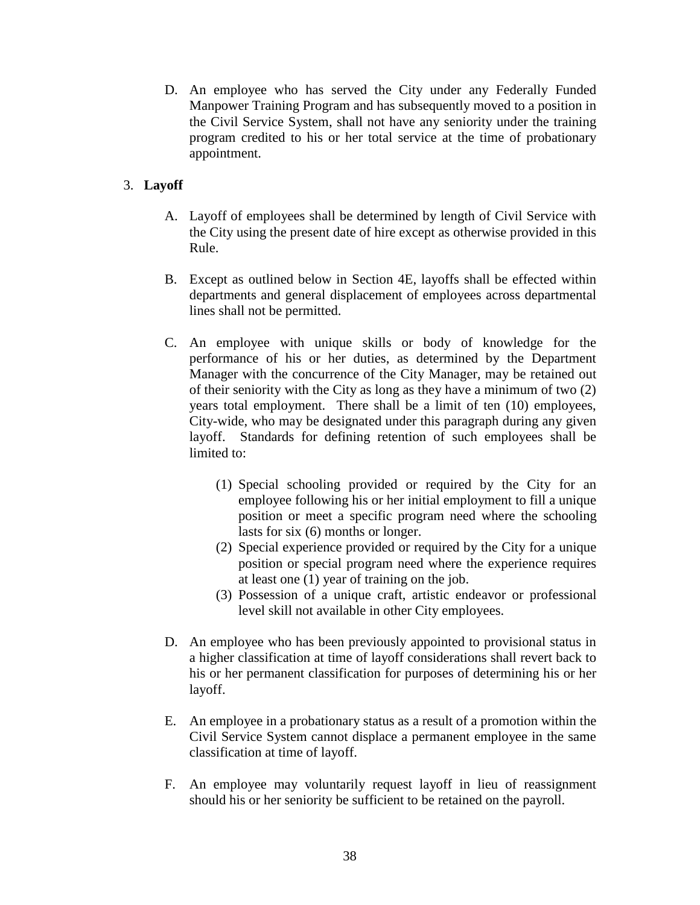D. An employee who has served the City under any Federally Funded Manpower Training Program and has subsequently moved to a position in the Civil Service System, shall not have any seniority under the training program credited to his or her total service at the time of probationary appointment.

3. **Layoff**

A. Layoff of employees shall be determined by length of Civil Service with the City using the present date of hire except as otherwise provided in this Rule.

B. Except as outlined below in Section 4E, layoffs shall be effected within departments and general displacement of employees across departmental lines shall not be permitted.

C. An employee with unique skills or body of knowledge for the performance of his or her duties, as determined by the Department Manager with the concurrence of the City Manager, may be retained out of their seniority with the City as long as they have a minimum of two (2) years total employment. There shall be a limit of ten (10) employees, City-wide, who may be designated under this paragraph during any given layoff. Standards for defining retention of such employees shall be limited to:

   (1) Special schooling provided or required by the City for an employee following his or her initial employment to fill a unique position or meet a specific program need where the schooling lasts for six (6) months or longer.
   (2) Special experience provided or required by the City for a unique position or special program need where the experience requires at least one (1) year of training on the job.
   (3) Possession of a unique craft, artistic endeavor or professional level skill not available in other City employees.

D. An employee who has been previously appointed to provisional status in a higher classification at time of layoff considerations shall revert back to his or her permanent classification for purposes of determining his or her layoff.

E. An employee in a probationary status as a result of a promotion within the Civil Service System cannot displace a permanent employee in the same classification at time of layoff.

F. An employee may voluntarily request layoff in lieu of reassignment should his or her seniority be sufficient to be retained on the payroll.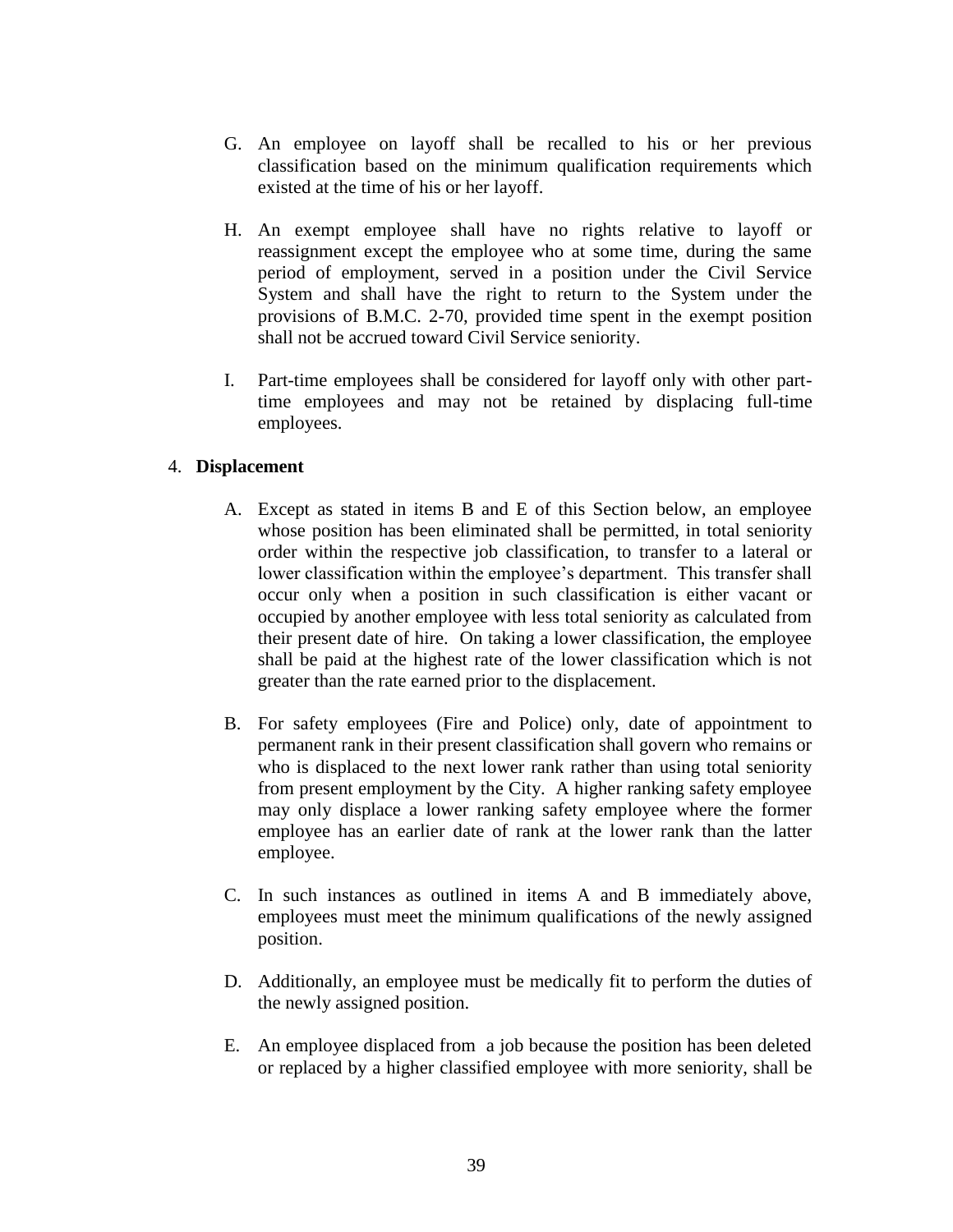G. An employee on layoff shall be recalled to his or her previous classification based on the minimum qualification requirements which existed at the time of his or her layoff.

H. An exempt employee shall have no rights relative to layoff or reassignment except the employee who at some time, during the same period of employment, served in a position under the Civil Service System and shall have the right to return to the System under the provisions of B.M.C. 2-70, provided time spent in the exempt position shall not be accrued toward Civil Service seniority.

I. Part-time employees shall be considered for layoff only with other part-time employees and may not be retained by displacing full-time employees.

4. **Displacement**

A. Except as stated in items B and E of this Section below, an employee whose position has been eliminated shall be permitted, in total seniority order within the respective job classification, to transfer to a lateral or lower classification within the employee's department. This transfer shall occur only when a position in such classification is either vacant or occupied by another employee with less total seniority as calculated from their present date of hire. On taking a lower classification, the employee shall be paid at the highest rate of the lower classification which is not greater than the rate earned prior to the displacement.

B. For safety employees (Fire and Police) only, date of appointment to permanent rank in their present classification shall govern who remains or who is displaced to the next lower rank rather than using total seniority from present employment by the City. A higher ranking safety employee may only displace a lower ranking safety employee where the former employee has an earlier date of rank at the lower rank than the latter employee.

C. In such instances as outlined in items A and B immediately above, employees must meet the minimum qualifications of the newly assigned position.

D. Additionally, an employee must be medically fit to perform the duties of the newly assigned position.

E. An employee displaced from a job because the position has been deleted or replaced by a higher classified employee with more seniority, shall be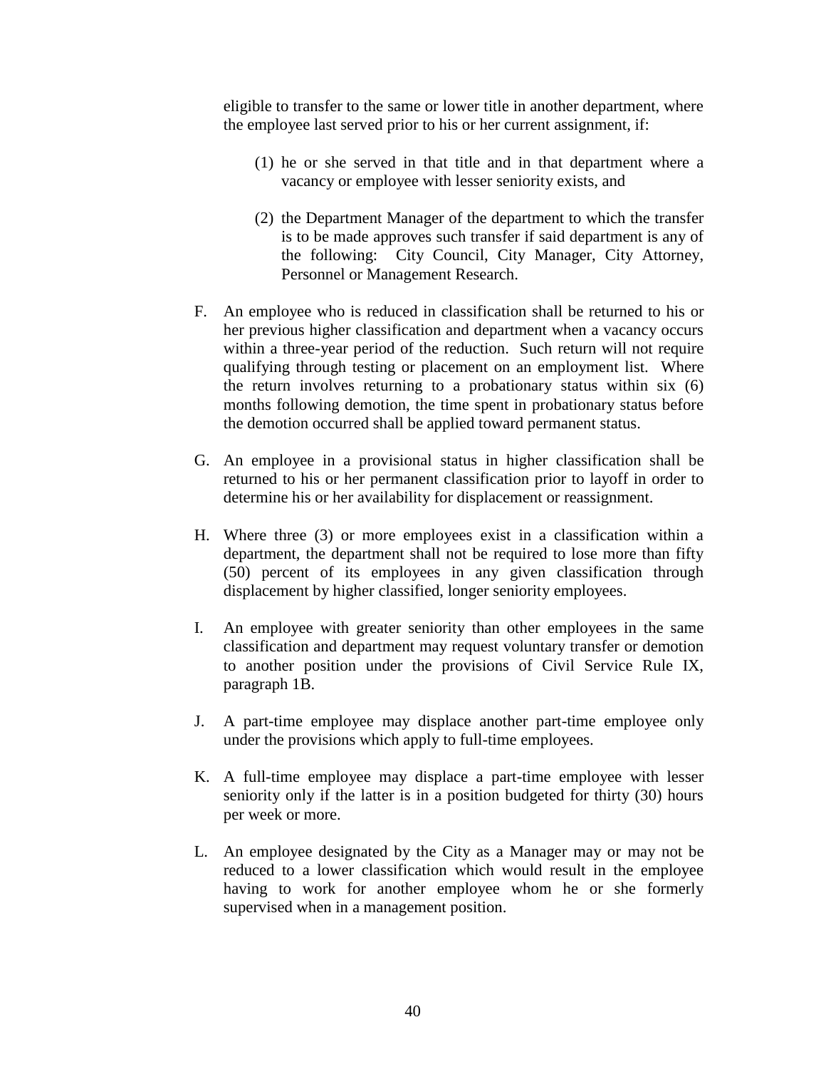eligible to transfer to the same or lower title in another department, where the employee last served prior to his or her current assignment, if:

(1) he or she served in that title and in that department where a vacancy or employee with lesser seniority exists, and

(2) the Department Manager of the department to which the transfer is to be made approves such transfer if said department is any of the following: City Council, City Manager, City Attorney, Personnel or Management Research.

F. An employee who is reduced in classification shall be returned to his or her previous higher classification and department when a vacancy occurs within a three-year period of the reduction. Such return will not require qualifying through testing or placement on an employment list. Where the return involves returning to a probationary status within six (6) months following demotion, the time spent in probationary status before the demotion occurred shall be applied toward permanent status.

G. An employee in a provisional status in higher classification shall be returned to his or her permanent classification prior to layoff in order to determine his or her availability for displacement or reassignment.

H. Where three (3) or more employees exist in a classification within a department, the department shall not be required to lose more than fifty (50) percent of its employees in any given classification through displacement by higher classified, longer seniority employees.

I. An employee with greater seniority than other employees in the same classification and department may request voluntary transfer or demotion to another position under the provisions of Civil Service Rule IX, paragraph 1B.

J. A part-time employee may displace another part-time employee only under the provisions which apply to full-time employees.

K. A full-time employee may displace a part-time employee with lesser seniority only if the latter is in a position budgeted for thirty (30) hours per week or more.

L. An employee designated by the City as a Manager may or may not be reduced to a lower classification which would result in the employee having to work for another employee whom he or she formerly supervised when in a management position.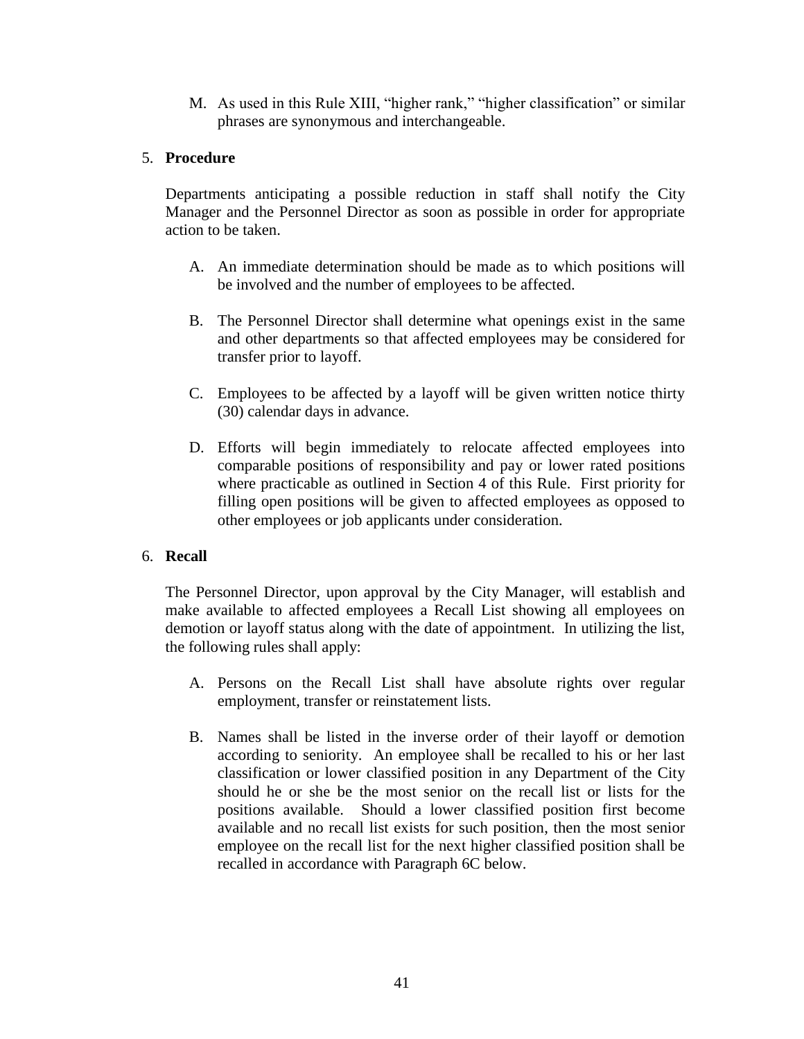M. As used in this Rule XIII, "higher rank," "higher classification" or similar phrases are synonymous and interchangeable.

5. **Procedure**

Departments anticipating a possible reduction in staff shall notify the City Manager and the Personnel Director as soon as possible in order for appropriate action to be taken.

A. An immediate determination should be made as to which positions will be involved and the number of employees to be affected.

B. The Personnel Director shall determine what openings exist in the same and other departments so that affected employees may be considered for transfer prior to layoff.

C. Employees to be affected by a layoff will be given written notice thirty (30) calendar days in advance.

D. Efforts will begin immediately to relocate affected employees into comparable positions of responsibility and pay or lower rated positions where practicable as outlined in Section 4 of this Rule. First priority for filling open positions will be given to affected employees as opposed to other employees or job applicants under consideration.

6. **Recall**

The Personnel Director, upon approval by the City Manager, will establish and make available to affected employees a Recall List showing all employees on demotion or layoff status along with the date of appointment. In utilizing the list, the following rules shall apply:

A. Persons on the Recall List shall have absolute rights over regular employment, transfer or reinstatement lists.

B. Names shall be listed in the inverse order of their layoff or demotion according to seniority. An employee shall be recalled to his or her last classification or lower classified position in any Department of the City should he or she be the most senior on the recall list or lists for the positions available. Should a lower classified position first become available and no recall list exists for such position, then the most senior employee on the recall list for the next higher classified position shall be recalled in accordance with Paragraph 6C below.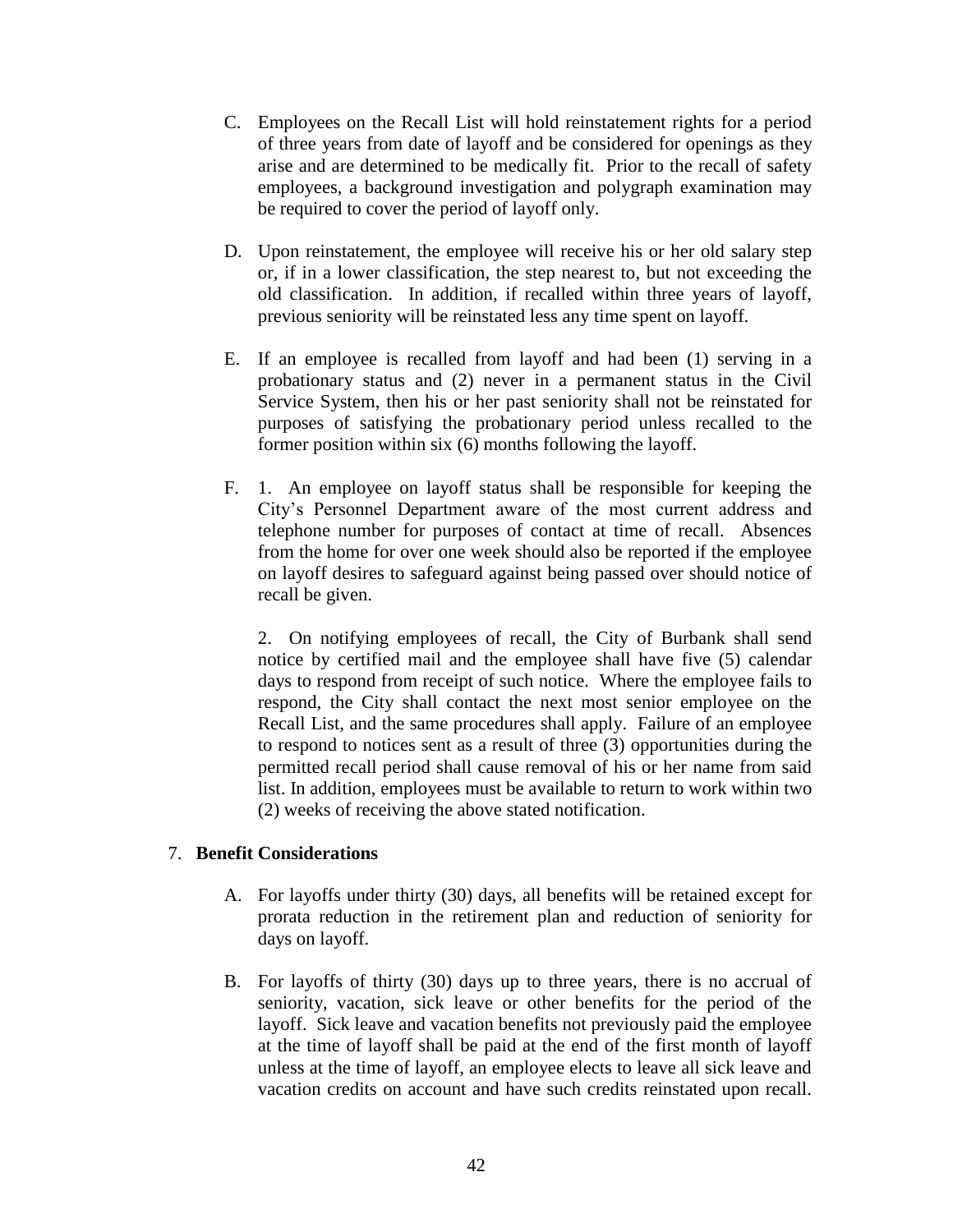C. Employees on the Recall List will hold reinstatement rights for a period of three years from date of layoff and be considered for openings as they arise and are determined to be medically fit. Prior to the recall of safety employees, a background investigation and polygraph examination may be required to cover the period of layoff only.

D. Upon reinstatement, the employee will receive his or her old salary step or, if in a lower classification, the step nearest to, but not exceeding the old classification. In addition, if recalled within three years of layoff, previous seniority will be reinstated less any time spent on layoff.

E. If an employee is recalled from layoff and had been (1) serving in a probationary status and (2) never in a permanent status in the Civil Service System, then his or her past seniority shall not be reinstated for purposes of satisfying the probationary period unless recalled to the former position within six (6) months following the layoff.

F. 1. An employee on layoff status shall be responsible for keeping the City's Personnel Department aware of the most current address and telephone number for purposes of contact at time of recall. Absences from the home for over one week should also be reported if the employee on layoff desires to safeguard against being passed over should notice of recall be given.

   2. On notifying employees of recall, the City of Burbank shall send notice by certified mail and the employee shall have five (5) calendar days to respond from receipt of such notice. Where the employee fails to respond, the City shall contact the next most senior employee on the Recall List, and the same procedures shall apply. Failure of an employee to respond to notices sent as a result of three (3) opportunities during the permitted recall period shall cause removal of his or her name from said list. In addition, employees must be available to return to work within two (2) weeks of receiving the above stated notification.

7. **Benefit Considerations**

   A. For layoffs under thirty (30) days, all benefits will be retained except for prorata reduction in the retirement plan and reduction of seniority for days on layoff.

   B. For layoffs of thirty (30) days up to three years, there is no accrual of seniority, vacation, sick leave or other benefits for the period of the layoff. Sick leave and vacation benefits not previously paid the employee at the time of layoff shall be paid at the end of the first month of layoff unless at the time of layoff, an employee elects to leave all sick leave and vacation credits on account and have such credits reinstated upon recall.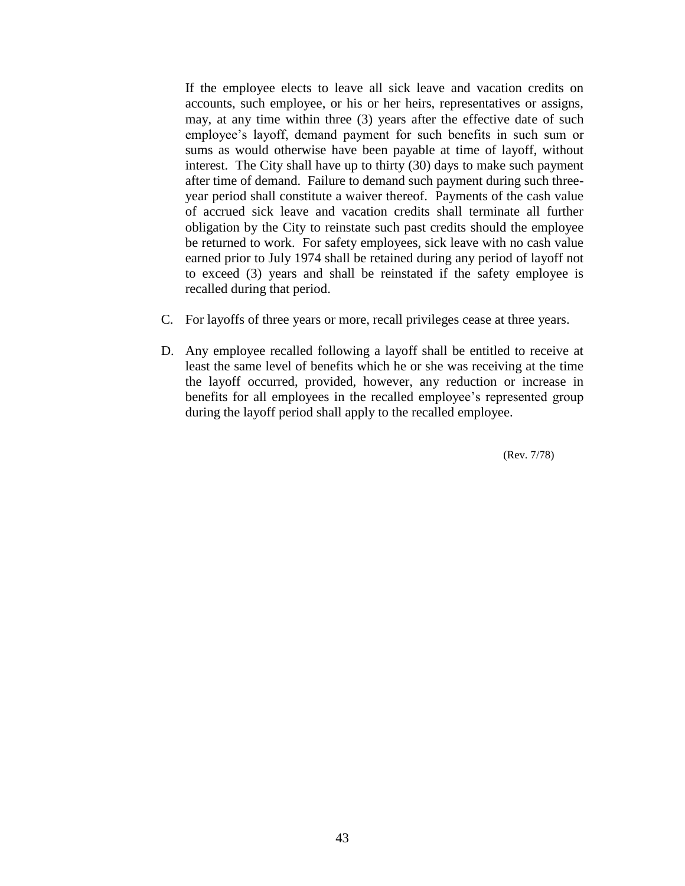If the employee elects to leave all sick leave and vacation credits on accounts, such employee, or his or her heirs, representatives or assigns, may, at any time within three (3) years after the effective date of such employee's layoff, demand payment for such benefits in such sum or sums as would otherwise have been payable at time of layoff, without interest. The City shall have up to thirty (30) days to make such payment after time of demand. Failure to demand such payment during such three-year period shall constitute a waiver thereof. Payments of the cash value of accrued sick leave and vacation credits shall terminate all further obligation by the City to reinstate such past credits should the employee be returned to work. For safety employees, sick leave with no cash value earned prior to July 1974 shall be retained during any period of layoff not to exceed (3) years and shall be reinstated if the safety employee is recalled during that period.

C. For layoffs of three years or more, recall privileges cease at three years.

D. Any employee recalled following a layoff shall be entitled to receive at least the same level of benefits which he or she was receiving at the time the layoff occurred, provided, however, any reduction or increase in benefits for all employees in the recalled employee's represented group during the layoff period shall apply to the recalled employee.

(Rev. 7/78)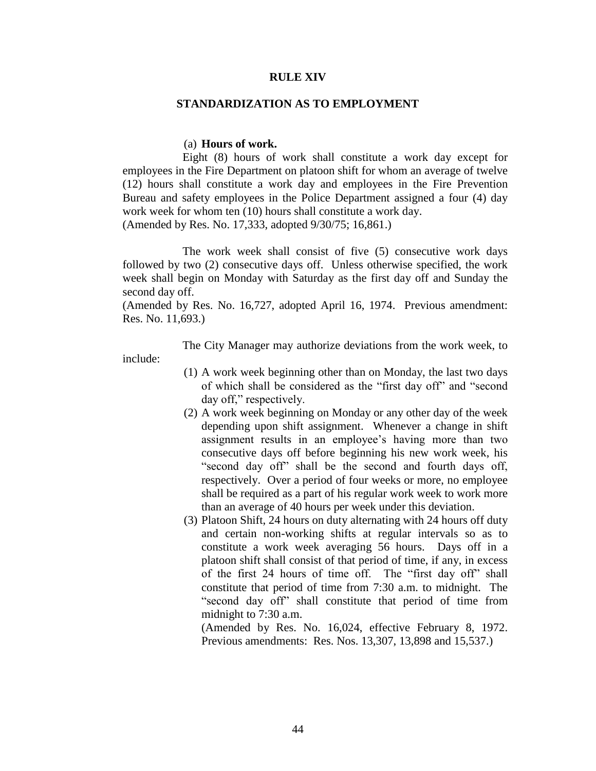# RULE XIV

## STANDARDIZATION AS TO EMPLOYMENT

(a) **Hours of work.**

Eight (8) hours of work shall constitute a work day except for employees in the Fire Department on platoon shift for whom an average of twelve (12) hours shall constitute a work day and employees in the Fire Prevention Bureau and safety employees in the Police Department assigned a four (4) day work week for whom ten (10) hours shall constitute a work day.
(Amended by Res. No. 17,333, adopted 9/30/75; 16,861.)

The work week shall consist of five (5) consecutive work days followed by two (2) consecutive days off. Unless otherwise specified, the work week shall begin on Monday with Saturday as the first day off and Sunday the second day off.
(Amended by Res. No. 16,727, adopted April 16, 1974. Previous amendment: Res. No. 11,693.)

The City Manager may authorize deviations from the work week, to include:

(1) A work week beginning other than on Monday, the last two days of which shall be considered as the "first day off" and "second day off," respectively.

(2) A work week beginning on Monday or any other day of the week depending upon shift assignment. Whenever a change in shift assignment results in an employee's having more than two consecutive days off before beginning his new work week, his "second day off" shall be the second and fourth days off, respectively. Over a period of four weeks or more, no employee shall be required as a part of his regular work week to work more than an average of 40 hours per week under this deviation.

(3) Platoon Shift, 24 hours on duty alternating with 24 hours off duty and certain non-working shifts at regular intervals so as to constitute a work week averaging 56 hours. Days off in a platoon shift shall consist of that period of time, if any, in excess of the first 24 hours of time off. The "first day off" shall constitute that period of time from 7:30 a.m. to midnight. The "second day off" shall constitute that period of time from midnight to 7:30 a.m.
(Amended by Res. No. 16,024, effective February 8, 1972. Previous amendments: Res. Nos. 13,307, 13,898 and 15,537.)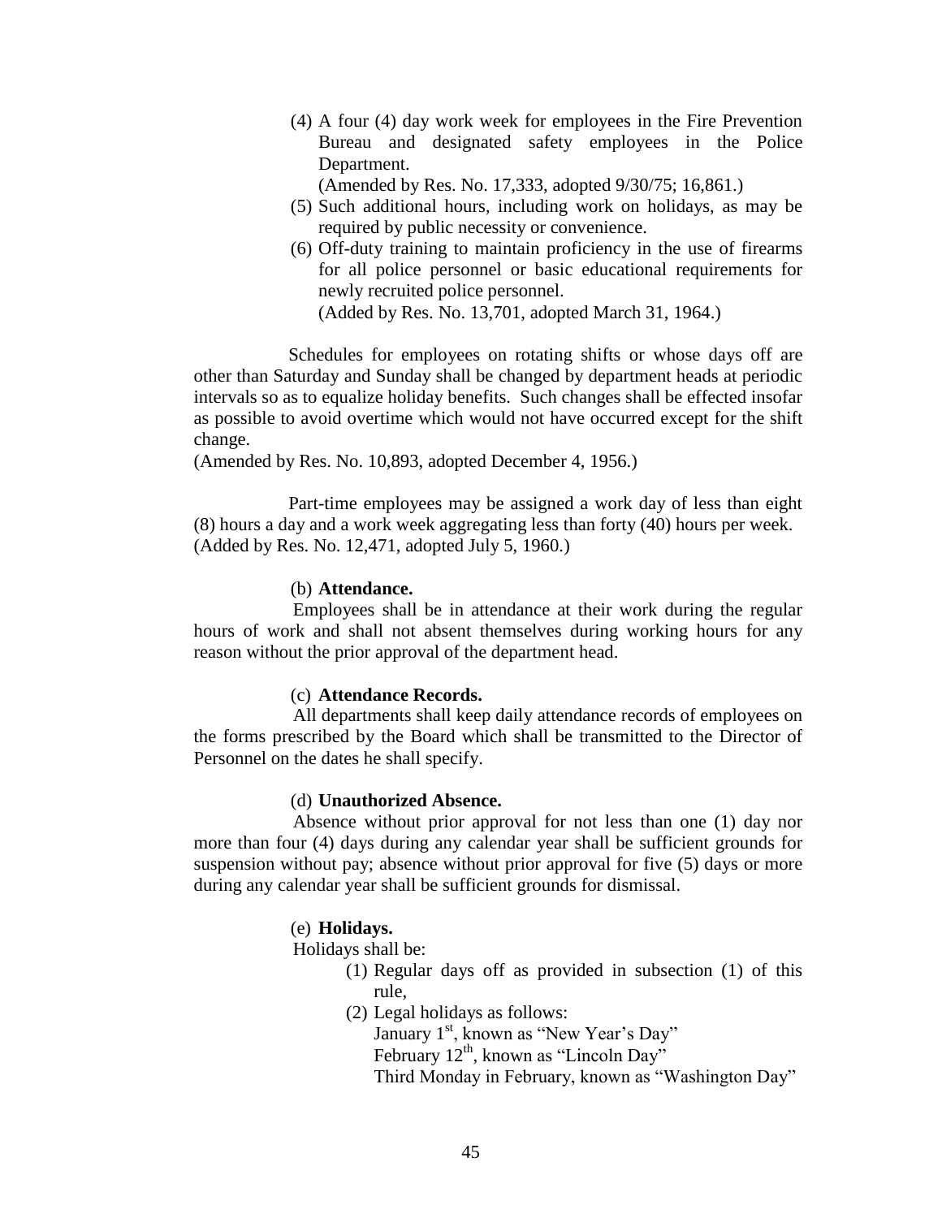(4) A four (4) day work week for employees in the Fire Prevention Bureau and designated safety employees in the Police Department.
(Amended by Res. No. 17,333, adopted 9/30/75; 16,861.)

(5) Such additional hours, including work on holidays, as may be required by public necessity or convenience.

(6) Off-duty training to maintain proficiency in the use of firearms for all police personnel or basic educational requirements for newly recruited police personnel.
(Added by Res. No. 13,701, adopted March 31, 1964.)

Schedules for employees on rotating shifts or whose days off are other than Saturday and Sunday shall be changed by department heads at periodic intervals so as to equalize holiday benefits. Such changes shall be effected insofar as possible to avoid overtime which would not have occurred except for the shift change.
(Amended by Res. No. 10,893, adopted December 4, 1956.)

Part-time employees may be assigned a work day of less than eight (8) hours a day and a work week aggregating less than forty (40) hours per week.
(Added by Res. No. 12,471, adopted July 5, 1960.)

(b) **Attendance.**

Employees shall be in attendance at their work during the regular hours of work and shall not absent themselves during working hours for any reason without the prior approval of the department head.

(c) **Attendance Records.**

All departments shall keep daily attendance records of employees on the forms prescribed by the Board which shall be transmitted to the Director of Personnel on the dates he shall specify.

(d) **Unauthorized Absence.**

Absence without prior approval for not less than one (1) day nor more than four (4) days during any calendar year shall be sufficient grounds for suspension without pay; absence without prior approval for five (5) days or more during any calendar year shall be sufficient grounds for dismissal.

(e) **Holidays.**

Holidays shall be:

(1) Regular days off as provided in subsection (1) of this rule,

(2) Legal holidays as follows:
January 1st, known as "New Year's Day"
February 12th, known as "Lincoln Day"
Third Monday in February, known as "Washington Day"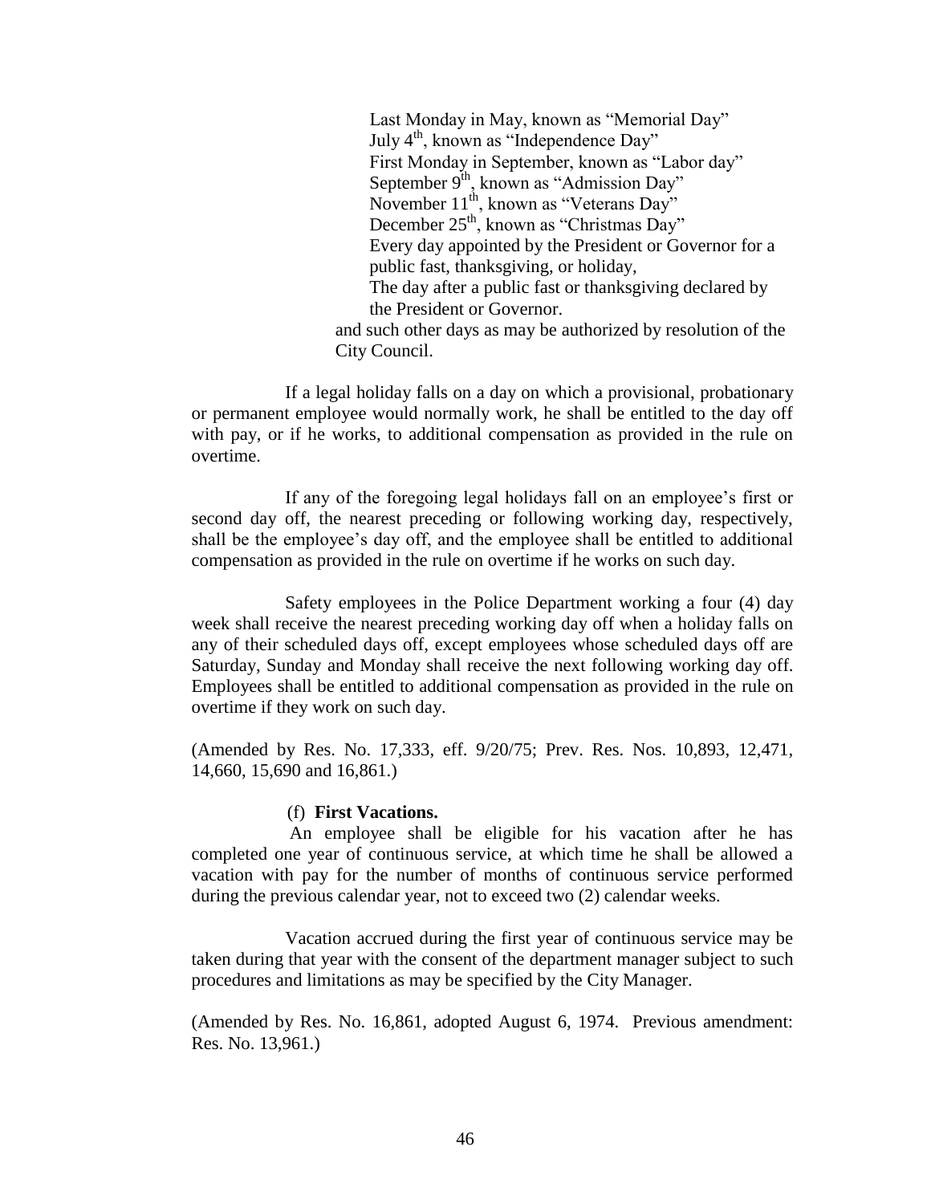Last Monday in May, known as "Memorial Day"
July 4th, known as "Independence Day"
First Monday in September, known as "Labor day"
September 9th, known as "Admission Day"
November 11th, known as "Veterans Day"
December 25th, known as "Christmas Day"
Every day appointed by the President or Governor for a public fast, thanksgiving, or holiday,
The day after a public fast or thanksgiving declared by the President or Governor.

and such other days as may be authorized by resolution of the City Council.

If a legal holiday falls on a day on which a provisional, probationary or permanent employee would normally work, he shall be entitled to the day off with pay, or if he works, to additional compensation as provided in the rule on overtime.

If any of the foregoing legal holidays fall on an employee's first or second day off, the nearest preceding or following working day, respectively, shall be the employee's day off, and the employee shall be entitled to additional compensation as provided in the rule on overtime if he works on such day.

Safety employees in the Police Department working a four (4) day week shall receive the nearest preceding working day off when a holiday falls on any of their scheduled days off, except employees whose scheduled days off are Saturday, Sunday and Monday shall receive the next following working day off. Employees shall be entitled to additional compensation as provided in the rule on overtime if they work on such day.

(Amended by Res. No. 17,333, eff. 9/20/75; Prev. Res. Nos. 10,893, 12,471, 14,660, 15,690 and 16,861.)

(f) **First Vacations.**

An employee shall be eligible for his vacation after he has completed one year of continuous service, at which time he shall be allowed a vacation with pay for the number of months of continuous service performed during the previous calendar year, not to exceed two (2) calendar weeks.

Vacation accrued during the first year of continuous service may be taken during that year with the consent of the department manager subject to such procedures and limitations as may be specified by the City Manager.

(Amended by Res. No. 16,861, adopted August 6, 1974. Previous amendment: Res. No. 13,961.)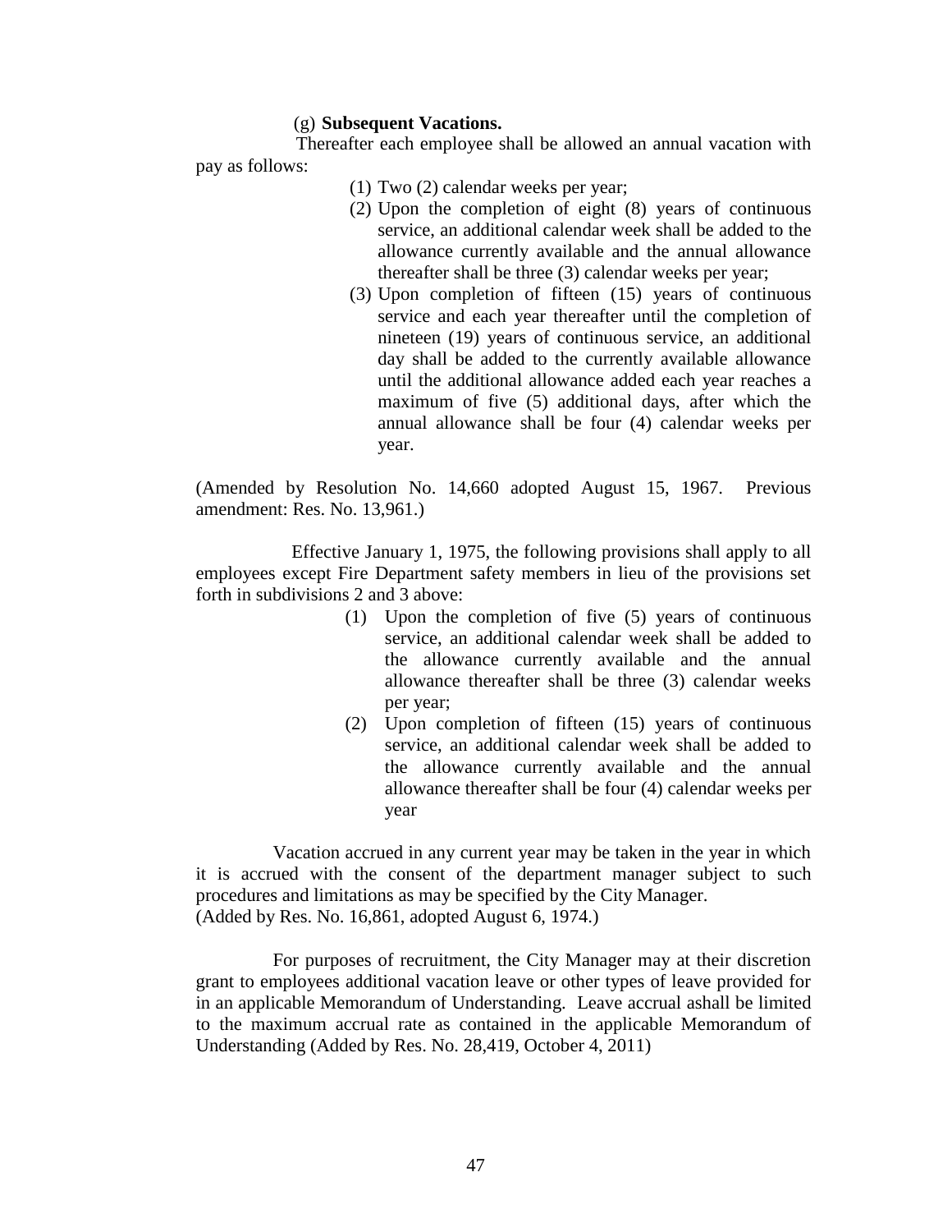(g) **Subsequent Vacations.**

Thereafter each employee shall be allowed an annual vacation with pay as follows:

(1) Two (2) calendar weeks per year;

(2) Upon the completion of eight (8) years of continuous service, an additional calendar week shall be added to the allowance currently available and the annual allowance thereafter shall be three (3) calendar weeks per year;

(3) Upon completion of fifteen (15) years of continuous service and each year thereafter until the completion of nineteen (19) years of continuous service, an additional day shall be added to the currently available allowance until the additional allowance added each year reaches a maximum of five (5) additional days, after which the annual allowance shall be four (4) calendar weeks per year.

(Amended by Resolution No. 14,660 adopted August 15, 1967. Previous amendment: Res. No. 13,961.)

Effective January 1, 1975, the following provisions shall apply to all employees except Fire Department safety members in lieu of the provisions set forth in subdivisions 2 and 3 above:

(1) Upon the completion of five (5) years of continuous service, an additional calendar week shall be added to the allowance currently available and the annual allowance thereafter shall be three (3) calendar weeks per year;

(2) Upon completion of fifteen (15) years of continuous service, an additional calendar week shall be added to the allowance currently available and the annual allowance thereafter shall be four (4) calendar weeks per year

Vacation accrued in any current year may be taken in the year in which it is accrued with the consent of the department manager subject to such procedures and limitations as may be specified by the City Manager.
(Added by Res. No. 16,861, adopted August 6, 1974.)

For purposes of recruitment, the City Manager may at their discretion grant to employees additional vacation leave or other types of leave provided for in an applicable Memorandum of Understanding. Leave accrual ashall be limited to the maximum accrual rate as contained in the applicable Memorandum of Understanding (Added by Res. No. 28,419, October 4, 2011)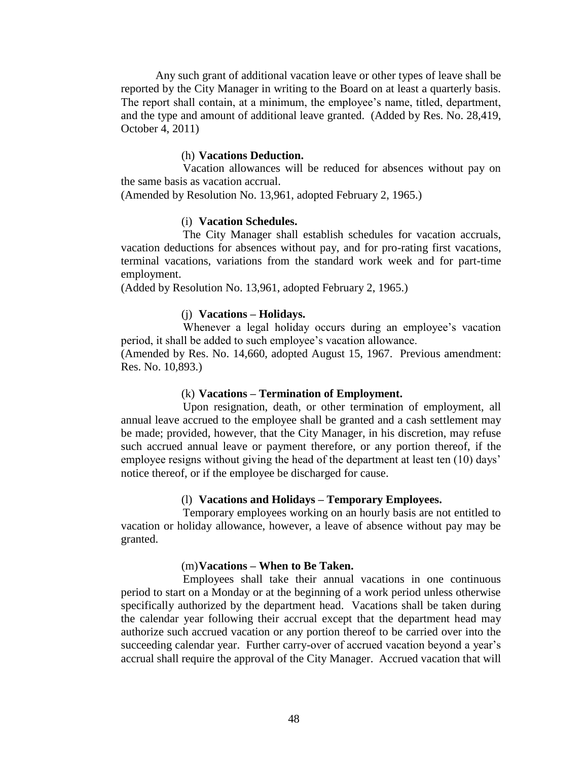Any such grant of additional vacation leave or other types of leave shall be reported by the City Manager in writing to the Board on at least a quarterly basis. The report shall contain, at a minimum, the employee's name, titled, department, and the type and amount of additional leave granted. (Added by Res. No. 28,419, October 4, 2011)

(h) **Vacations Deduction.**

Vacation allowances will be reduced for absences without pay on the same basis as vacation accrual.
(Amended by Resolution No. 13,961, adopted February 2, 1965.)

(i) **Vacation Schedules.**

The City Manager shall establish schedules for vacation accruals, vacation deductions for absences without pay, and for pro-rating first vacations, terminal vacations, variations from the standard work week and for part-time employment.
(Added by Resolution No. 13,961, adopted February 2, 1965.)

(j) **Vacations – Holidays.**

Whenever a legal holiday occurs during an employee's vacation period, it shall be added to such employee's vacation allowance.
(Amended by Res. No. 14,660, adopted August 15, 1967. Previous amendment: Res. No. 10,893.)

(k) **Vacations – Termination of Employment.**

Upon resignation, death, or other termination of employment, all annual leave accrued to the employee shall be granted and a cash settlement may be made; provided, however, that the City Manager, in his discretion, may refuse such accrued annual leave or payment therefore, or any portion thereof, if the employee resigns without giving the head of the department at least ten (10) days' notice thereof, or if the employee be discharged for cause.

(l) **Vacations and Holidays – Temporary Employees.**

Temporary employees working on an hourly basis are not entitled to vacation or holiday allowance, however, a leave of absence without pay may be granted.

(m) **Vacations – When to Be Taken.**

Employees shall take their annual vacations in one continuous period to start on a Monday or at the beginning of a work period unless otherwise specifically authorized by the department head. Vacations shall be taken during the calendar year following their accrual except that the department head may authorize such accrued vacation or any portion thereof to be carried over into the succeeding calendar year. Further carry-over of accrued vacation beyond a year's accrual shall require the approval of the City Manager. Accrued vacation that will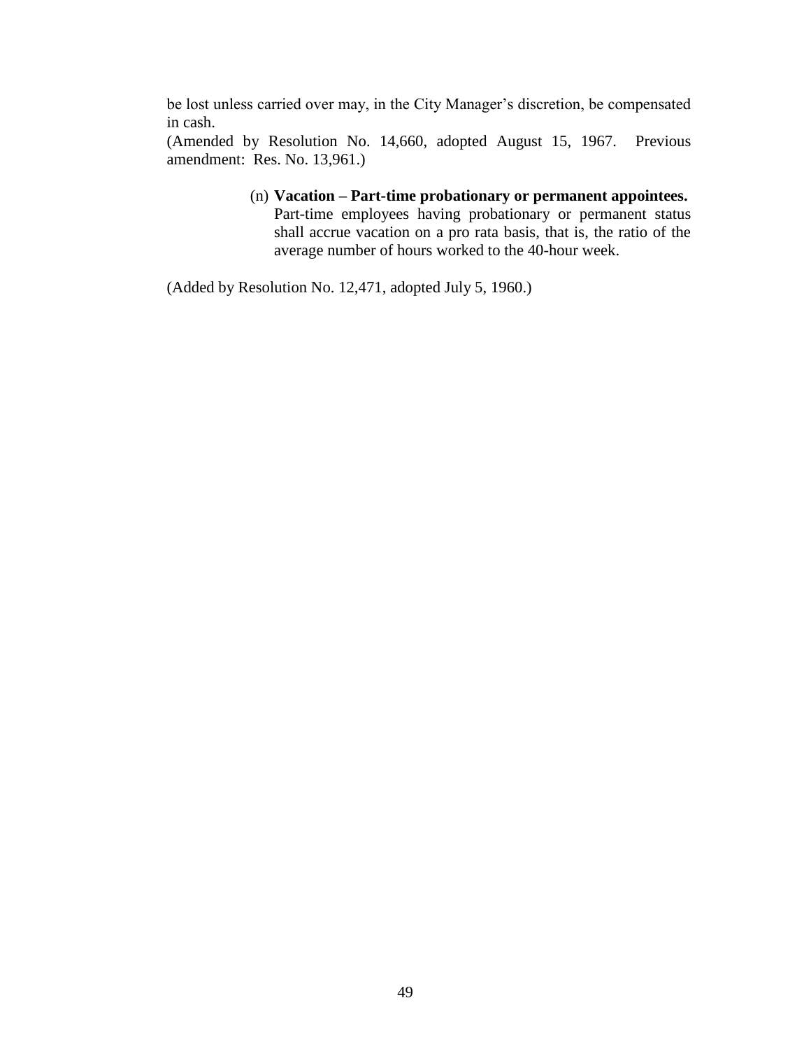be lost unless carried over may, in the City Manager's discretion, be compensated in cash.
(Amended by Resolution No. 14,660, adopted August 15, 1967. Previous amendment: Res. No. 13,961.)

(n) **Vacation – Part-time probationary or permanent appointees.** Part-time employees having probationary or permanent status shall accrue vacation on a pro rata basis, that is, the ratio of the average number of hours worked to the 40-hour week.

(Added by Resolution No. 12,471, adopted July 5, 1960.)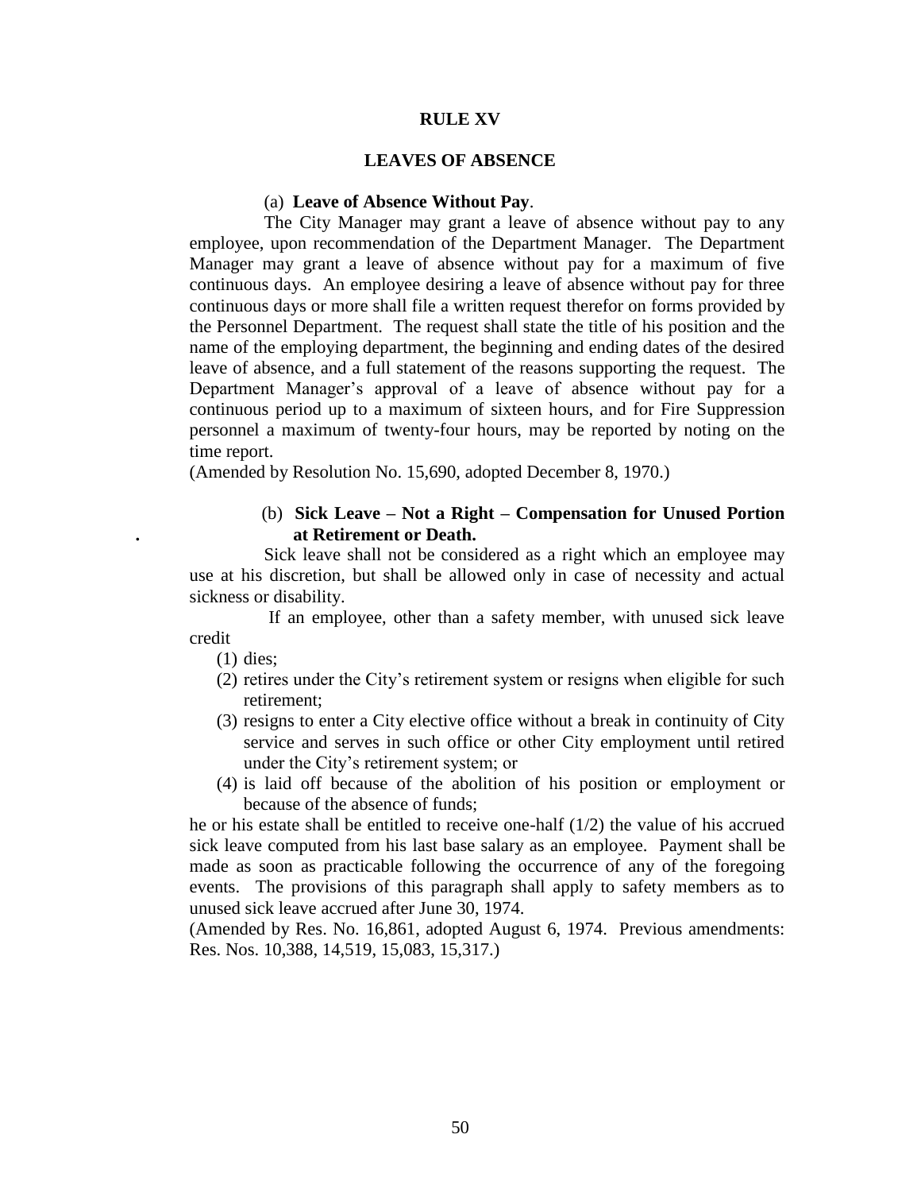# RULE XV

## LEAVES OF ABSENCE

### (a) **Leave of Absence Without Pay**.

The City Manager may grant a leave of absence without pay to any employee, upon recommendation of the Department Manager. The Department Manager may grant a leave of absence without pay for a maximum of five continuous days. An employee desiring a leave of absence without pay for three continuous days or more shall file a written request therefor on forms provided by the Personnel Department. The request shall state the title of his position and the name of the employing department, the beginning and ending dates of the desired leave of absence, and a full statement of the reasons supporting the request. The Department Manager's approval of a leave of absence without pay for a continuous period up to a maximum of sixteen hours, and for Fire Suppression personnel a maximum of twenty-four hours, may be reported by noting on the time report.

(Amended by Resolution No. 15,690, adopted December 8, 1970.)

### (b) **Sick Leave – Not a Right – Compensation for Unused Portion at Retirement or Death.**

Sick leave shall not be considered as a right which an employee may use at his discretion, but shall be allowed only in case of necessity and actual sickness or disability.

If an employee, other than a safety member, with unused sick leave credit

(1) dies;

(2) retires under the City's retirement system or resigns when eligible for such retirement;

(3) resigns to enter a City elective office without a break in continuity of City service and serves in such office or other City employment until retired under the City's retirement system; or

(4) is laid off because of the abolition of his position or employment or because of the absence of funds;

he or his estate shall be entitled to receive one-half (1/2) the value of his accrued sick leave computed from his last base salary as an employee. Payment shall be made as soon as practicable following the occurrence of any of the foregoing events. The provisions of this paragraph shall apply to safety members as to unused sick leave accrued after June 30, 1974.

(Amended by Res. No. 16,861, adopted August 6, 1974. Previous amendments: Res. Nos. 10,388, 14,519, 15,083, 15,317.)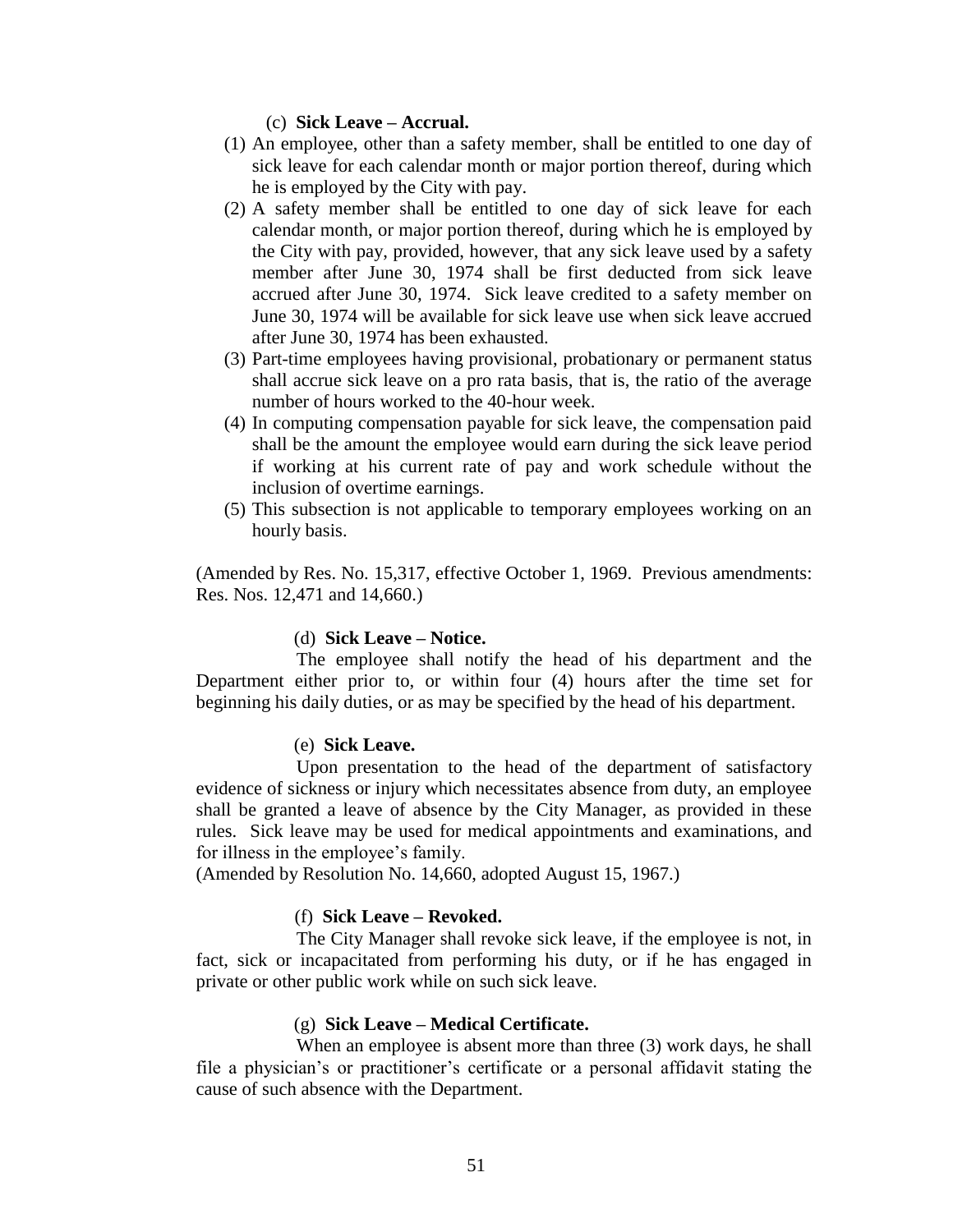(c) **Sick Leave – Accrual.**

(1) An employee, other than a safety member, shall be entitled to one day of sick leave for each calendar month or major portion thereof, during which he is employed by the City with pay.

(2) A safety member shall be entitled to one day of sick leave for each calendar month, or major portion thereof, during which he is employed by the City with pay, provided, however, that any sick leave used by a safety member after June 30, 1974 shall be first deducted from sick leave accrued after June 30, 1974. Sick leave credited to a safety member on June 30, 1974 will be available for sick leave use when sick leave accrued after June 30, 1974 has been exhausted.

(3) Part-time employees having provisional, probationary or permanent status shall accrue sick leave on a pro rata basis, that is, the ratio of the average number of hours worked to the 40-hour week.

(4) In computing compensation payable for sick leave, the compensation paid shall be the amount the employee would earn during the sick leave period if working at his current rate of pay and work schedule without the inclusion of overtime earnings.

(5) This subsection is not applicable to temporary employees working on an hourly basis.

(Amended by Res. No. 15,317, effective October 1, 1969. Previous amendments: Res. Nos. 12,471 and 14,660.)

(d) **Sick Leave – Notice.**

The employee shall notify the head of his department and the Department either prior to, or within four (4) hours after the time set for beginning his daily duties, or as may be specified by the head of his department.

(e) **Sick Leave.**

Upon presentation to the head of the department of satisfactory evidence of sickness or injury which necessitates absence from duty, an employee shall be granted a leave of absence by the City Manager, as provided in these rules. Sick leave may be used for medical appointments and examinations, and for illness in the employee's family.

(Amended by Resolution No. 14,660, adopted August 15, 1967.)

(f) **Sick Leave – Revoked.**

The City Manager shall revoke sick leave, if the employee is not, in fact, sick or incapacitated from performing his duty, or if he has engaged in private or other public work while on such sick leave.

(g) **Sick Leave – Medical Certificate.**

When an employee is absent more than three (3) work days, he shall file a physician's or practitioner's certificate or a personal affidavit stating the cause of such absence with the Department.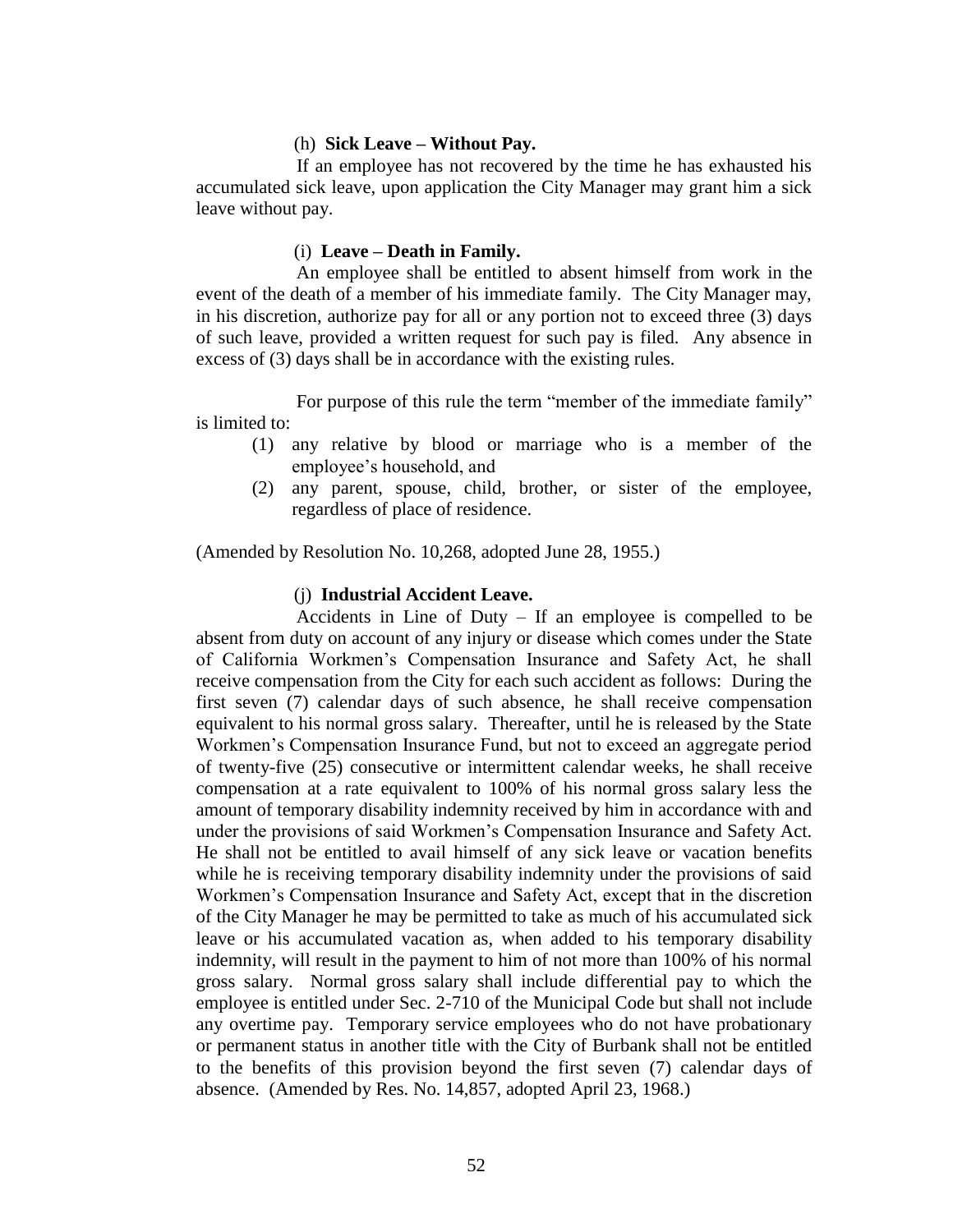(h) **Sick Leave – Without Pay.**

If an employee has not recovered by the time he has exhausted his accumulated sick leave, upon application the City Manager may grant him a sick leave without pay.

(i) **Leave – Death in Family.**

An employee shall be entitled to absent himself from work in the event of the death of a member of his immediate family. The City Manager may, in his discretion, authorize pay for all or any portion not to exceed three (3) days of such leave, provided a written request for such pay is filed. Any absence in excess of (3) days shall be in accordance with the existing rules.

For purpose of this rule the term "member of the immediate family" is limited to:

(1) any relative by blood or marriage who is a member of the employee's household, and
(2) any parent, spouse, child, brother, or sister of the employee, regardless of place of residence.

(Amended by Resolution No. 10,268, adopted June 28, 1955.)

(j) **Industrial Accident Leave.**

Accidents in Line of Duty – If an employee is compelled to be absent from duty on account of any injury or disease which comes under the State of California Workmen's Compensation Insurance and Safety Act, he shall receive compensation from the City for each such accident as follows: During the first seven (7) calendar days of such absence, he shall receive compensation equivalent to his normal gross salary. Thereafter, until he is released by the State Workmen's Compensation Insurance Fund, but not to exceed an aggregate period of twenty-five (25) consecutive or intermittent calendar weeks, he shall receive compensation at a rate equivalent to 100% of his normal gross salary less the amount of temporary disability indemnity received by him in accordance with and under the provisions of said Workmen's Compensation Insurance and Safety Act. He shall not be entitled to avail himself of any sick leave or vacation benefits while he is receiving temporary disability indemnity under the provisions of said Workmen's Compensation Insurance and Safety Act, except that in the discretion of the City Manager he may be permitted to take as much of his accumulated sick leave or his accumulated vacation as, when added to his temporary disability indemnity, will result in the payment to him of not more than 100% of his normal gross salary. Normal gross salary shall include differential pay to which the employee is entitled under Sec. 2-710 of the Municipal Code but shall not include any overtime pay. Temporary service employees who do not have probationary or permanent status in another title with the City of Burbank shall not be entitled to the benefits of this provision beyond the first seven (7) calendar days of absence. (Amended by Res. No. 14,857, adopted April 23, 1968.)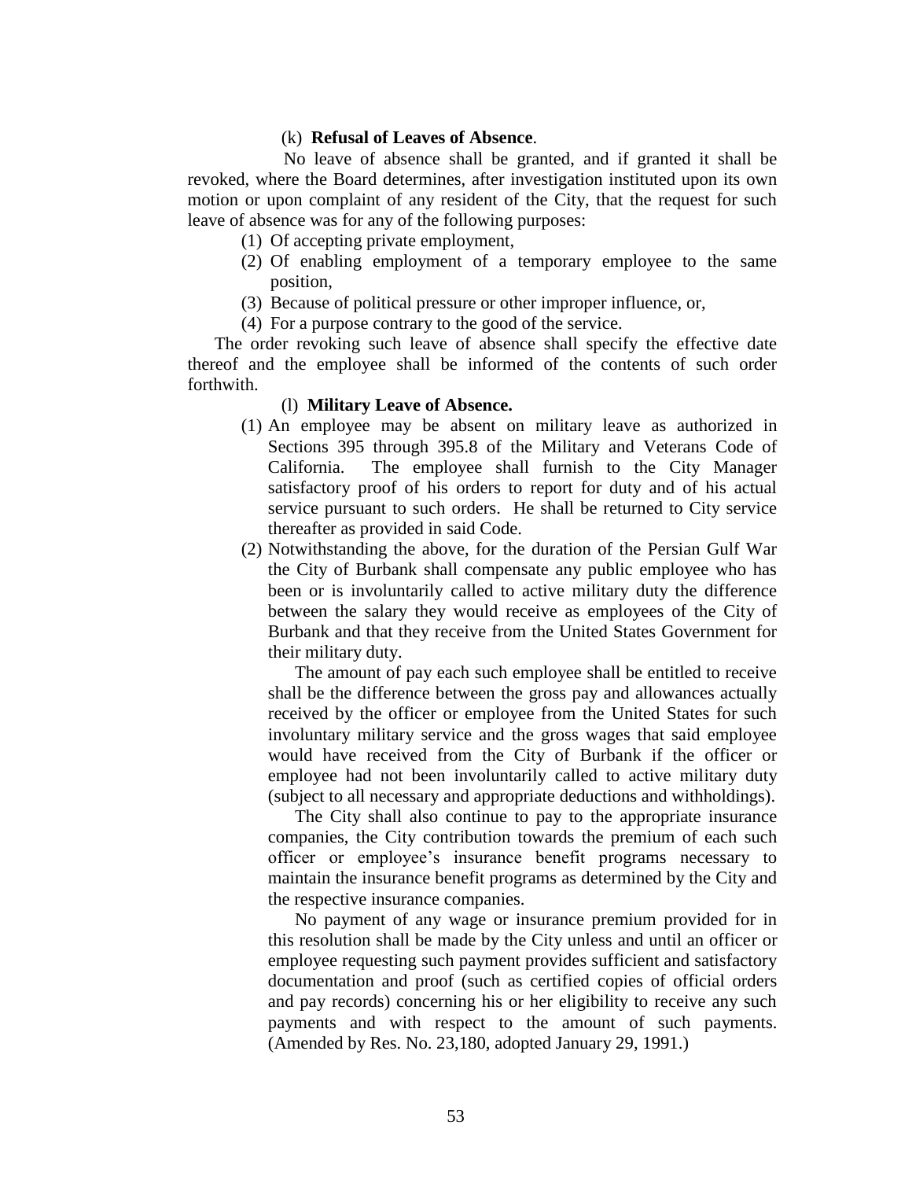(k) **Refusal of Leaves of Absence**.

No leave of absence shall be granted, and if granted it shall be revoked, where the Board determines, after investigation instituted upon its own motion or upon complaint of any resident of the City, that the request for such leave of absence was for any of the following purposes:

(1) Of accepting private employment,

(2) Of enabling employment of a temporary employee to the same position,

(3) Because of political pressure or other improper influence, or,

(4) For a purpose contrary to the good of the service.

The order revoking such leave of absence shall specify the effective date thereof and the employee shall be informed of the contents of such order forthwith.

(l) **Military Leave of Absence.**

(1) An employee may be absent on military leave as authorized in Sections 395 through 395.8 of the Military and Veterans Code of California. The employee shall furnish to the City Manager satisfactory proof of his orders to report for duty and of his actual service pursuant to such orders. He shall be returned to City service thereafter as provided in said Code.

(2) Notwithstanding the above, for the duration of the Persian Gulf War the City of Burbank shall compensate any public employee who has been or is involuntarily called to active military duty the difference between the salary they would receive as employees of the City of Burbank and that they receive from the United States Government for their military duty.

The amount of pay each such employee shall be entitled to receive shall be the difference between the gross pay and allowances actually received by the officer or employee from the United States for such involuntary military service and the gross wages that said employee would have received from the City of Burbank if the officer or employee had not been involuntarily called to active military duty (subject to all necessary and appropriate deductions and withholdings).

The City shall also continue to pay to the appropriate insurance companies, the City contribution towards the premium of each such officer or employee's insurance benefit programs necessary to maintain the insurance benefit programs as determined by the City and the respective insurance companies.

No payment of any wage or insurance premium provided for in this resolution shall be made by the City unless and until an officer or employee requesting such payment provides sufficient and satisfactory documentation and proof (such as certified copies of official orders and pay records) concerning his or her eligibility to receive any such payments and with respect to the amount of such payments. (Amended by Res. No. 23,180, adopted January 29, 1991.)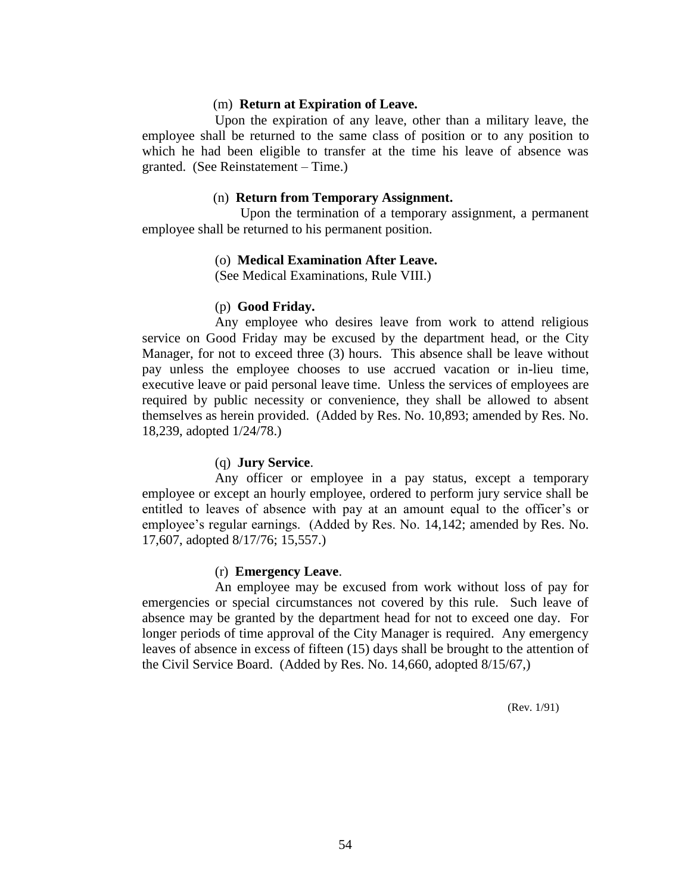(m) **Return at Expiration of Leave.**

Upon the expiration of any leave, other than a military leave, the employee shall be returned to the same class of position or to any position to which he had been eligible to transfer at the time his leave of absence was granted. (See Reinstatement – Time.)

(n) **Return from Temporary Assignment.**

Upon the termination of a temporary assignment, a permanent employee shall be returned to his permanent position.

(o) **Medical Examination After Leave.**

(See Medical Examinations, Rule VIII.)

(p) **Good Friday.**

Any employee who desires leave from work to attend religious service on Good Friday may be excused by the department head, or the City Manager, for not to exceed three (3) hours. This absence shall be leave without pay unless the employee chooses to use accrued vacation or in-lieu time, executive leave or paid personal leave time. Unless the services of employees are required by public necessity or convenience, they shall be allowed to absent themselves as herein provided. (Added by Res. No. 10,893; amended by Res. No. 18,239, adopted 1/24/78.)

(q) **Jury Service**.

Any officer or employee in a pay status, except a temporary employee or except an hourly employee, ordered to perform jury service shall be entitled to leaves of absence with pay at an amount equal to the officer's or employee's regular earnings. (Added by Res. No. 14,142; amended by Res. No. 17,607, adopted 8/17/76; 15,557.)

(r) **Emergency Leave**.

An employee may be excused from work without loss of pay for emergencies or special circumstances not covered by this rule. Such leave of absence may be granted by the department head for not to exceed one day. For longer periods of time approval of the City Manager is required. Any emergency leaves of absence in excess of fifteen (15) days shall be brought to the attention of the Civil Service Board. (Added by Res. No. 14,660, adopted 8/15/67,)

(Rev. 1/91)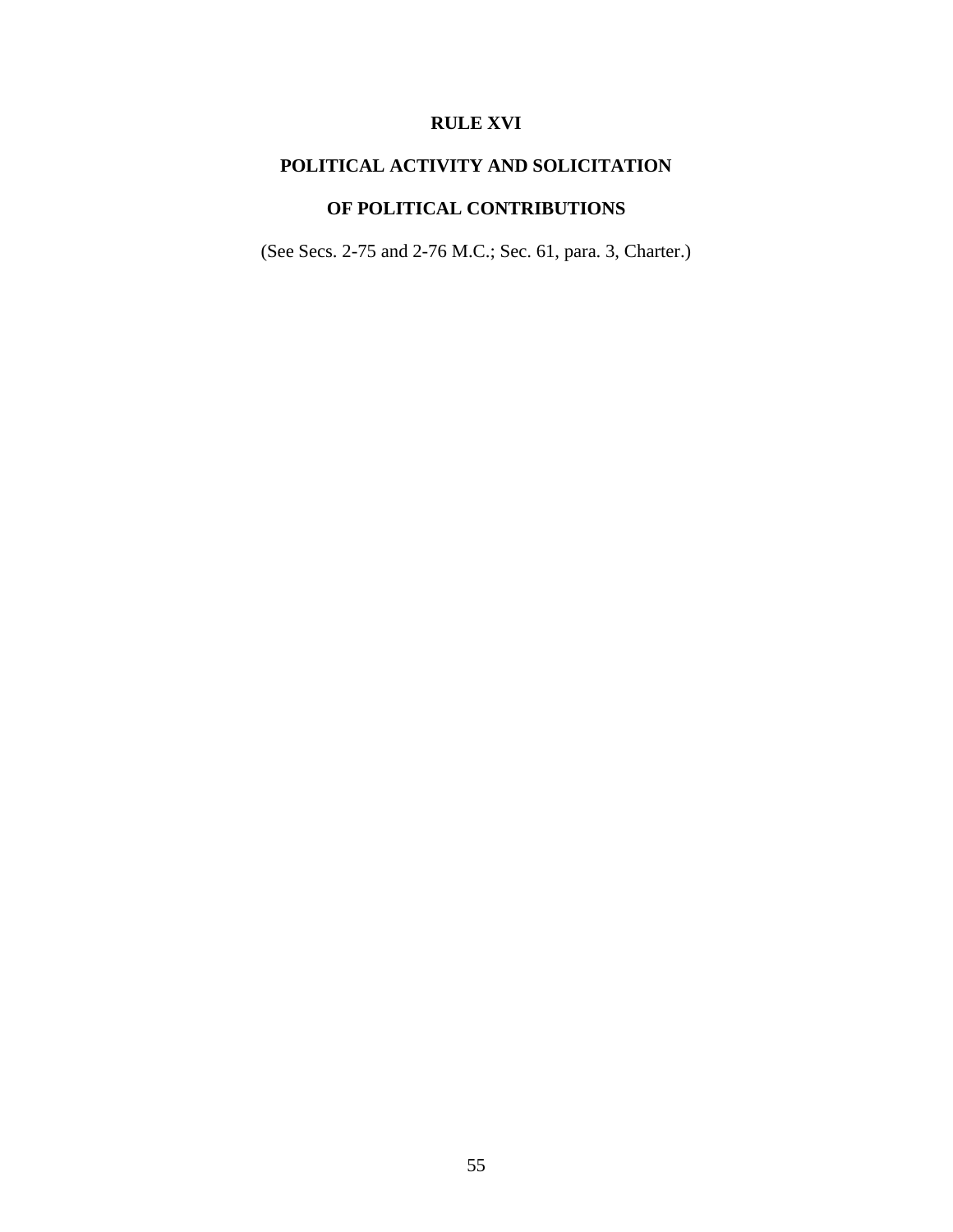# RULE XVI

## POLITICAL ACTIVITY AND SOLICITATION

## OF POLITICAL CONTRIBUTIONS

(See Secs. 2-75 and 2-76 M.C.; Sec. 61, para. 3, Charter.)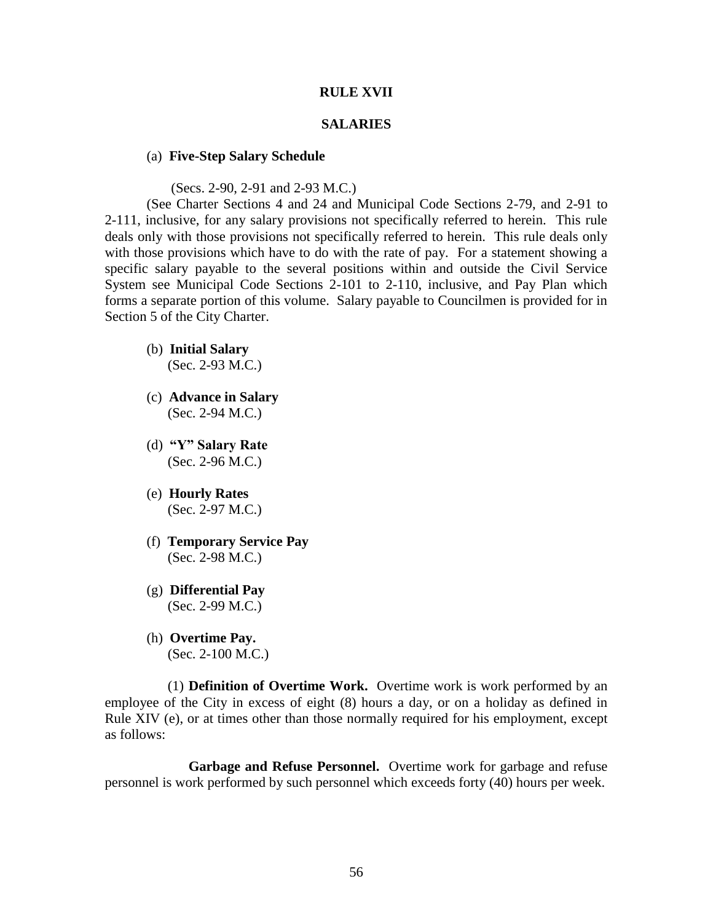# RULE XVII

## SALARIES

(a) **Five-Step Salary Schedule**

(Secs. 2-90, 2-91 and 2-93 M.C.)

(See Charter Sections 4 and 24 and Municipal Code Sections 2-79, and 2-91 to 2-111, inclusive, for any salary provisions not specifically referred to herein. This rule deals only with those provisions not specifically referred to herein. This rule deals only with those provisions which have to do with the rate of pay. For a statement showing a specific salary payable to the several positions within and outside the Civil Service System see Municipal Code Sections 2-101 to 2-110, inclusive, and Pay Plan which forms a separate portion of this volume. Salary payable to Councilmen is provided for in Section 5 of the City Charter.

(b) **Initial Salary**
(Sec. 2-93 M.C.)

(c) **Advance in Salary**
(Sec. 2-94 M.C.)

(d) **"Y" Salary Rate**
(Sec. 2-96 M.C.)

(e) **Hourly Rates**
(Sec. 2-97 M.C.)

(f) **Temporary Service Pay**
(Sec. 2-98 M.C.)

(g) **Differential Pay**
(Sec. 2-99 M.C.)

(h) **Overtime Pay.**
(Sec. 2-100 M.C.)

(1) **Definition of Overtime Work.** Overtime work is work performed by an employee of the City in excess of eight (8) hours a day, or on a holiday as defined in Rule XIV (e), or at times other than those normally required for his employment, except as follows:

**Garbage and Refuse Personnel.** Overtime work for garbage and refuse personnel is work performed by such personnel which exceeds forty (40) hours per week.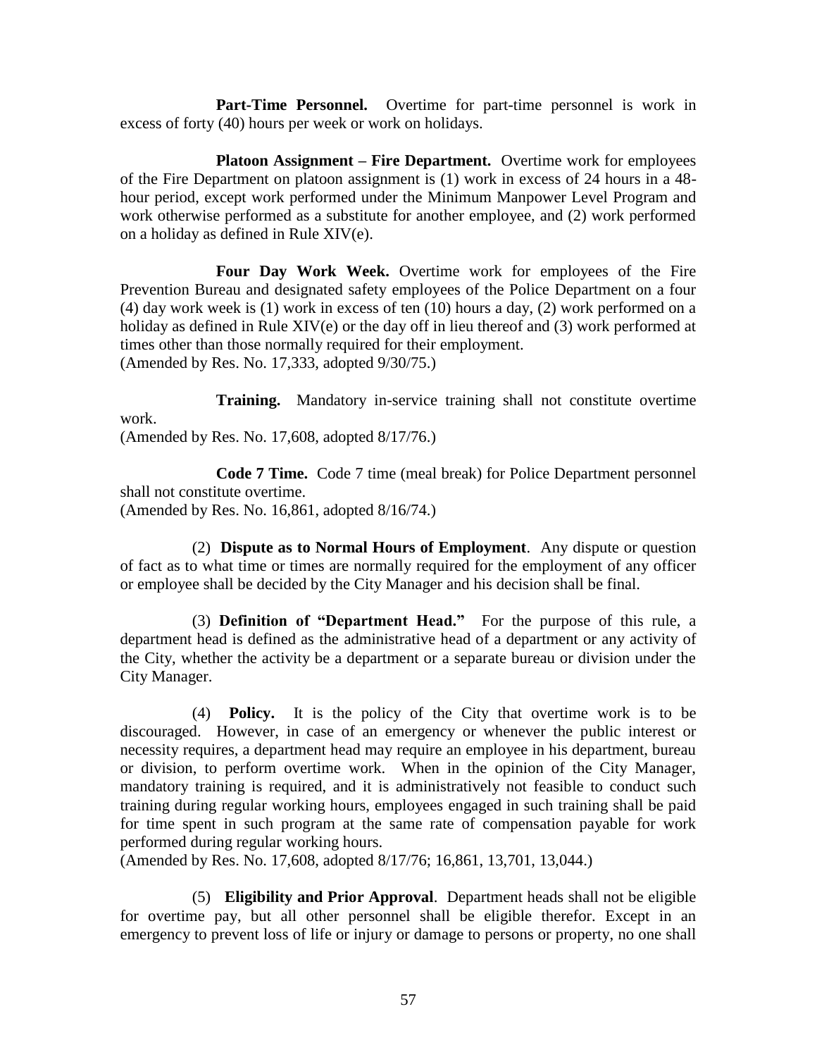**Part-Time Personnel.** Overtime for part-time personnel is work in excess of forty (40) hours per week or work on holidays.

**Platoon Assignment – Fire Department.** Overtime work for employees of the Fire Department on platoon assignment is (1) work in excess of 24 hours in a 48-hour period, except work performed under the Minimum Manpower Level Program and work otherwise performed as a substitute for another employee, and (2) work performed on a holiday as defined in Rule XIV(e).

**Four Day Work Week.** Overtime work for employees of the Fire Prevention Bureau and designated safety employees of the Police Department on a four (4) day work week is (1) work in excess of ten (10) hours a day, (2) work performed on a holiday as defined in Rule XIV(e) or the day off in lieu thereof and (3) work performed at times other than those normally required for their employment.
(Amended by Res. No. 17,333, adopted 9/30/75.)

**Training.** Mandatory in-service training shall not constitute overtime work.
(Amended by Res. No. 17,608, adopted 8/17/76.)

**Code 7 Time.** Code 7 time (meal break) for Police Department personnel shall not constitute overtime.
(Amended by Res. No. 16,861, adopted 8/16/74.)

(2) **Dispute as to Normal Hours of Employment**. Any dispute or question of fact as to what time or times are normally required for the employment of any officer or employee shall be decided by the City Manager and his decision shall be final.

(3) **Definition of "Department Head."** For the purpose of this rule, a department head is defined as the administrative head of a department or any activity of the City, whether the activity be a department or a separate bureau or division under the City Manager.

(4) **Policy.** It is the policy of the City that overtime work is to be discouraged. However, in case of an emergency or whenever the public interest or necessity requires, a department head may require an employee in his department, bureau or division, to perform overtime work. When in the opinion of the City Manager, mandatory training is required, and it is administratively not feasible to conduct such training during regular working hours, employees engaged in such training shall be paid for time spent in such program at the same rate of compensation payable for work performed during regular working hours.
(Amended by Res. No. 17,608, adopted 8/17/76; 16,861, 13,701, 13,044.)

(5) **Eligibility and Prior Approval**. Department heads shall not be eligible for overtime pay, but all other personnel shall be eligible therefor. Except in an emergency to prevent loss of life or injury or damage to persons or property, no one shall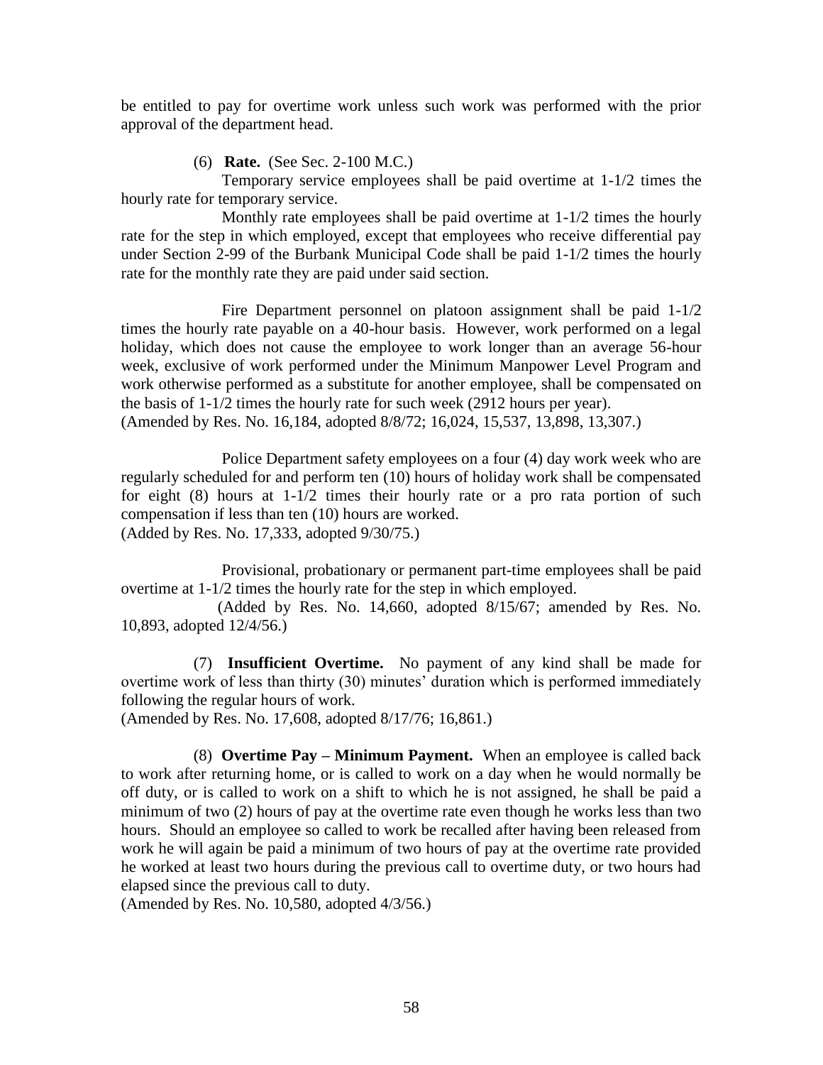be entitled to pay for overtime work unless such work was performed with the prior approval of the department head.

(6) **Rate.** (See Sec. 2-100 M.C.)

Temporary service employees shall be paid overtime at 1-1/2 times the hourly rate for temporary service.

Monthly rate employees shall be paid overtime at 1-1/2 times the hourly rate for the step in which employed, except that employees who receive differential pay under Section 2-99 of the Burbank Municipal Code shall be paid 1-1/2 times the hourly rate for the monthly rate they are paid under said section.

Fire Department personnel on platoon assignment shall be paid 1-1/2 times the hourly rate payable on a 40-hour basis. However, work performed on a legal holiday, which does not cause the employee to work longer than an average 56-hour week, exclusive of work performed under the Minimum Manpower Level Program and work otherwise performed as a substitute for another employee, shall be compensated on the basis of 1-1/2 times the hourly rate for such week (2912 hours per year).
(Amended by Res. No. 16,184, adopted 8/8/72; 16,024, 15,537, 13,898, 13,307.)

Police Department safety employees on a four (4) day work week who are regularly scheduled for and perform ten (10) hours of holiday work shall be compensated for eight (8) hours at 1-1/2 times their hourly rate or a pro rata portion of such compensation if less than ten (10) hours are worked.
(Added by Res. No. 17,333, adopted 9/30/75.)

Provisional, probationary or permanent part-time employees shall be paid overtime at 1-1/2 times the hourly rate for the step in which employed.
(Added by Res. No. 14,660, adopted 8/15/67; amended by Res. No. 10,893, adopted 12/4/56.)

(7) **Insufficient Overtime.** No payment of any kind shall be made for overtime work of less than thirty (30) minutes' duration which is performed immediately following the regular hours of work.
(Amended by Res. No. 17,608, adopted 8/17/76; 16,861.)

(8) **Overtime Pay – Minimum Payment.** When an employee is called back to work after returning home, or is called to work on a day when he would normally be off duty, or is called to work on a shift to which he is not assigned, he shall be paid a minimum of two (2) hours of pay at the overtime rate even though he works less than two hours. Should an employee so called to work be recalled after having been released from work he will again be paid a minimum of two hours of pay at the overtime rate provided he worked at least two hours during the previous call to overtime duty, or two hours had elapsed since the previous call to duty.
(Amended by Res. No. 10,580, adopted 4/3/56.)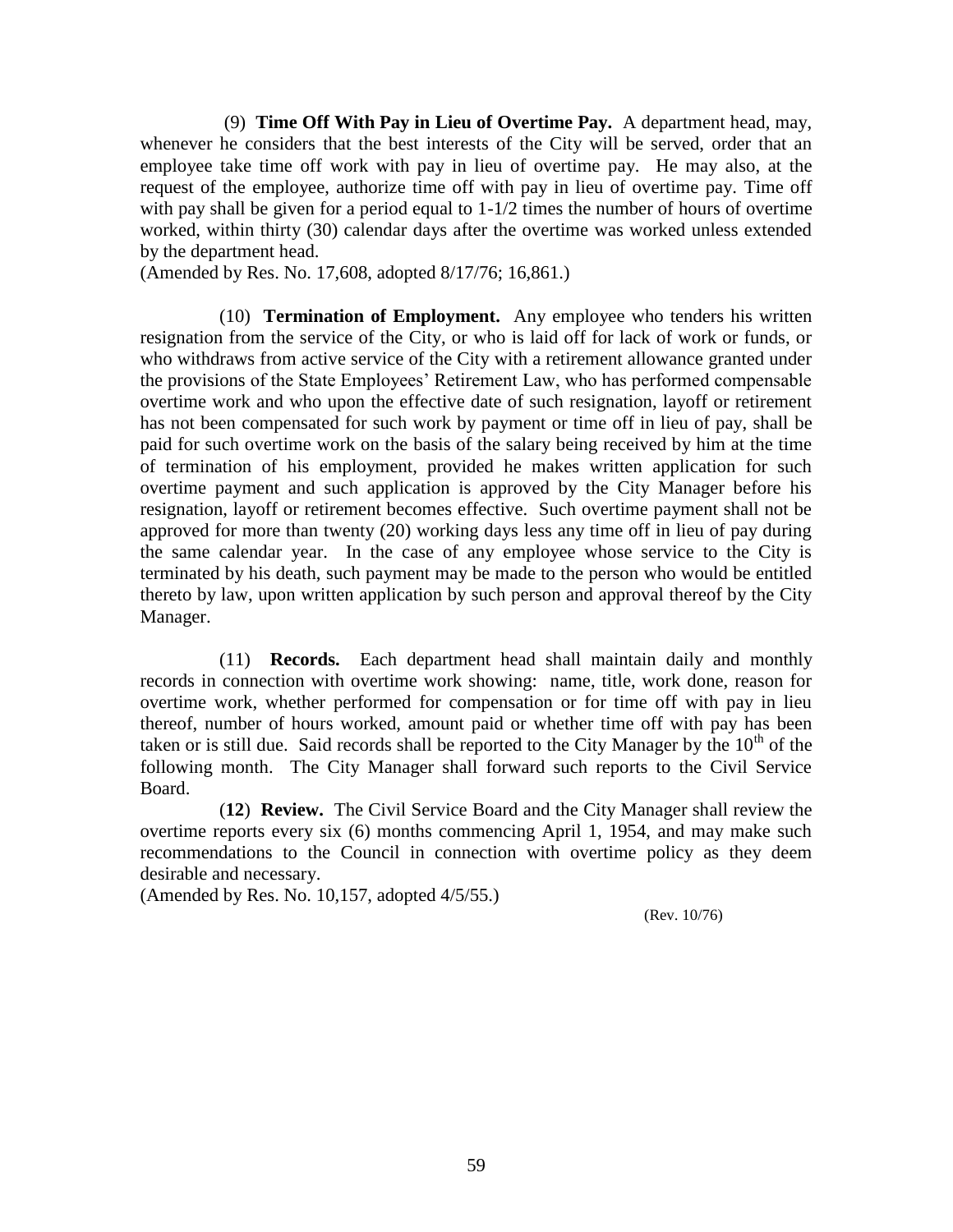(9) **Time Off With Pay in Lieu of Overtime Pay.** A department head, may, whenever he considers that the best interests of the City will be served, order that an employee take time off work with pay in lieu of overtime pay. He may also, at the request of the employee, authorize time off with pay in lieu of overtime pay. Time off with pay shall be given for a period equal to 1-1/2 times the number of hours of overtime worked, within thirty (30) calendar days after the overtime was worked unless extended by the department head.
(Amended by Res. No. 17,608, adopted 8/17/76; 16,861.)

(10) **Termination of Employment.** Any employee who tenders his written resignation from the service of the City, or who is laid off for lack of work or funds, or who withdraws from active service of the City with a retirement allowance granted under the provisions of the State Employees' Retirement Law, who has performed compensable overtime work and who upon the effective date of such resignation, layoff or retirement has not been compensated for such work by payment or time off in lieu of pay, shall be paid for such overtime work on the basis of the salary being received by him at the time of termination of his employment, provided he makes written application for such overtime payment and such application is approved by the City Manager before his resignation, layoff or retirement becomes effective. Such overtime payment shall not be approved for more than twenty (20) working days less any time off in lieu of pay during the same calendar year. In the case of any employee whose service to the City is terminated by his death, such payment may be made to the person who would be entitled thereto by law, upon written application by such person and approval thereof by the City Manager.

(11) **Records.** Each department head shall maintain daily and monthly records in connection with overtime work showing: name, title, work done, reason for overtime work, whether performed for compensation or for time off with pay in lieu thereof, number of hours worked, amount paid or whether time off with pay has been taken or is still due. Said records shall be reported to the City Manager by the 10th of the following month. The City Manager shall forward such reports to the Civil Service Board.

(**12**) **Review.** The Civil Service Board and the City Manager shall review the overtime reports every six (6) months commencing April 1, 1954, and may make such recommendations to the Council in connection with overtime policy as they deem desirable and necessary.
(Amended by Res. No. 10,157, adopted 4/5/55.)

(Rev. 10/76)